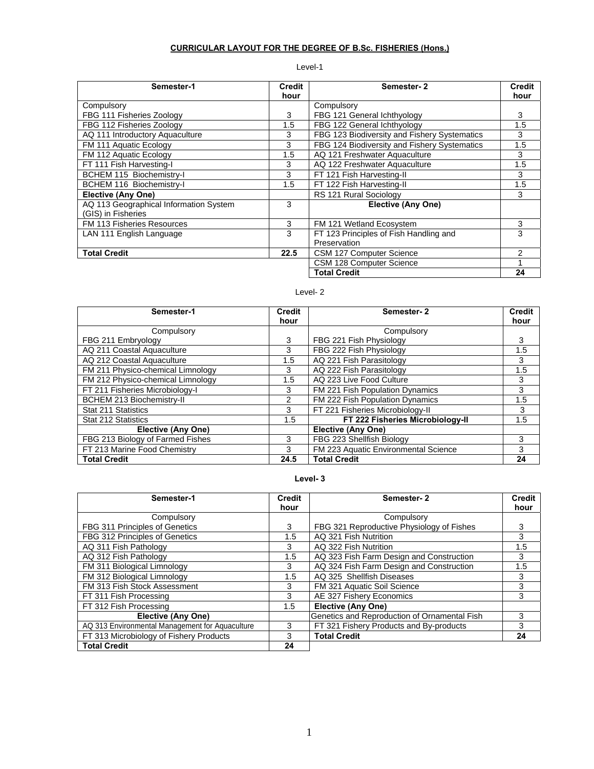## CURRICULAR LAYOUT FOR THE DEGREE OF B.Sc. FISHERIES (Hons.)

Level-1

| Semester-1 | Credit hour | Semester- 2 | Credit hour |
|---|---|---|---|
| Compulsory<br>FBG 111 Fisheries Zoology | 3 | Compulsory<br>FBG 121 General Ichthyology | 3 |
| FBG 112 Fisheries Zoology | 1.5 | FBG 122 General Ichthyology | 1.5 |
| AQ 111 Introductory Aquaculture | 3 | FBG 123 Biodiversity and Fishery Systematics | 3 |
| FM 111 Aquatic Ecology | 3 | FBG 124 Biodiversity and Fishery Systematics | 1.5 |
| FM 112 Aquatic Ecology | 1.5 | AQ 121 Freshwater Aquaculture | 3 |
| FT 111 Fish Harvesting-I | 3 | AQ 122 Freshwater Aquaculture | 1.5 |
| BCHEM 115 Biochemistry-I | 3 | FT 121 Fish Harvesting-II | 3 |
| BCHEM 116 Biochemistry-I | 1.5 | FT 122 Fish Harvesting-II | 1.5 |
| **Elective (Any One)** | | RS 121 Rural Sociology | 3 |
| AQ 113 Geographical Information System (GIS) in Fisheries | 3 | **Elective (Any One)** | |
| FM 113 Fisheries Resources | 3 | FM 121 Wetland Ecosystem | 3 |
| LAN 111 English Language | 3 | FT 123 Principles of Fish Handling and Preservation | 3 |
| **Total Credit** | **22.5** | CSM 127 Computer Science | 2 |
| | | CSM 128 Computer Science | 1 |
| | | **Total Credit** | **24** |

Level- 2

| Semester-1 | Credit hour | Semester- 2 | Credit hour |
|---|---|---|---|
| Compulsory<br>FBG 211 Embryology | 3 | Compulsory<br>FBG 221 Fish Physiology | 3 |
| AQ 211 Coastal Aquaculture | 3 | FBG 222 Fish Physiology | 1.5 |
| AQ 212 Coastal Aquaculture | 1.5 | AQ 221 Fish Parasitology | 3 |
| FM 211 Physico-chemical Limnology | 3 | AQ 222 Fish Parasitology | 1.5 |
| FM 212 Physico-chemical Limnology | 1.5 | AQ 223 Live Food Culture | 3 |
| FT 211 Fisheries Microbiology-I | 3 | FM 221 Fish Population Dynamics | 3 |
| BCHEM 213 Biochemistry-II | 2 | FM 222 Fish Population Dynamics | 1.5 |
| Stat 211 Statistics | 3 | FT 221 Fisheries Microbiology-II | 3 |
| Stat 212 Statistics | 1.5 | **FT 222 Fisheries Microbiology-II** | 1.5 |
| **Elective (Any One)** | | **Elective (Any One)** | |
| FBG 213 Biology of Farmed Fishes | 3 | FBG 223 Shellfish Biology | 3 |
| FT 213 Marine Food Chemistry | 3 | FM 223 Aquatic Environmental Science | 3 |
| **Total Credit** | **24.5** | **Total Credit** | **24** |

**Level- 3**

| Semester-1 | Credit hour | Semester- 2 | Credit hour |
|---|---|---|---|
| Compulsory<br>FBG 311 Principles of Genetics | 3 | Compulsory<br>FBG 321 Reproductive Physiology of Fishes | 3 |
| FBG 312 Principles of Genetics | 1.5 | AQ 321 Fish Nutrition | 3 |
| AQ 311 Fish Pathology | 3 | AQ 322 Fish Nutrition | 1.5 |
| AQ 312 Fish Pathology | 1.5 | AQ 323 Fish Farm Design and Construction | 3 |
| FM 311 Biological Limnology | 3 | AQ 324 Fish Farm Design and Construction | 1.5 |
| FM 312 Biological Limnology | 1.5 | AQ 325 Shellfish Diseases | 3 |
| FM 313 Fish Stock Assessment | 3 | FM 321 Aquatic Soil Science | 3 |
| FT 311 Fish Processing | 3 | AE 327 Fishery Economics | 3 |
| FT 312 Fish Processing | 1.5 | **Elective (Any One)** | |
| **Elective (Any One)** | | Genetics and Reproduction of Ornamental Fish | 3 |
| AQ 313 Environmental Management for Aquaculture | 3 | FT 321 Fishery Products and By-products | 3 |
| FT 313 Microbiology of Fishery Products | 3 | **Total Credit** | **24** |
| **Total Credit** | **24** | | |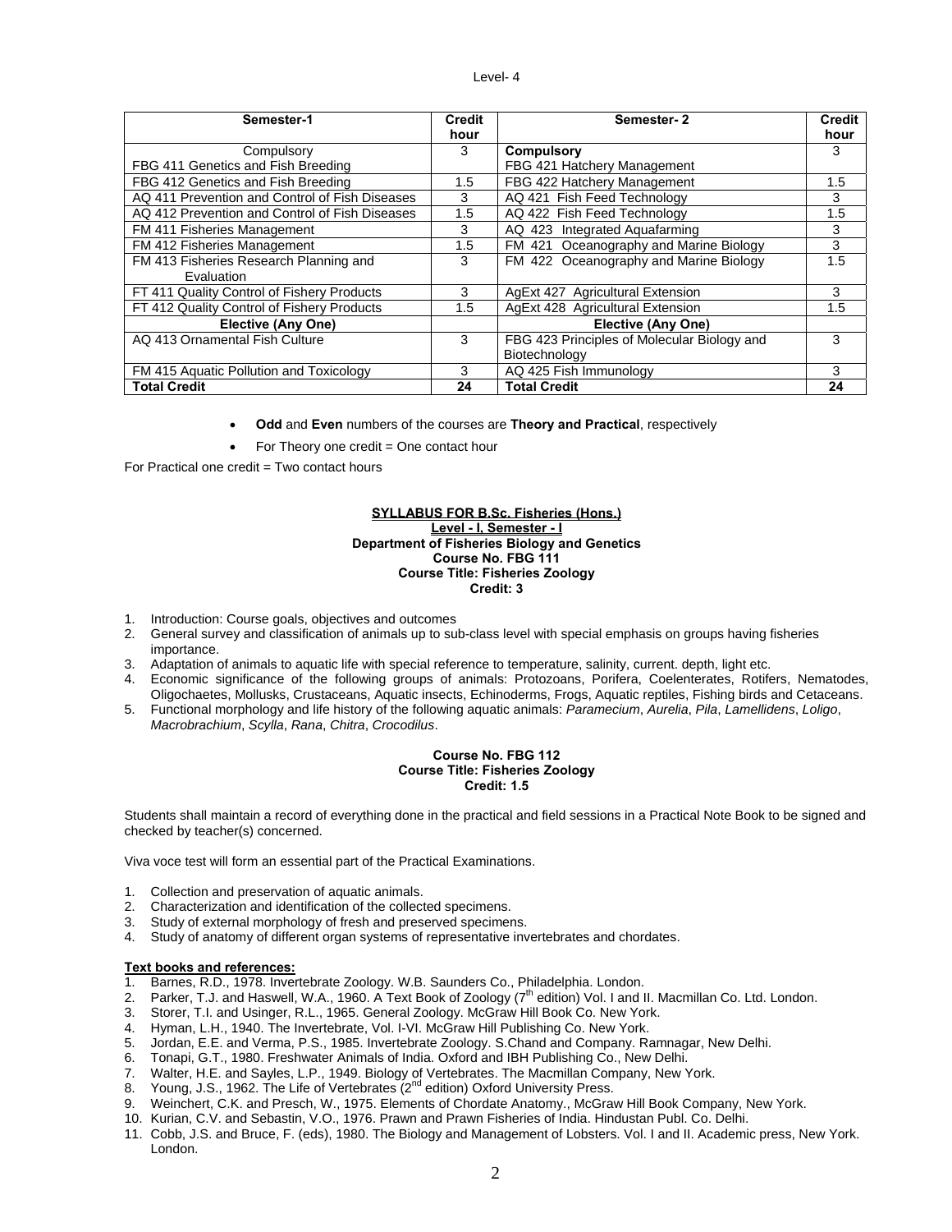Level- 4

| Semester-1 | Credit hour | Semester- 2 | Credit hour |
|---|---|---|---|
| Compulsory<br>FBG 411 Genetics and Fish Breeding | 3 | **Compulsory**<br>FBG 421 Hatchery Management | 3 |
| FBG 412 Genetics and Fish Breeding | 1.5 | FBG 422 Hatchery Management | 1.5 |
| AQ 411 Prevention and Control of Fish Diseases | 3 | AQ 421 Fish Feed Technology | 3 |
| AQ 412 Prevention and Control of Fish Diseases | 1.5 | AQ 422 Fish Feed Technology | 1.5 |
| FM 411 Fisheries Management | 3 | AQ 423 Integrated Aquafarming | 3 |
| FM 412 Fisheries Management | 1.5 | FM 421 Oceanography and Marine Biology | 3 |
| FM 413 Fisheries Research Planning and Evaluation | 3 | FM 422 Oceanography and Marine Biology | 1.5 |
| FT 411 Quality Control of Fishery Products | 3 | AgExt 427 Agricultural Extension | 3 |
| FT 412 Quality Control of Fishery Products | 1.5 | AgExt 428 Agricultural Extension | 1.5 |
| **Elective (Any One)** | | **Elective (Any One)** | |
| AQ 413 Ornamental Fish Culture | 3 | FBG 423 Principles of Molecular Biology and Biotechnology | 3 |
| FM 415 Aquatic Pollution and Toxicology | 3 | AQ 425 Fish Immunology | 3 |
| **Total Credit** | **24** | **Total Credit** | **24** |

- **Odd** and **Even** numbers of the courses are **Theory and Practical**, respectively
- For Theory one credit = One contact hour

For Practical one credit = Two contact hours

## SYLLABUS FOR B.Sc. Fisheries (Hons.)

### Level - I, Semester - I

**Department of Fisheries Biology and Genetics**
**Course No. FBG 111**
**Course Title: Fisheries Zoology**
**Credit: 3**

1. Introduction: Course goals, objectives and outcomes
2. General survey and classification of animals up to sub-class level with special emphasis on groups having fisheries importance.
3. Adaptation of animals to aquatic life with special reference to temperature, salinity, current. depth, light etc.
4. Economic significance of the following groups of animals: Protozoans, Porifera, Coelenterates, Rotifers, Nematodes, Oligochaetes, Mollusks, Crustaceans, Aquatic insects, Echinoderms, Frogs, Aquatic reptiles, Fishing birds and Cetaceans.
5. Functional morphology and life history of the following aquatic animals: *Paramecium*, *Aurelia*, *Pila*, *Lamellidens*, *Loligo*, *Macrobrachium*, *Scylla*, *Rana*, *Chitra*, *Crocodilus*.

**Course No. FBG 112**
**Course Title: Fisheries Zoology**
**Credit: 1.5**

Students shall maintain a record of everything done in the practical and field sessions in a Practical Note Book to be signed and checked by teacher(s) concerned.

Viva voce test will form an essential part of the Practical Examinations.

1. Collection and preservation of aquatic animals.
2. Characterization and identification of the collected specimens.
3. Study of external morphology of fresh and preserved specimens.
4. Study of anatomy of different organ systems of representative invertebrates and chordates.

**Text books and references:**

1. Barnes, R.D., 1978. Invertebrate Zoology. W.B. Saunders Co., Philadelphia. London.
2. Parker, T.J. and Haswell, W.A., 1960. A Text Book of Zoology (7th edition) Vol. I and II. Macmillan Co. Ltd. London.
3. Storer, T.I. and Usinger, R.L., 1965. General Zoology. McGraw Hill Book Co. New York.
4. Hyman, L.H., 1940. The Invertebrate, Vol. I-VI. McGraw Hill Publishing Co. New York.
5. Jordan, E.E. and Verma, P.S., 1985. Invertebrate Zoology. S.Chand and Company. Ramnagar, New Delhi.
6. Tonapi, G.T., 1980. Freshwater Animals of India. Oxford and IBH Publishing Co., New Delhi.
7. Walter, H.E. and Sayles, L.P., 1949. Biology of Vertebrates. The Macmillan Company, New York.
8. Young, J.S., 1962. The Life of Vertebrates (2nd edition) Oxford University Press.
9. Weinchert, C.K. and Presch, W., 1975. Elements of Chordate Anatomy., McGraw Hill Book Company, New York.
10. Kurian, C.V. and Sebastin, V.O., 1976. Prawn and Prawn Fisheries of India. Hindustan Publ. Co. Delhi.
11. Cobb, J.S. and Bruce, F. (eds), 1980. The Biology and Management of Lobsters. Vol. I and II. Academic press, New York. London.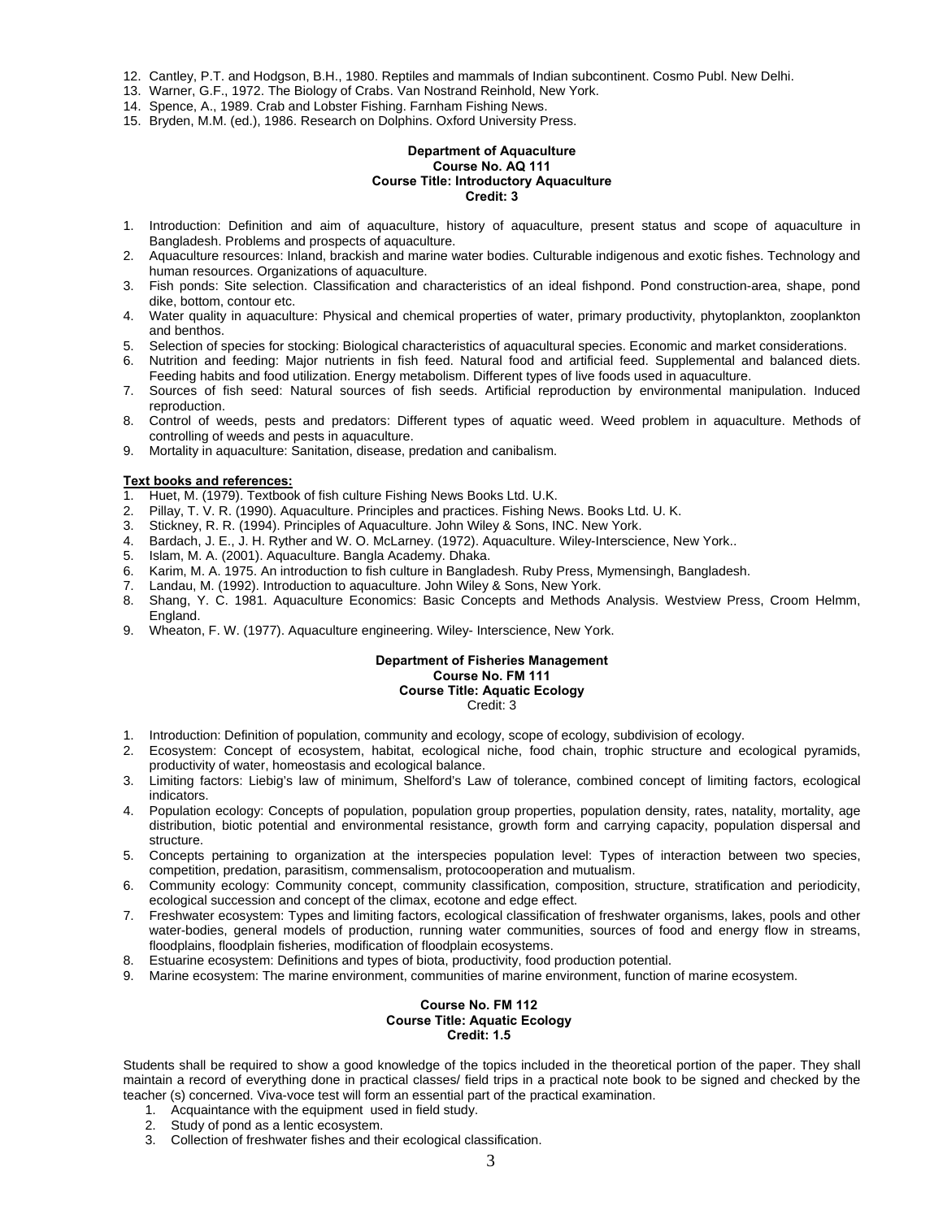12. Cantley, P.T. and Hodgson, B.H., 1980. Reptiles and mammals of Indian subcontinent. Cosmo Publ. New Delhi.
13. Warner, G.F., 1972. The Biology of Crabs. Van Nostrand Reinhold, New York.
14. Spence, A., 1989. Crab and Lobster Fishing. Farnham Fishing News.
15. Bryden, M.M. (ed.), 1986. Research on Dolphins. Oxford University Press.

**Department of Aquaculture**
**Course No. AQ 111**
**Course Title: Introductory Aquaculture**
**Credit: 3**

1. Introduction: Definition and aim of aquaculture, history of aquaculture, present status and scope of aquaculture in Bangladesh. Problems and prospects of aquaculture.
2. Aquaculture resources: Inland, brackish and marine water bodies. Culturable indigenous and exotic fishes. Technology and human resources. Organizations of aquaculture.
3. Fish ponds: Site selection. Classification and characteristics of an ideal fishpond. Pond construction-area, shape, pond dike, bottom, contour etc.
4. Water quality in aquaculture: Physical and chemical properties of water, primary productivity, phytoplankton, zooplankton and benthos.
5. Selection of species for stocking: Biological characteristics of aquacultural species. Economic and market considerations.
6. Nutrition and feeding: Major nutrients in fish feed. Natural food and artificial feed. Supplemental and balanced diets. Feeding habits and food utilization. Energy metabolism. Different types of live foods used in aquaculture.
7. Sources of fish seed: Natural sources of fish seeds. Artificial reproduction by environmental manipulation. Induced reproduction.
8. Control of weeds, pests and predators: Different types of aquatic weed. Weed problem in aquaculture. Methods of controlling of weeds and pests in aquaculture.
9. Mortality in aquaculture: Sanitation, disease, predation and canibalism.

**Text books and references:**

1. Huet, M. (1979). Textbook of fish culture Fishing News Books Ltd. U.K.
2. Pillay, T. V. R. (1990). Aquaculture. Principles and practices. Fishing News. Books Ltd. U. K.
3. Stickney, R. R. (1994). Principles of Aquaculture. John Wiley & Sons, INC. New York.
4. Bardach, J. E., J. H. Ryther and W. O. McLarney. (1972). Aquaculture. Wiley-Interscience, New York..
5. Islam, M. A. (2001). Aquaculture. Bangla Academy. Dhaka.
6. Karim, M. A. 1975. An introduction to fish culture in Bangladesh. Ruby Press, Mymensingh, Bangladesh.
7. Landau, M. (1992). Introduction to aquaculture. John Wiley & Sons, New York.
8. Shang, Y. C. 1981. Aquaculture Economics: Basic Concepts and Methods Analysis. Westview Press, Croom Helmm, England.
9. Wheaton, F. W. (1977). Aquaculture engineering. Wiley- Interscience, New York.

**Department of Fisheries Management**
**Course No. FM 111**
**Course Title: Aquatic Ecology**
Credit: 3

1. Introduction: Definition of population, community and ecology, scope of ecology, subdivision of ecology.
2. Ecosystem: Concept of ecosystem, habitat, ecological niche, food chain, trophic structure and ecological pyramids, productivity of water, homeostasis and ecological balance.
3. Limiting factors: Liebig's law of minimum, Shelford's Law of tolerance, combined concept of limiting factors, ecological indicators.
4. Population ecology: Concepts of population, population group properties, population density, rates, natality, mortality, age distribution, biotic potential and environmental resistance, growth form and carrying capacity, population dispersal and structure.
5. Concepts pertaining to organization at the interspecies population level: Types of interaction between two species, competition, predation, parasitism, commensalism, protocooperation and mutualism.
6. Community ecology: Community concept, community classification, composition, structure, stratification and periodicity, ecological succession and concept of the climax, ecotone and edge effect.
7. Freshwater ecosystem: Types and limiting factors, ecological classification of freshwater organisms, lakes, pools and other water-bodies, general models of production, running water communities, sources of food and energy flow in streams, floodplains, floodplain fisheries, modification of floodplain ecosystems.
8. Estuarine ecosystem: Definitions and types of biota, productivity, food production potential.
9. Marine ecosystem: The marine environment, communities of marine environment, function of marine ecosystem.

**Course No. FM 112**
**Course Title: Aquatic Ecology**
**Credit: 1.5**

Students shall be required to show a good knowledge of the topics included in the theoretical portion of the paper. They shall maintain a record of everything done in practical classes/ field trips in a practical note book to be signed and checked by the teacher (s) concerned. Viva-voce test will form an essential part of the practical examination.

1. Acquaintance with the equipment used in field study.
2. Study of pond as a lentic ecosystem.
3. Collection of freshwater fishes and their ecological classification.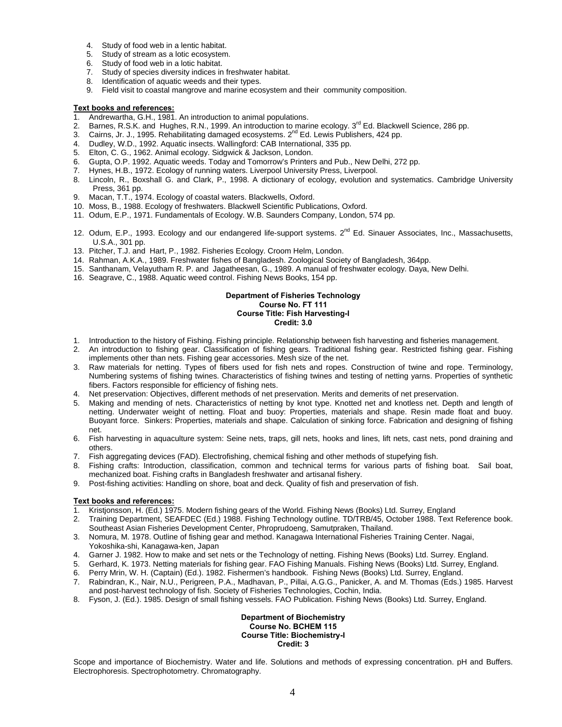4. Study of food web in a lentic habitat.
5. Study of stream as a lotic ecosystem.
6. Study of food web in a lotic habitat.
7. Study of species diversity indices in freshwater habitat.
8. Identification of aquatic weeds and their types.
9. Field visit to coastal mangrove and marine ecosystem and their community composition.

**Text books and references:**

1. Andrewartha, G.H., 1981. An introduction to animal populations.
2. Barnes, R.S.K. and Hughes, R.N., 1999. An introduction to marine ecology. 3rd Ed. Blackwell Science, 286 pp.
3. Cairns, Jr. J., 1995. Rehabilitating damaged ecosystems. 2nd Ed. Lewis Publishers, 424 pp.
4. Dudley, W.D., 1992. Aquatic insects. Wallingford: CAB International, 335 pp.
5. Elton, C. G., 1962. Animal ecology. Sidgwick & Jackson, London.
6. Gupta, O.P. 1992. Aquatic weeds. Today and Tomorrow's Printers and Pub., New Delhi, 272 pp.
7. Hynes, H.B., 1972. Ecology of running waters. Liverpool University Press, Liverpool.
8. Lincoln, R., Boxshall G. and Clark, P., 1998. A dictionary of ecology, evolution and systematics. Cambridge University Press, 361 pp.
9. Macan, T.T., 1974. Ecology of coastal waters. Blackwells, Oxford.
10. Moss, B., 1988. Ecology of freshwaters. Blackwell Scientific Publications, Oxford.
11. Odum, E.P., 1971. Fundamentals of Ecology. W.B. Saunders Company, London, 574 pp.
12. Odum, E.P., 1993. Ecology and our endangered life-support systems. 2nd Ed. Sinauer Associates, Inc., Massachusetts, U.S.A., 301 pp.
13. Pitcher, T.J. and Hart, P., 1982. Fisheries Ecology. Croom Helm, London.
14. Rahman, A.K.A., 1989. Freshwater fishes of Bangladesh. Zoological Society of Bangladesh, 364pp.
15. Santhanam, Velayutham R. P. and Jagatheesan, G., 1989. A manual of freshwater ecology. Daya, New Delhi.
16. Seagrave, C., 1988. Aquatic weed control. Fishing News Books, 154 pp.

**Department of Fisheries Technology**
**Course No. FT 111**
**Course Title: Fish Harvesting-I**
**Credit: 3.0**

1. Introduction to the history of Fishing. Fishing principle. Relationship between fish harvesting and fisheries management.
2. An introduction to fishing gear. Classification of fishing gears. Traditional fishing gear. Restricted fishing gear. Fishing implements other than nets. Fishing gear accessories. Mesh size of the net.
3. Raw materials for netting. Types of fibers used for fish nets and ropes. Construction of twine and rope. Terminology, Numbering systems of fishing twines. Characteristics of fishing twines and testing of netting yarns. Properties of synthetic fibers. Factors responsible for efficiency of fishing nets.
4. Net preservation: Objectives, different methods of net preservation. Merits and demerits of net preservation.
5. Making and mending of nets. Characteristics of netting by knot type. Knotted net and knotless net. Depth and length of netting. Underwater weight of netting. Float and buoy: Properties, materials and shape. Resin made float and buoy. Buoyant force. Sinkers: Properties, materials and shape. Calculation of sinking force. Fabrication and designing of fishing net.
6. Fish harvesting in aquaculture system: Seine nets, traps, gill nets, hooks and lines, lift nets, cast nets, pond draining and others.
7. Fish aggregating devices (FAD). Electrofishing, chemical fishing and other methods of stupefying fish.
8. Fishing crafts: Introduction, classification, common and technical terms for various parts of fishing boat. Sail boat, mechanized boat. Fishing crafts in Bangladesh freshwater and artisanal fishery.
9. Post-fishing activities: Handling on shore, boat and deck. Quality of fish and preservation of fish.

**Text books and references:**

1. Kristjonsson, H. (Ed.) 1975. Modern fishing gears of the World. Fishing News (Books) Ltd. Surrey, England
2. Training Department, SEAFDEC (Ed.) 1988. Fishing Technology outline. TD/TRB/45, October 1988. Text Reference book. Southeast Asian Fisheries Development Center, Phroprudoeng, Samutpraken, Thailand.
3. Nomura, M. 1978. Outline of fishing gear and method. Kanagawa International Fisheries Training Center. Nagai, Yokoshika-shi, Kanagawa-ken, Japan
4. Garner J. 1982. How to make and set nets or the Technology of netting. Fishing News (Books) Ltd. Surrey. England.
5. Gerhard, K. 1973. Netting materials for fishing gear. FAO Fishing Manuals. Fishing News (Books) Ltd. Surrey, England.
6. Perry Mrin, W. H. (Captain) (Ed.). 1982. Fishermen's handbook. Fishing News (Books) Ltd. Surrey, England.
7. Rabindran, K., Nair, N.U., Perigreen, P.A., Madhavan, P., Pillai, A.G.G., Panicker, A. and M. Thomas (Eds.) 1985. Harvest and post-harvest technology of fish. Society of Fisheries Technologies, Cochin, India.
8. Fyson, J. (Ed.). 1985. Design of small fishing vessels. FAO Publication. Fishing News (Books) Ltd. Surrey, England.

**Department of Biochemistry**
**Course No. BCHEM 115**
**Course Title: Biochemistry-I**
**Credit: 3**

Scope and importance of Biochemistry. Water and life. Solutions and methods of expressing concentration. pH and Buffers. Electrophoresis. Spectrophotometry. Chromatography.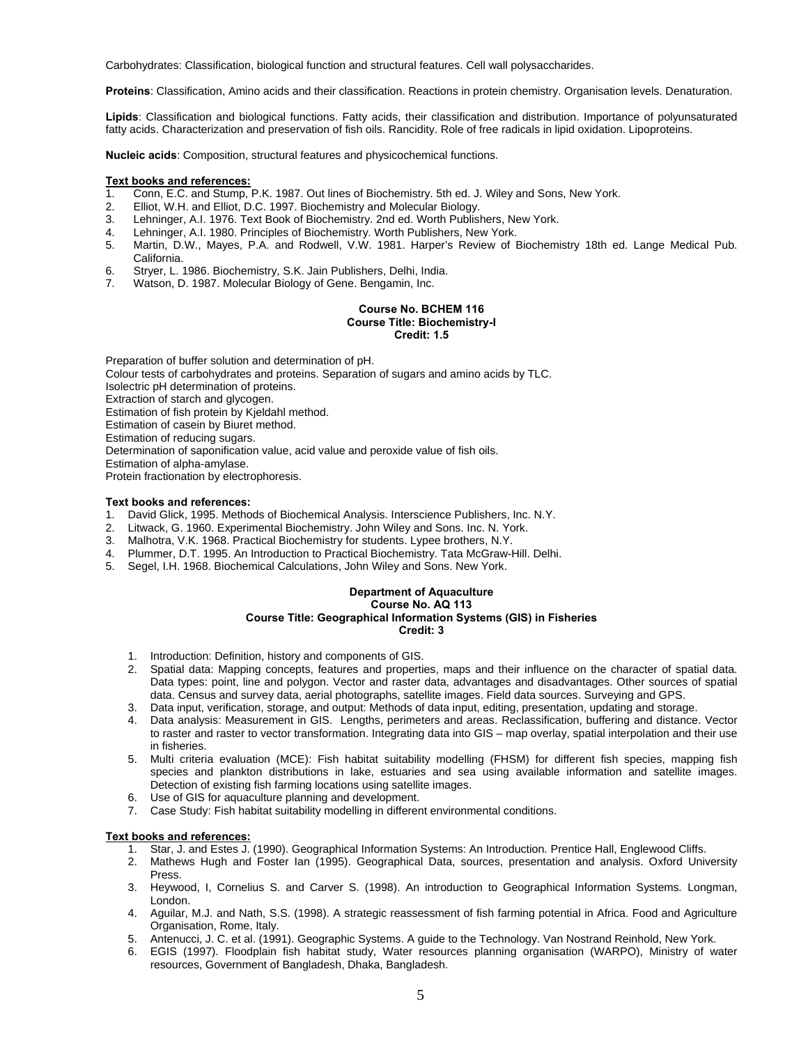Carbohydrates: Classification, biological function and structural features. Cell wall polysaccharides.

**Proteins**: Classification, Amino acids and their classification. Reactions in protein chemistry. Organisation levels. Denaturation.

**Lipids**: Classification and biological functions. Fatty acids, their classification and distribution. Importance of polyunsaturated fatty acids. Characterization and preservation of fish oils. Rancidity. Role of free radicals in lipid oxidation. Lipoproteins.

**Nucleic acids**: Composition, structural features and physicochemical functions.

**Text books and references:**

1. Conn, E.C. and Stump, P.K. 1987. Out lines of Biochemistry. 5th ed. J. Wiley and Sons, New York.
2. Elliot, W.H. and Elliot, D.C. 1997. Biochemistry and Molecular Biology.
3. Lehninger, A.I. 1976. Text Book of Biochemistry. 2nd ed. Worth Publishers, New York.
4. Lehninger, A.I. 1980. Principles of Biochemistry. Worth Publishers, New York.
5. Martin, D.W., Mayes, P.A. and Rodwell, V.W. 1981. Harper's Review of Biochemistry 18th ed. Lange Medical Pub. California.
6. Stryer, L. 1986. Biochemistry, S.K. Jain Publishers, Delhi, India.
7. Watson, D. 1987. Molecular Biology of Gene. Bengamin, Inc.

**Course No. BCHEM 116**
**Course Title: Biochemistry-I**
**Credit: 1.5**

Preparation of buffer solution and determination of pH.
Colour tests of carbohydrates and proteins. Separation of sugars and amino acids by TLC.
Isolectric pH determination of proteins.
Extraction of starch and glycogen.
Estimation of fish protein by Kjeldahl method.
Estimation of casein by Biuret method.
Estimation of reducing sugars.
Determination of saponification value, acid value and peroxide value of fish oils.
Estimation of alpha-amylase.
Protein fractionation by electrophoresis.

**Text books and references:**

1. David Glick, 1995. Methods of Biochemical Analysis. Interscience Publishers, Inc. N.Y.
2. Litwack, G. 1960. Experimental Biochemistry. John Wiley and Sons. Inc. N. York.
3. Malhotra, V.K. 1968. Practical Biochemistry for students. Lypee brothers, N.Y.
4. Plummer, D.T. 1995. An Introduction to Practical Biochemistry. Tata McGraw-Hill. Delhi.
5. Segel, I.H. 1968. Biochemical Calculations, John Wiley and Sons. New York.

**Department of Aquaculture**
**Course No. AQ 113**
**Course Title: Geographical Information Systems (GIS) in Fisheries**
**Credit: 3**

1. Introduction: Definition, history and components of GIS.
2. Spatial data: Mapping concepts, features and properties, maps and their influence on the character of spatial data. Data types: point, line and polygon. Vector and raster data, advantages and disadvantages. Other sources of spatial data. Census and survey data, aerial photographs, satellite images. Field data sources. Surveying and GPS.
3. Data input, verification, storage, and output: Methods of data input, editing, presentation, updating and storage.
4. Data analysis: Measurement in GIS. Lengths, perimeters and areas. Reclassification, buffering and distance. Vector to raster and raster to vector transformation. Integrating data into GIS – map overlay, spatial interpolation and their use in fisheries.
5. Multi criteria evaluation (MCE): Fish habitat suitability modelling (FHSM) for different fish species, mapping fish species and plankton distributions in lake, estuaries and sea using available information and satellite images. Detection of existing fish farming locations using satellite images.
6. Use of GIS for aquaculture planning and development.
7. Case Study: Fish habitat suitability modelling in different environmental conditions.

**Text books and references:**

1. Star, J. and Estes J. (1990). Geographical Information Systems: An Introduction. Prentice Hall, Englewood Cliffs.
2. Mathews Hugh and Foster Ian (1995). Geographical Data, sources, presentation and analysis. Oxford University Press.
3. Heywood, I, Cornelius S. and Carver S. (1998). An introduction to Geographical Information Systems. Longman, London.
4. Aguilar, M.J. and Nath, S.S. (1998). A strategic reassessment of fish farming potential in Africa. Food and Agriculture Organisation, Rome, Italy.
5. Antenucci, J. C. et al. (1991). Geographic Systems. A guide to the Technology. Van Nostrand Reinhold, New York.
6. EGIS (1997). Floodplain fish habitat study, Water resources planning organisation (WARPO), Ministry of water resources, Government of Bangladesh, Dhaka, Bangladesh.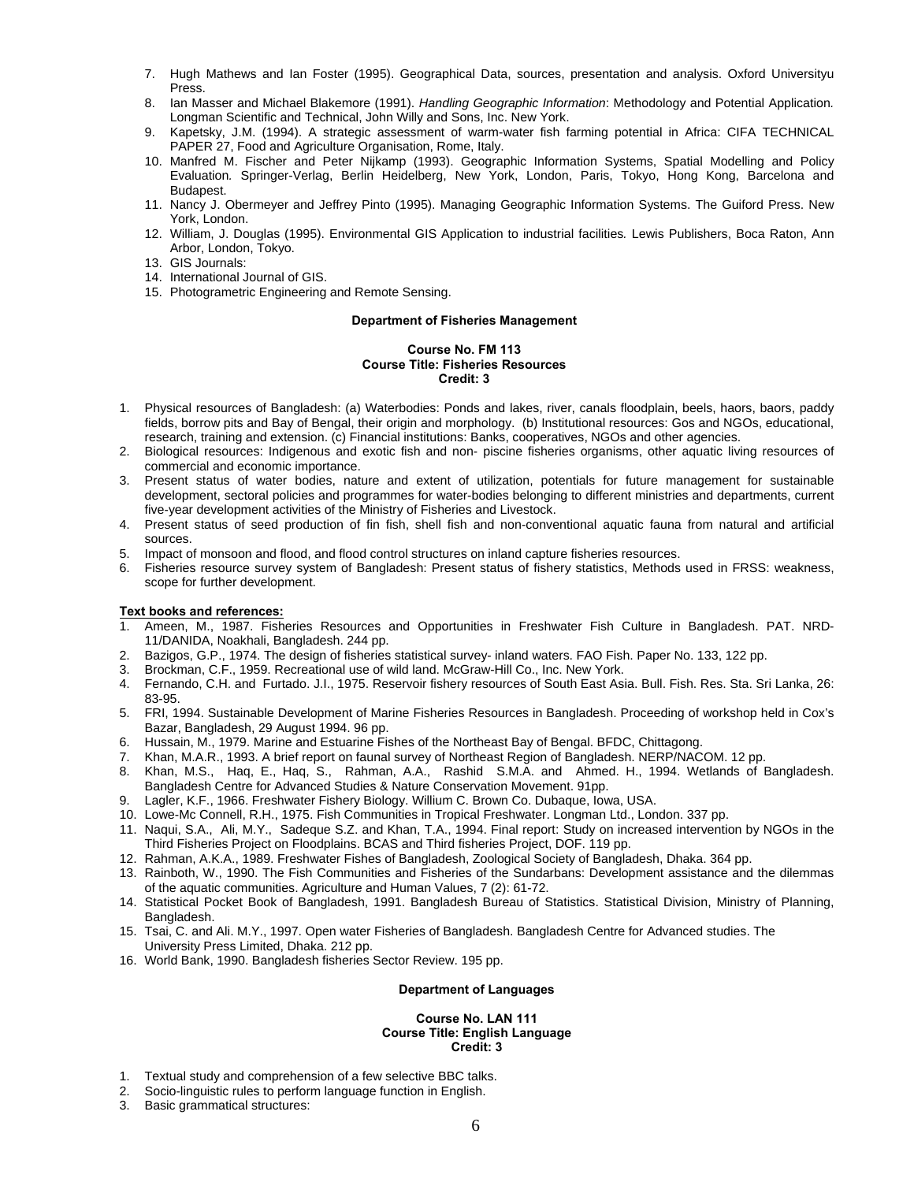7. Hugh Mathews and Ian Foster (1995). Geographical Data, sources, presentation and analysis. Oxford Universityu Press.
8. Ian Masser and Michael Blakemore (1991). *Handling Geographic Information*: Methodology and Potential Application. Longman Scientific and Technical, John Willy and Sons, Inc. New York.
9. Kapetsky, J.M. (1994). A strategic assessment of warm-water fish farming potential in Africa: CIFA TECHNICAL PAPER 27, Food and Agriculture Organisation, Rome, Italy.
10. Manfred M. Fischer and Peter Nijkamp (1993). Geographic Information Systems, Spatial Modelling and Policy Evaluation. Springer-Verlag, Berlin Heidelberg, New York, London, Paris, Tokyo, Hong Kong, Barcelona and Budapest.
11. Nancy J. Obermeyer and Jeffrey Pinto (1995). Managing Geographic Information Systems. The Guiford Press. New York, London.
12. William, J. Douglas (1995). Environmental GIS Application to industrial facilities. Lewis Publishers, Boca Raton, Ann Arbor, London, Tokyo.
13. GIS Journals:
14. International Journal of GIS.
15. Photogrametric Engineering and Remote Sensing.

**Department of Fisheries Management**

**Course No. FM 113**
**Course Title: Fisheries Resources**
**Credit: 3**

1. Physical resources of Bangladesh: (a) Waterbodies: Ponds and lakes, river, canals floodplain, beels, haors, baors, paddy fields, borrow pits and Bay of Bengal, their origin and morphology. (b) Institutional resources: Gos and NGOs, educational, research, training and extension. (c) Financial institutions: Banks, cooperatives, NGOs and other agencies.
2. Biological resources: Indigenous and exotic fish and non- piscine fisheries organisms, other aquatic living resources of commercial and economic importance.
3. Present status of water bodies, nature and extent of utilization, potentials for future management for sustainable development, sectoral policies and programmes for water-bodies belonging to different ministries and departments, current five-year development activities of the Ministry of Fisheries and Livestock.
4. Present status of seed production of fin fish, shell fish and non-conventional aquatic fauna from natural and artificial sources.
5. Impact of monsoon and flood, and flood control structures on inland capture fisheries resources.
6. Fisheries resource survey system of Bangladesh: Present status of fishery statistics, Methods used in FRSS: weakness, scope for further development.

**Text books and references:**

1. Ameen, M., 1987. Fisheries Resources and Opportunities in Freshwater Fish Culture in Bangladesh. PAT. NRD-11/DANIDA, Noakhali, Bangladesh. 244 pp.
2. Bazigos, G.P., 1974. The design of fisheries statistical survey- inland waters. FAO Fish. Paper No. 133, 122 pp.
3. Brockman, C.F., 1959. Recreational use of wild land. McGraw-Hill Co., Inc. New York.
4. Fernando, C.H. and Furtado. J.I., 1975. Reservoir fishery resources of South East Asia. Bull. Fish. Res. Sta. Sri Lanka, 26: 83-95.
5. FRI, 1994. Sustainable Development of Marine Fisheries Resources in Bangladesh. Proceeding of workshop held in Cox's Bazar, Bangladesh, 29 August 1994. 96 pp.
6. Hussain, M., 1979. Marine and Estuarine Fishes of the Northeast Bay of Bengal. BFDC, Chittagong.
7. Khan, M.A.R., 1993. A brief report on faunal survey of Northeast Region of Bangladesh. NERP/NACOM. 12 pp.
8. Khan, M.S., Haq, E., Haq, S., Rahman, A.A., Rashid S.M.A. and Ahmed. H., 1994. Wetlands of Bangladesh. Bangladesh Centre for Advanced Studies & Nature Conservation Movement. 91pp.
9. Lagler, K.F., 1966. Freshwater Fishery Biology. Willium C. Brown Co. Dubaque, Iowa, USA.
10. Lowe-Mc Connell, R.H., 1975. Fish Communities in Tropical Freshwater. Longman Ltd., London. 337 pp.
11. Naqui, S.A., Ali, M.Y., Sadeque S.Z. and Khan, T.A., 1994. Final report: Study on increased intervention by NGOs in the Third Fisheries Project on Floodplains. BCAS and Third fisheries Project, DOF. 119 pp.
12. Rahman, A.K.A., 1989. Freshwater Fishes of Bangladesh, Zoological Society of Bangladesh, Dhaka. 364 pp.
13. Rainboth, W., 1990. The Fish Communities and Fisheries of the Sundarbans: Development assistance and the dilemmas of the aquatic communities. Agriculture and Human Values, 7 (2): 61-72.
14. Statistical Pocket Book of Bangladesh, 1991. Bangladesh Bureau of Statistics. Statistical Division, Ministry of Planning, Bangladesh.
15. Tsai, C. and Ali. M.Y., 1997. Open water Fisheries of Bangladesh. Bangladesh Centre for Advanced studies. The University Press Limited, Dhaka. 212 pp.
16. World Bank, 1990. Bangladesh fisheries Sector Review. 195 pp.

**Department of Languages**

**Course No. LAN 111**
**Course Title: English Language**
**Credit: 3**

1. Textual study and comprehension of a few selective BBC talks.
2. Socio-linguistic rules to perform language function in English.
3. Basic grammatical structures: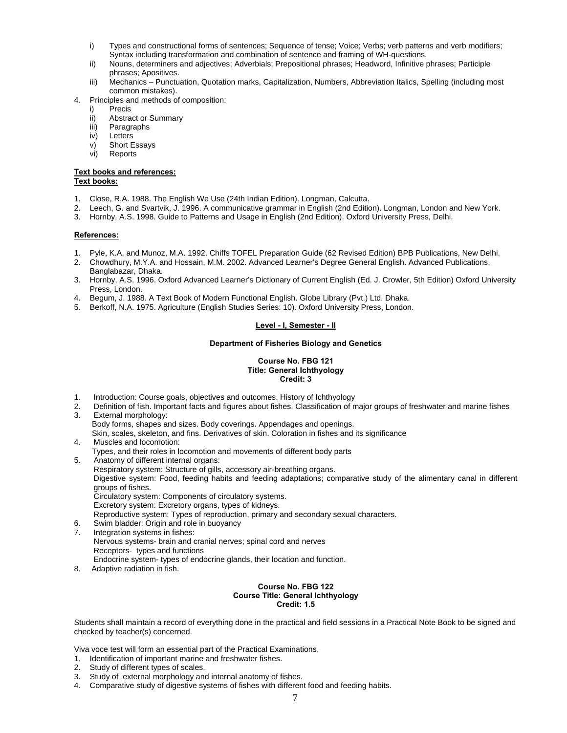i) Types and constructional forms of sentences; Sequence of tense; Voice; Verbs; verb patterns and verb modifiers; Syntax including transformation and combination of sentence and framing of WH-questions.
ii) Nouns, determiners and adjectives; Adverbials; Prepositional phrases; Headword, Infinitive phrases; Participle phrases; Apositives.
iii) Mechanics – Punctuation, Quotation marks, Capitalization, Numbers, Abbreviation Italics, Spelling (including most common mistakes).

4. Principles and methods of composition:
   i) Precis
   ii) Abstract or Summary
   iii) Paragraphs
   iv) Letters
   v) Short Essays
   vi) Reports

**Text books and references:**

**Text books:**

1. Close, R.A. 1988. The English We Use (24th Indian Edition). Longman, Calcutta.
2. Leech, G. and Svartvik, J. 1996. A communicative grammar in English (2nd Edition). Longman, London and New York.
3. Hornby, A.S. 1998. Guide to Patterns and Usage in English (2nd Edition). Oxford University Press, Delhi.

**References:**

1. Pyle, K.A. and Munoz, M.A. 1992. Chiffs TOFEL Preparation Guide (62 Revised Edition) BPB Publications, New Delhi.
2. Chowdhury, M.Y.A. and Hossain, M.M. 2002. Advanced Learner's Degree General English. Advanced Publications, Banglabazar, Dhaka.
3. Hornby, A.S. 1996. Oxford Advanced Learner's Dictionary of Current English (Ed. J. Crowler, 5th Edition) Oxford University Press, London.
4. Begum, J. 1988. A Text Book of Modern Functional English. Globe Library (Pvt.) Ltd. Dhaka.
5. Berkoff, N.A. 1975. Agriculture (English Studies Series: 10). Oxford University Press, London.

## Level - I, Semester - II

### Department of Fisheries Biology and Genetics

**Course No. FBG 121**
**Title: General Ichthyology**
**Credit: 3**

1. Introduction: Course goals, objectives and outcomes. History of Ichthyology
2. Definition of fish. Important facts and figures about fishes. Classification of major groups of freshwater and marine fishes
3. External morphology:
   Body forms, shapes and sizes. Body coverings. Appendages and openings.
   Skin, scales, skeleton, and fins. Derivatives of skin. Coloration in fishes and its significance
4. Muscles and locomotion:
   Types, and their roles in locomotion and movements of different body parts
5. Anatomy of different internal organs:
   Respiratory system: Structure of gills, accessory air-breathing organs.
   Digestive system: Food, feeding habits and feeding adaptations; comparative study of the alimentary canal in different groups of fishes.
   Circulatory system: Components of circulatory systems.
   Excretory system: Excretory organs, types of kidneys.
   Reproductive system: Types of reproduction, primary and secondary sexual characters.
6. Swim bladder: Origin and role in buoyancy
7. Integration systems in fishes:
   Nervous systems- brain and cranial nerves; spinal cord and nerves
   Receptors- types and functions
   Endocrine system- types of endocrine glands, their location and function.
8. Adaptive radiation in fish.

**Course No. FBG 122**
**Course Title: General Ichthyology**
**Credit: 1.5**

Students shall maintain a record of everything done in the practical and field sessions in a Practical Note Book to be signed and checked by teacher(s) concerned.

Viva voce test will form an essential part of the Practical Examinations.

1. Identification of important marine and freshwater fishes.
2. Study of different types of scales.
3. Study of external morphology and internal anatomy of fishes.
4. Comparative study of digestive systems of fishes with different food and feeding habits.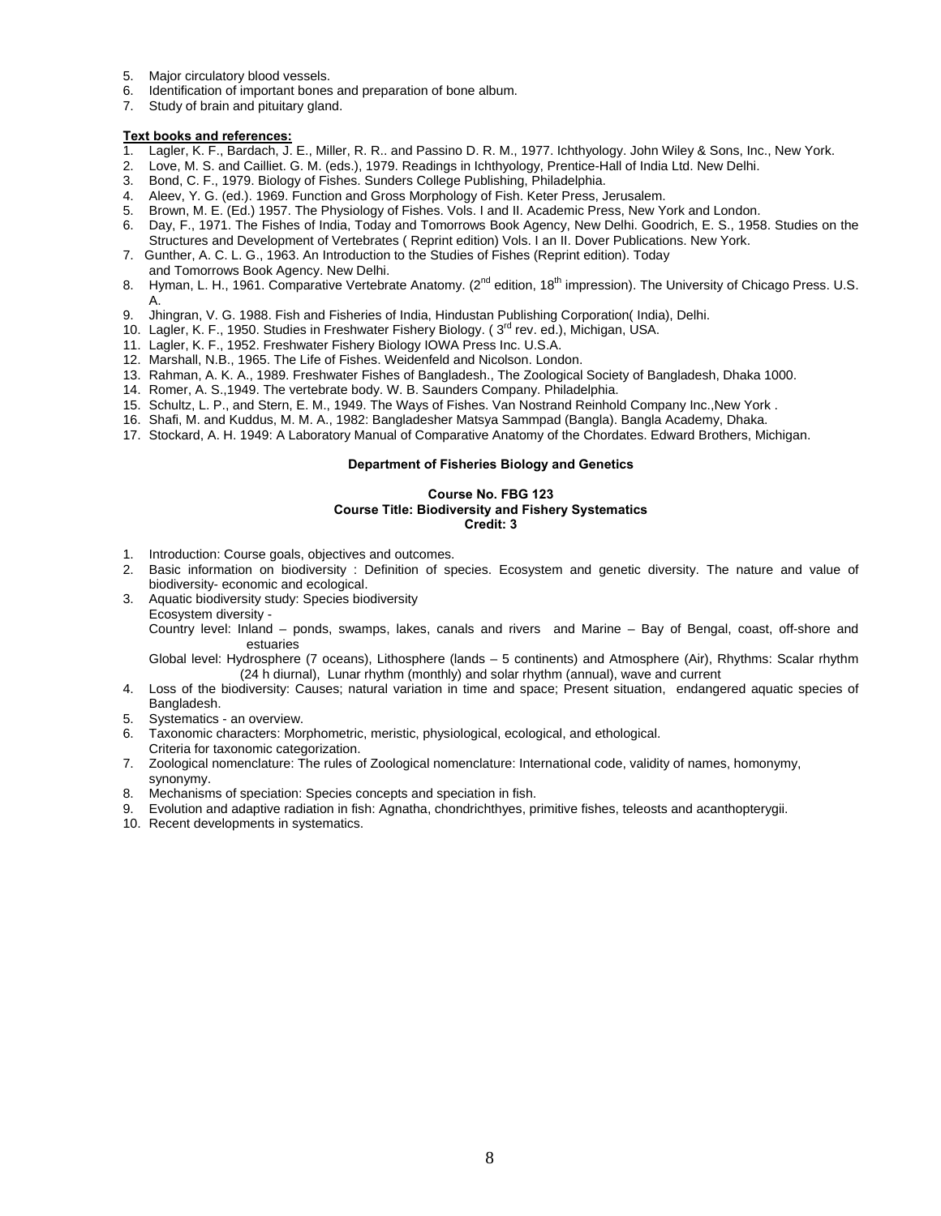5. Major circulatory blood vessels.
6. Identification of important bones and preparation of bone album.
7. Study of brain and pituitary gland.

**Text books and references:**

1. Lagler, K. F., Bardach, J. E., Miller, R. R.. and Passino D. R. M., 1977. Ichthyology. John Wiley & Sons, Inc., New York.
2. Love, M. S. and Cailliet. G. M. (eds.), 1979. Readings in Ichthyology, Prentice-Hall of India Ltd. New Delhi.
3. Bond, C. F., 1979. Biology of Fishes. Sunders College Publishing, Philadelphia.
4. Aleev, Y. G. (ed.). 1969. Function and Gross Morphology of Fish. Keter Press, Jerusalem.
5. Brown, M. E. (Ed.) 1957. The Physiology of Fishes. Vols. I and II. Academic Press, New York and London.
6. Day, F., 1971. The Fishes of India, Today and Tomorrows Book Agency, New Delhi. Goodrich, E. S., 1958. Studies on the Structures and Development of Vertebrates ( Reprint edition) Vols. I an II. Dover Publications. New York.
7. Gunther, A. C. L. G., 1963. An Introduction to the Studies of Fishes (Reprint edition). Today and Tomorrows Book Agency. New Delhi.
8. Hyman, L. H., 1961. Comparative Vertebrate Anatomy. (2nd edition, 18th impression). The University of Chicago Press. U.S. A.
9. Jhingran, V. G. 1988. Fish and Fisheries of India, Hindustan Publishing Corporation( India), Delhi.
10. Lagler, K. F., 1950. Studies in Freshwater Fishery Biology. ( 3rd rev. ed.), Michigan, USA.
11. Lagler, K. F., 1952. Freshwater Fishery Biology IOWA Press Inc. U.S.A.
12. Marshall, N.B., 1965. The Life of Fishes. Weidenfeld and Nicolson. London.
13. Rahman, A. K. A., 1989. Freshwater Fishes of Bangladesh., The Zoological Society of Bangladesh, Dhaka 1000.
14. Romer, A. S.,1949. The vertebrate body. W. B. Saunders Company. Philadelphia.
15. Schultz, L. P., and Stern, E. M., 1949. The Ways of Fishes. Van Nostrand Reinhold Company Inc.,New York .
16. Shafi, M. and Kuddus, M. M. A., 1982: Bangladesher Matsya Sammpad (Bangla). Bangla Academy, Dhaka.
17. Stockard, A. H. 1949: A Laboratory Manual of Comparative Anatomy of the Chordates. Edward Brothers, Michigan.

## Department of Fisheries Biology and Genetics

### Course No. FBG 123
### Course Title: Biodiversity and Fishery Systematics
### Credit: 3

1. Introduction: Course goals, objectives and outcomes.
2. Basic information on biodiversity : Definition of species. Ecosystem and genetic diversity. The nature and value of biodiversity- economic and ecological.
3. Aquatic biodiversity study: Species biodiversity
   Ecosystem diversity -
   Country level: Inland – ponds, swamps, lakes, canals and rivers and Marine – Bay of Bengal, coast, off-shore and estuaries
   Global level: Hydrosphere (7 oceans), Lithosphere (lands – 5 continents) and Atmosphere (Air), Rhythms: Scalar rhythm (24 h diurnal), Lunar rhythm (monthly) and solar rhythm (annual), wave and current
4. Loss of the biodiversity: Causes; natural variation in time and space; Present situation, endangered aquatic species of Bangladesh.
5. Systematics - an overview.
6. Taxonomic characters: Morphometric, meristic, physiological, ecological, and ethological.
   Criteria for taxonomic categorization.
7. Zoological nomenclature: The rules of Zoological nomenclature: International code, validity of names, homonymy, synonymy.
8. Mechanisms of speciation: Species concepts and speciation in fish.
9. Evolution and adaptive radiation in fish: Agnatha, chondrichthyes, primitive fishes, teleosts and acanthopterygii.
10. Recent developments in systematics.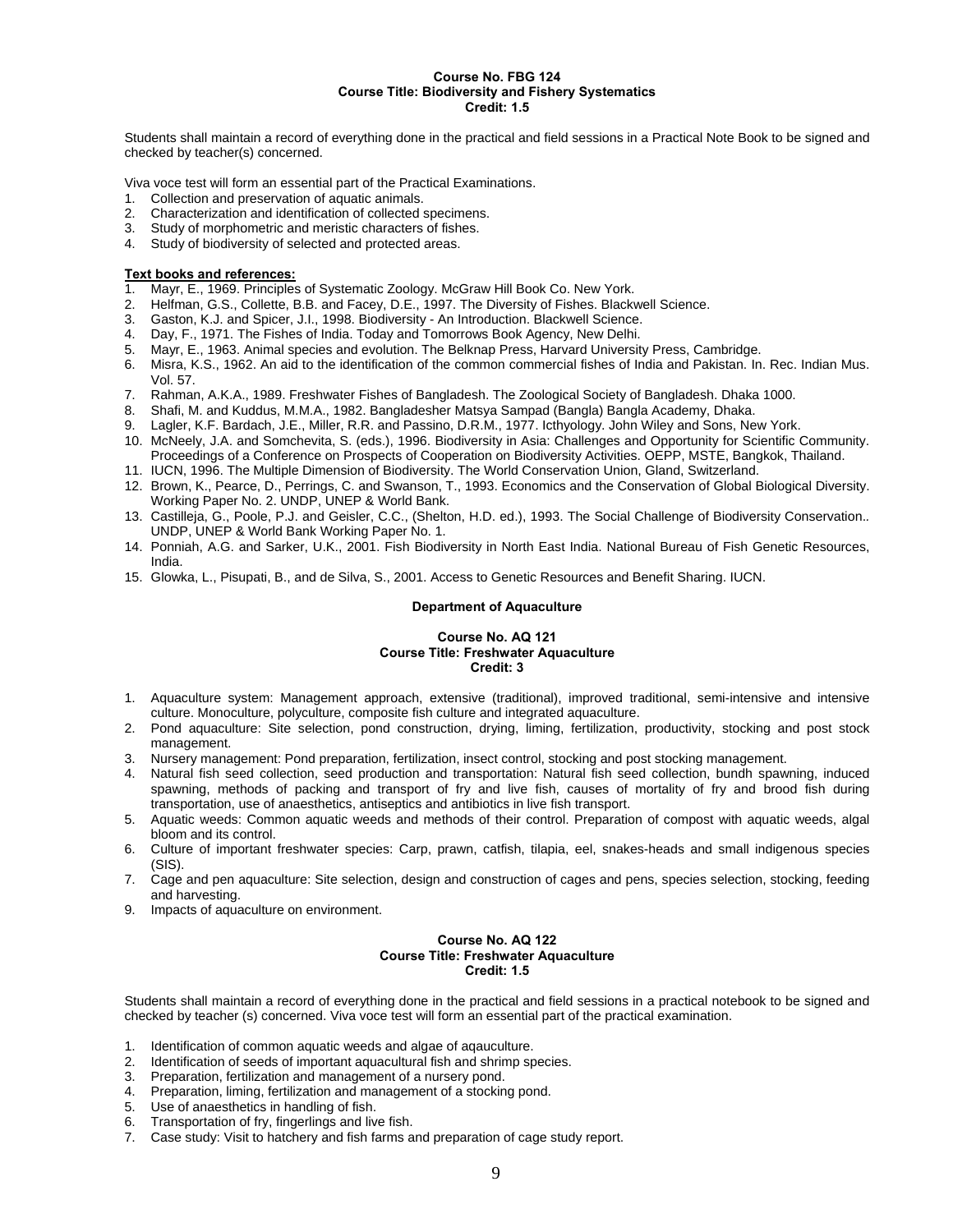**Course No. FBG 124**
**Course Title: Biodiversity and Fishery Systematics**
**Credit: 1.5**

Students shall maintain a record of everything done in the practical and field sessions in a Practical Note Book to be signed and checked by teacher(s) concerned.

Viva voce test will form an essential part of the Practical Examinations.

1. Collection and preservation of aquatic animals.
2. Characterization and identification of collected specimens.
3. Study of morphometric and meristic characters of fishes.
4. Study of biodiversity of selected and protected areas.

**Text books and references:**

1. Mayr, E., 1969. Principles of Systematic Zoology. McGraw Hill Book Co. New York.
2. Helfman, G.S., Collette, B.B. and Facey, D.E., 1997. The Diversity of Fishes. Blackwell Science.
3. Gaston, K.J. and Spicer, J.I., 1998. Biodiversity - An Introduction. Blackwell Science.
4. Day, F., 1971. The Fishes of India. Today and Tomorrows Book Agency, New Delhi.
5. Mayr, E., 1963. Animal species and evolution. The Belknap Press, Harvard University Press, Cambridge.
6. Misra, K.S., 1962. An aid to the identification of the common commercial fishes of India and Pakistan. In. Rec. Indian Mus. Vol. 57.
7. Rahman, A.K.A., 1989. Freshwater Fishes of Bangladesh. The Zoological Society of Bangladesh. Dhaka 1000.
8. Shafi, M. and Kuddus, M.M.A., 1982. Bangladesher Matsya Sampad (Bangla) Bangla Academy, Dhaka.
9. Lagler, K.F. Bardach, J.E., Miller, R.R. and Passino, D.R.M., 1977. Icthyology. John Wiley and Sons, New York.
10. McNeely, J.A. and Somchevita, S. (eds.), 1996. Biodiversity in Asia: Challenges and Opportunity for Scientific Community. Proceedings of a Conference on Prospects of Cooperation on Biodiversity Activities. OEPP, MSTE, Bangkok, Thailand.
11. IUCN, 1996. The Multiple Dimension of Biodiversity. The World Conservation Union, Gland, Switzerland.
12. Brown, K., Pearce, D., Perrings, C. and Swanson, T., 1993. Economics and the Conservation of Global Biological Diversity. Working Paper No. 2. UNDP, UNEP & World Bank.
13. Castilleja, G., Poole, P.J. and Geisler, C.C., (Shelton, H.D. ed.), 1993. The Social Challenge of Biodiversity Conservation.. UNDP, UNEP & World Bank Working Paper No. 1.
14. Ponniah, A.G. and Sarker, U.K., 2001. Fish Biodiversity in North East India. National Bureau of Fish Genetic Resources, India.
15. Glowka, L., Pisupati, B., and de Silva, S., 2001. Access to Genetic Resources and Benefit Sharing. IUCN.

## Department of Aquaculture

**Course No. AQ 121**
**Course Title: Freshwater Aquaculture**
**Credit: 3**

1. Aquaculture system: Management approach, extensive (traditional), improved traditional, semi-intensive and intensive culture. Monoculture, polyculture, composite fish culture and integrated aquaculture.
2. Pond aquaculture: Site selection, pond construction, drying, liming, fertilization, productivity, stocking and post stock management.
3. Nursery management: Pond preparation, fertilization, insect control, stocking and post stocking management.
4. Natural fish seed collection, seed production and transportation: Natural fish seed collection, bundh spawning, induced spawning, methods of packing and transport of fry and live fish, causes of mortality of fry and brood fish during transportation, use of anaesthetics, antiseptics and antibiotics in live fish transport.
5. Aquatic weeds: Common aquatic weeds and methods of their control. Preparation of compost with aquatic weeds, algal bloom and its control.
6. Culture of important freshwater species: Carp, prawn, catfish, tilapia, eel, snakes-heads and small indigenous species (SIS).
7. Cage and pen aquaculture: Site selection, design and construction of cages and pens, species selection, stocking, feeding and harvesting.

9. Impacts of aquaculture on environment.

**Course No. AQ 122**
**Course Title: Freshwater Aquaculture**
**Credit: 1.5**

Students shall maintain a record of everything done in the practical and field sessions in a practical notebook to be signed and checked by teacher (s) concerned. Viva voce test will form an essential part of the practical examination.

1. Identification of common aquatic weeds and algae of aqauculture.
2. Identification of seeds of important aquacultural fish and shrimp species.
3. Preparation, fertilization and management of a nursery pond.
4. Preparation, liming, fertilization and management of a stocking pond.
5. Use of anaesthetics in handling of fish.
6. Transportation of fry, fingerlings and live fish.
7. Case study: Visit to hatchery and fish farms and preparation of cage study report.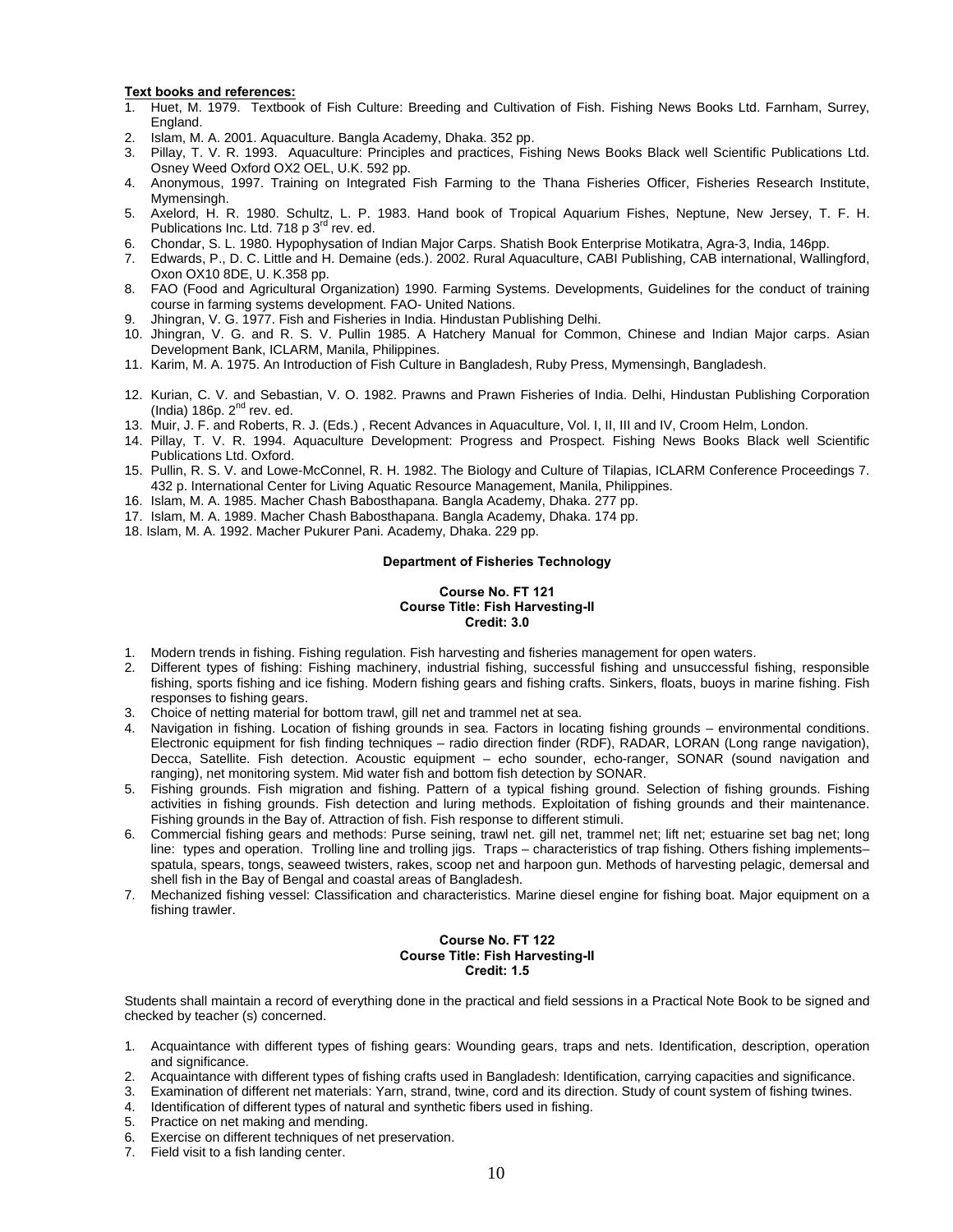**Text books and references:**

1. Huet, M. 1979. Textbook of Fish Culture: Breeding and Cultivation of Fish. Fishing News Books Ltd. Farnham, Surrey, England.
2. Islam, M. A. 2001. Aquaculture. Bangla Academy, Dhaka. 352 pp.
3. Pillay, T. V. R. 1993. Aquaculture: Principles and practices, Fishing News Books Black well Scientific Publications Ltd. Osney Weed Oxford OX2 OEL, U.K. 592 pp.
4. Anonymous, 1997. Training on Integrated Fish Farming to the Thana Fisheries Officer, Fisheries Research Institute, Mymensingh.
5. Axelord, H. R. 1980. Schultz, L. P. 1983. Hand book of Tropical Aquarium Fishes, Neptune, New Jersey, T. F. H. Publications Inc. Ltd. 718 p 3rd rev. ed.
6. Chondar, S. L. 1980. Hypophysation of Indian Major Carps. Shatish Book Enterprise Motikatra, Agra-3, India, 146pp.
7. Edwards, P., D. C. Little and H. Demaine (eds.). 2002. Rural Aquaculture, CABI Publishing, CAB international, Wallingford, Oxon OX10 8DE, U. K.358 pp.
8. FAO (Food and Agricultural Organization) 1990. Farming Systems. Developments, Guidelines for the conduct of training course in farming systems development. FAO- United Nations.
9. Jhingran, V. G. 1977. Fish and Fisheries in India. Hindustan Publishing Delhi.
10. Jhingran, V. G. and R. S. V. Pullin 1985. A Hatchery Manual for Common, Chinese and Indian Major carps. Asian Development Bank, ICLARM, Manila, Philippines.
11. Karim, M. A. 1975. An Introduction of Fish Culture in Bangladesh, Ruby Press, Mymensingh, Bangladesh.
12. Kurian, C. V. and Sebastian, V. O. 1982. Prawns and Prawn Fisheries of India. Delhi, Hindustan Publishing Corporation (India) 186p. 2nd rev. ed.
13. Muir, J. F. and Roberts, R. J. (Eds.) , Recent Advances in Aquaculture, Vol. I, II, III and IV, Croom Helm, London.
14. Pillay, T. V. R. 1994. Aquaculture Development: Progress and Prospect. Fishing News Books Black well Scientific Publications Ltd. Oxford.
15. Pullin, R. S. V. and Lowe-McConnel, R. H. 1982. The Biology and Culture of Tilapias, ICLARM Conference Proceedings 7. 432 p. International Center for Living Aquatic Resource Management, Manila, Philippines.
16. Islam, M. A. 1985. Macher Chash Babosthapana. Bangla Academy, Dhaka. 277 pp.
17. Islam, M. A. 1989. Macher Chash Babosthapana. Bangla Academy, Dhaka. 174 pp.
18. Islam, M. A. 1992. Macher Pukurer Pani. Academy, Dhaka. 229 pp.

## Department of Fisheries Technology

### Course No. FT 121
**Course Title: Fish Harvesting-II**
**Credit: 3.0**

1. Modern trends in fishing. Fishing regulation. Fish harvesting and fisheries management for open waters.
2. Different types of fishing: Fishing machinery, industrial fishing, successful fishing and unsuccessful fishing, responsible fishing, sports fishing and ice fishing. Modern fishing gears and fishing crafts. Sinkers, floats, buoys in marine fishing. Fish responses to fishing gears.
3. Choice of netting material for bottom trawl, gill net and trammel net at sea.
4. Navigation in fishing. Location of fishing grounds in sea. Factors in locating fishing grounds – environmental conditions. Electronic equipment for fish finding techniques – radio direction finder (RDF), RADAR, LORAN (Long range navigation), Decca, Satellite. Fish detection. Acoustic equipment – echo sounder, echo-ranger, SONAR (sound navigation and ranging), net monitoring system. Mid water fish and bottom fish detection by SONAR.
5. Fishing grounds. Fish migration and fishing. Pattern of a typical fishing ground. Selection of fishing grounds. Fishing activities in fishing grounds. Fish detection and luring methods. Exploitation of fishing grounds and their maintenance. Fishing grounds in the Bay of. Attraction of fish. Fish response to different stimuli.
6. Commercial fishing gears and methods: Purse seining, trawl net. gill net, trammel net; lift net; estuarine set bag net; long line: types and operation. Trolling line and trolling jigs. Traps – characteristics of trap fishing. Others fishing implements– spatula, spears, tongs, seaweed twisters, rakes, scoop net and harpoon gun. Methods of harvesting pelagic, demersal and shell fish in the Bay of Bengal and coastal areas of Bangladesh.
7. Mechanized fishing vessel: Classification and characteristics. Marine diesel engine for fishing boat. Major equipment on a fishing trawler.

### Course No. FT 122
**Course Title: Fish Harvesting-II**
**Credit: 1.5**

Students shall maintain a record of everything done in the practical and field sessions in a Practical Note Book to be signed and checked by teacher (s) concerned.

1. Acquaintance with different types of fishing gears: Wounding gears, traps and nets. Identification, description, operation and significance.
2. Acquaintance with different types of fishing crafts used in Bangladesh: Identification, carrying capacities and significance.
3. Examination of different net materials: Yarn, strand, twine, cord and its direction. Study of count system of fishing twines.
4. Identification of different types of natural and synthetic fibers used in fishing.
5. Practice on net making and mending.
6. Exercise on different techniques of net preservation.
7. Field visit to a fish landing center.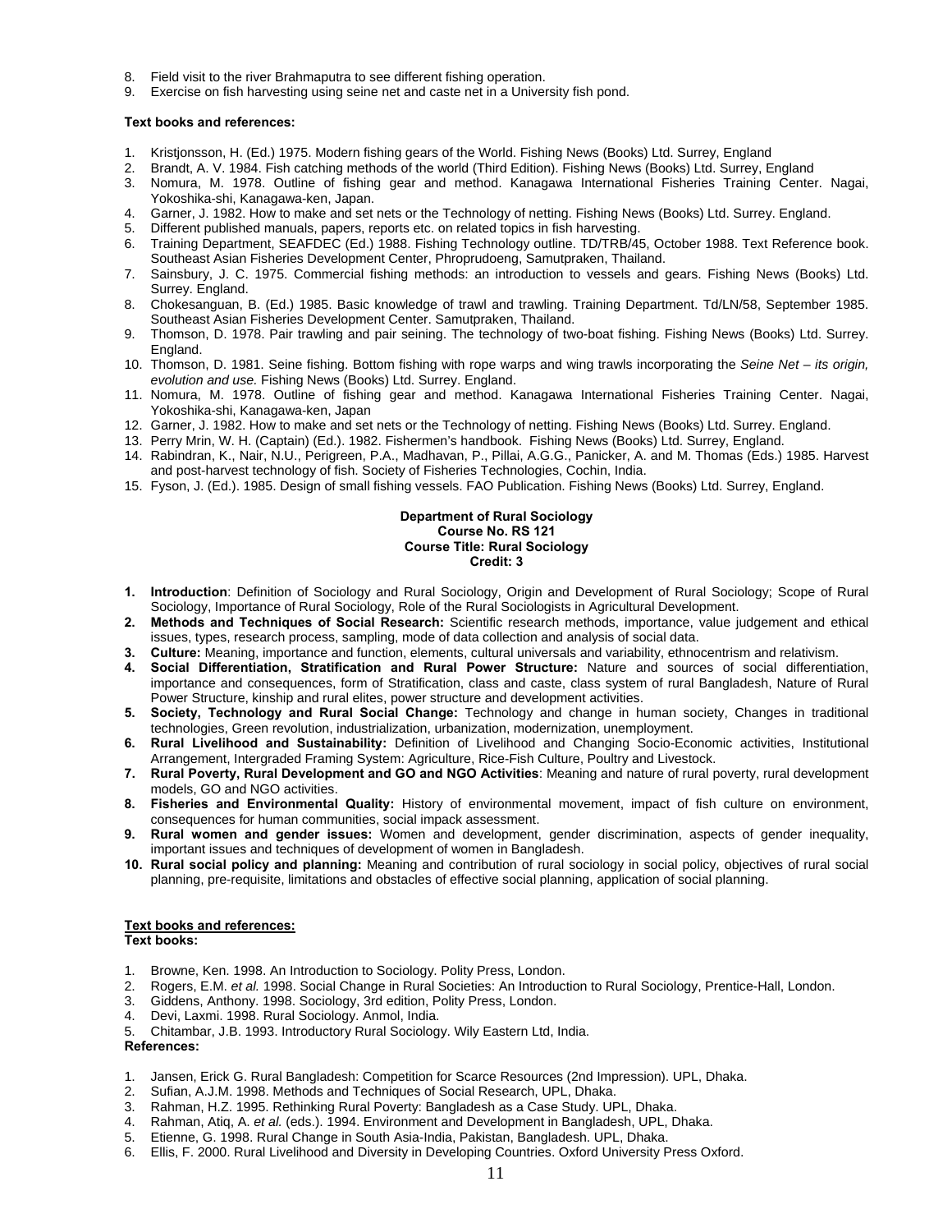8. Field visit to the river Brahmaputra to see different fishing operation.
9. Exercise on fish harvesting using seine net and caste net in a University fish pond.

**Text books and references:**

1. Kristjonsson, H. (Ed.) 1975. Modern fishing gears of the World. Fishing News (Books) Ltd. Surrey, England
2. Brandt, A. V. 1984. Fish catching methods of the world (Third Edition). Fishing News (Books) Ltd. Surrey, England
3. Nomura, M. 1978. Outline of fishing gear and method. Kanagawa International Fisheries Training Center. Nagai, Yokoshika-shi, Kanagawa-ken, Japan.
4. Garner, J. 1982. How to make and set nets or the Technology of netting. Fishing News (Books) Ltd. Surrey. England.
5. Different published manuals, papers, reports etc. on related topics in fish harvesting.
6. Training Department, SEAFDEC (Ed.) 1988. Fishing Technology outline. TD/TRB/45, October 1988. Text Reference book. Southeast Asian Fisheries Development Center, Phroprudoeng, Samutpraken, Thailand.
7. Sainsbury, J. C. 1975. Commercial fishing methods: an introduction to vessels and gears. Fishing News (Books) Ltd. Surrey. England.
8. Chokesanguan, B. (Ed.) 1985. Basic knowledge of trawl and trawling. Training Department. Td/LN/58, September 1985. Southeast Asian Fisheries Development Center. Samutpraken, Thailand.
9. Thomson, D. 1978. Pair trawling and pair seining. The technology of two-boat fishing. Fishing News (Books) Ltd. Surrey. England.
10. Thomson, D. 1981. Seine fishing. Bottom fishing with rope warps and wing trawls incorporating the *Seine Net – its origin, evolution and use.* Fishing News (Books) Ltd. Surrey. England.
11. Nomura, M. 1978. Outline of fishing gear and method. Kanagawa International Fisheries Training Center. Nagai, Yokoshika-shi, Kanagawa-ken, Japan
12. Garner, J. 1982. How to make and set nets or the Technology of netting. Fishing News (Books) Ltd. Surrey. England.
13. Perry Mrin, W. H. (Captain) (Ed.). 1982. Fishermen's handbook. Fishing News (Books) Ltd. Surrey, England.
14. Rabindran, K., Nair, N.U., Perigreen, P.A., Madhavan, P., Pillai, A.G.G., Panicker, A. and M. Thomas (Eds.) 1985. Harvest and post-harvest technology of fish. Society of Fisheries Technologies, Cochin, India.
15. Fyson, J. (Ed.). 1985. Design of small fishing vessels. FAO Publication. Fishing News (Books) Ltd. Surrey, England.

**Department of Rural Sociology**
**Course No. RS 121**
**Course Title: Rural Sociology**
**Credit: 3**

1. **Introduction**: Definition of Sociology and Rural Sociology, Origin and Development of Rural Sociology; Scope of Rural Sociology, Importance of Rural Sociology, Role of the Rural Sociologists in Agricultural Development.
2. **Methods and Techniques of Social Research:** Scientific research methods, importance, value judgement and ethical issues, types, research process, sampling, mode of data collection and analysis of social data.
3. **Culture:** Meaning, importance and function, elements, cultural universals and variability, ethnocentrism and relativism.
4. **Social Differentiation, Stratification and Rural Power Structure:** Nature and sources of social differentiation, importance and consequences, form of Stratification, class and caste, class system of rural Bangladesh, Nature of Rural Power Structure, kinship and rural elites, power structure and development activities.
5. **Society, Technology and Rural Social Change:** Technology and change in human society, Changes in traditional technologies, Green revolution, industrialization, urbanization, modernization, unemployment.
6. **Rural Livelihood and Sustainability:** Definition of Livelihood and Changing Socio-Economic activities, Institutional Arrangement, Intergraded Framing System: Agriculture, Rice-Fish Culture, Poultry and Livestock.
7. **Rural Poverty, Rural Development and GO and NGO Activities**: Meaning and nature of rural poverty, rural development models, GO and NGO activities.
8. **Fisheries and Environmental Quality:** History of environmental movement, impact of fish culture on environment, consequences for human communities, social impack assessment.
9. **Rural women and gender issues:** Women and development, gender discrimination, aspects of gender inequality, important issues and techniques of development of women in Bangladesh.
10. **Rural social policy and planning:** Meaning and contribution of rural sociology in social policy, objectives of rural social planning, pre-requisite, limitations and obstacles of effective social planning, application of social planning.

**Text books and references:**

**Text books:**

1. Browne, Ken. 1998. An Introduction to Sociology. Polity Press, London.
2. Rogers, E.M. *et al.* 1998. Social Change in Rural Societies: An Introduction to Rural Sociology, Prentice-Hall, London.
3. Giddens, Anthony. 1998. Sociology, 3rd edition, Polity Press, London.
4. Devi, Laxmi. 1998. Rural Sociology. Anmol, India.
5. Chitambar, J.B. 1993. Introductory Rural Sociology. Wily Eastern Ltd, India.

**References:**

1. Jansen, Erick G. Rural Bangladesh: Competition for Scarce Resources (2nd Impression). UPL, Dhaka.
2. Sufian, A.J.M. 1998. Methods and Techniques of Social Research, UPL, Dhaka.
3. Rahman, H.Z. 1995. Rethinking Rural Poverty: Bangladesh as a Case Study. UPL, Dhaka.
4. Rahman, Atiq, A. *et al.* (eds.). 1994. Environment and Development in Bangladesh, UPL, Dhaka.
5. Etienne, G. 1998. Rural Change in South Asia-India, Pakistan, Bangladesh. UPL, Dhaka.
6. Ellis, F. 2000. Rural Livelihood and Diversity in Developing Countries. Oxford University Press Oxford.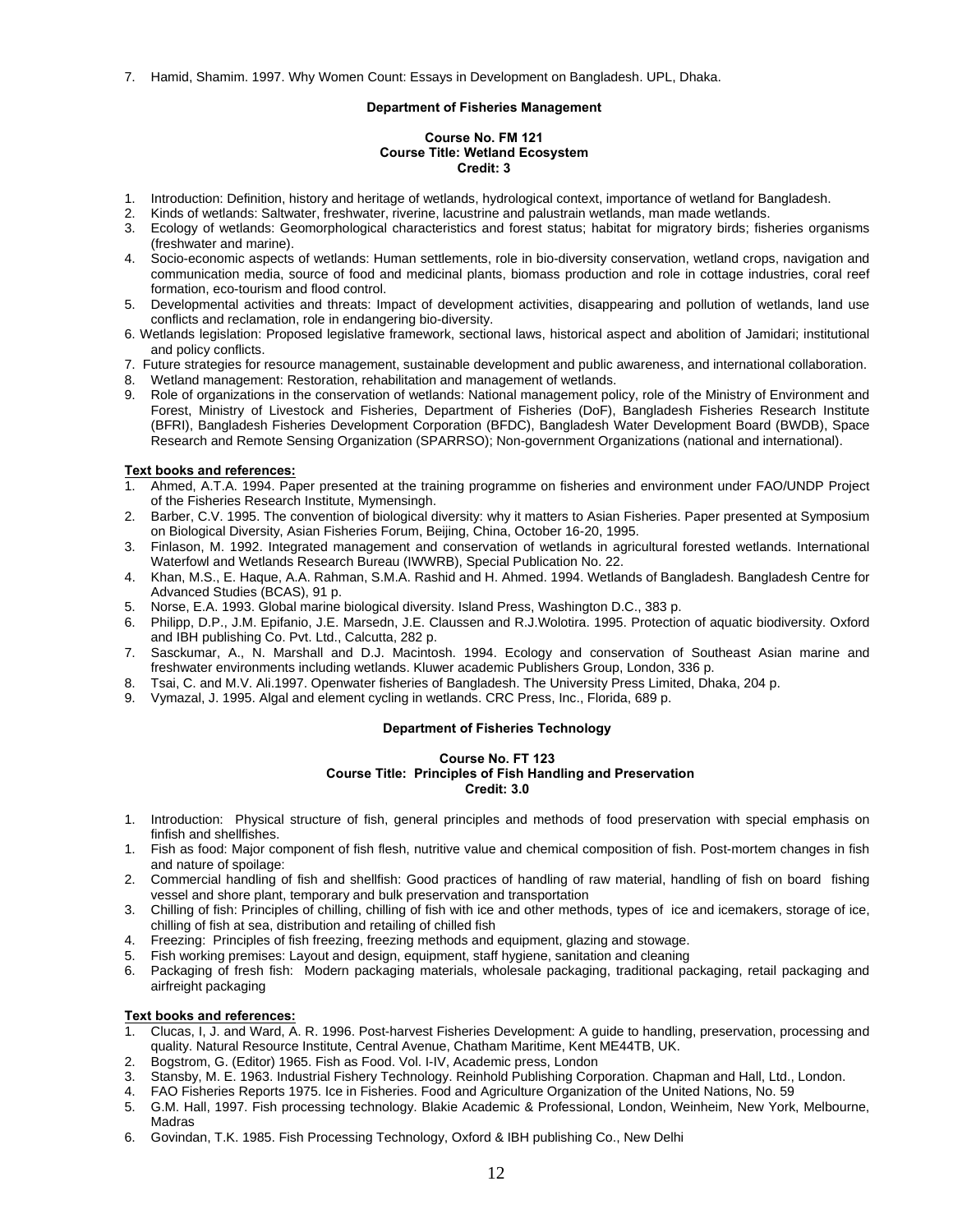7. Hamid, Shamim. 1997. Why Women Count: Essays in Development on Bangladesh. UPL, Dhaka.

## Department of Fisheries Management

**Course No. FM 121**
**Course Title: Wetland Ecosystem**
**Credit: 3**

1. Introduction: Definition, history and heritage of wetlands, hydrological context, importance of wetland for Bangladesh.
2. Kinds of wetlands: Saltwater, freshwater, riverine, lacustrine and palustrain wetlands, man made wetlands.
3. Ecology of wetlands: Geomorphological characteristics and forest status; habitat for migratory birds; fisheries organisms (freshwater and marine).
4. Socio-economic aspects of wetlands: Human settlements, role in bio-diversity conservation, wetland crops, navigation and communication media, source of food and medicinal plants, biomass production and role in cottage industries, coral reef formation, eco-tourism and flood control.
5. Developmental activities and threats: Impact of development activities, disappearing and pollution of wetlands, land use conflicts and reclamation, role in endangering bio-diversity.
6. Wetlands legislation: Proposed legislative framework, sectional laws, historical aspect and abolition of Jamidari; institutional and policy conflicts.
7. Future strategies for resource management, sustainable development and public awareness, and international collaboration.
8. Wetland management: Restoration, rehabilitation and management of wetlands.
9. Role of organizations in the conservation of wetlands: National management policy, role of the Ministry of Environment and Forest, Ministry of Livestock and Fisheries, Department of Fisheries (DoF), Bangladesh Fisheries Research Institute (BFRI), Bangladesh Fisheries Development Corporation (BFDC), Bangladesh Water Development Board (BWDB), Space Research and Remote Sensing Organization (SPARRSO); Non-government Organizations (national and international).

**Text books and references:**

1. Ahmed, A.T.A. 1994. Paper presented at the training programme on fisheries and environment under FAO/UNDP Project of the Fisheries Research Institute, Mymensingh.
2. Barber, C.V. 1995. The convention of biological diversity: why it matters to Asian Fisheries. Paper presented at Symposium on Biological Diversity, Asian Fisheries Forum, Beijing, China, October 16-20, 1995.
3. Finlason, M. 1992. Integrated management and conservation of wetlands in agricultural forested wetlands. International Waterfowl and Wetlands Research Bureau (IWWRB), Special Publication No. 22.
4. Khan, M.S., E. Haque, A.A. Rahman, S.M.A. Rashid and H. Ahmed. 1994. Wetlands of Bangladesh. Bangladesh Centre for Advanced Studies (BCAS), 91 p.
5. Norse, E.A. 1993. Global marine biological diversity. Island Press, Washington D.C., 383 p.
6. Philipp, D.P., J.M. Epifanio, J.E. Marsedn, J.E. Claussen and R.J.Wolotira. 1995. Protection of aquatic biodiversity. Oxford and IBH publishing Co. Pvt. Ltd., Calcutta, 282 p.
7. Sasckumar, A., N. Marshall and D.J. Macintosh. 1994. Ecology and conservation of Southeast Asian marine and freshwater environments including wetlands. Kluwer academic Publishers Group, London, 336 p.
8. Tsai, C. and M.V. Ali.1997. Openwater fisheries of Bangladesh. The University Press Limited, Dhaka, 204 p.
9. Vymazal, J. 1995. Algal and element cycling in wetlands. CRC Press, Inc., Florida, 689 p.

## Department of Fisheries Technology

**Course No. FT 123**
**Course Title: Principles of Fish Handling and Preservation**
**Credit: 3.0**

1. Introduction: Physical structure of fish, general principles and methods of food preservation with special emphasis on finfish and shellfishes.
1. Fish as food: Major component of fish flesh, nutritive value and chemical composition of fish. Post-mortem changes in fish and nature of spoilage:
2. Commercial handling of fish and shellfish: Good practices of handling of raw material, handling of fish on board fishing vessel and shore plant, temporary and bulk preservation and transportation
3. Chilling of fish: Principles of chilling, chilling of fish with ice and other methods, types of ice and icemakers, storage of ice, chilling of fish at sea, distribution and retailing of chilled fish
4. Freezing: Principles of fish freezing, freezing methods and equipment, glazing and stowage.
5. Fish working premises: Layout and design, equipment, staff hygiene, sanitation and cleaning
6. Packaging of fresh fish: Modern packaging materials, wholesale packaging, traditional packaging, retail packaging and airfreight packaging

**Text books and references:**

1. Clucas, I, J. and Ward, A. R. 1996. Post-harvest Fisheries Development: A guide to handling, preservation, processing and quality. Natural Resource Institute, Central Avenue, Chatham Maritime, Kent ME44TB, UK.
2. Bogstrom, G. (Editor) 1965. Fish as Food. Vol. I-IV, Academic press, London
3. Stansby, M. E. 1963. Industrial Fishery Technology. Reinhold Publishing Corporation. Chapman and Hall, Ltd., London.
4. FAO Fisheries Reports 1975. Ice in Fisheries. Food and Agriculture Organization of the United Nations, No. 59
5. G.M. Hall, 1997. Fish processing technology. Blakie Academic & Professional, London, Weinheim, New York, Melbourne, Madras
6. Govindan, T.K. 1985. Fish Processing Technology, Oxford & IBH publishing Co., New Delhi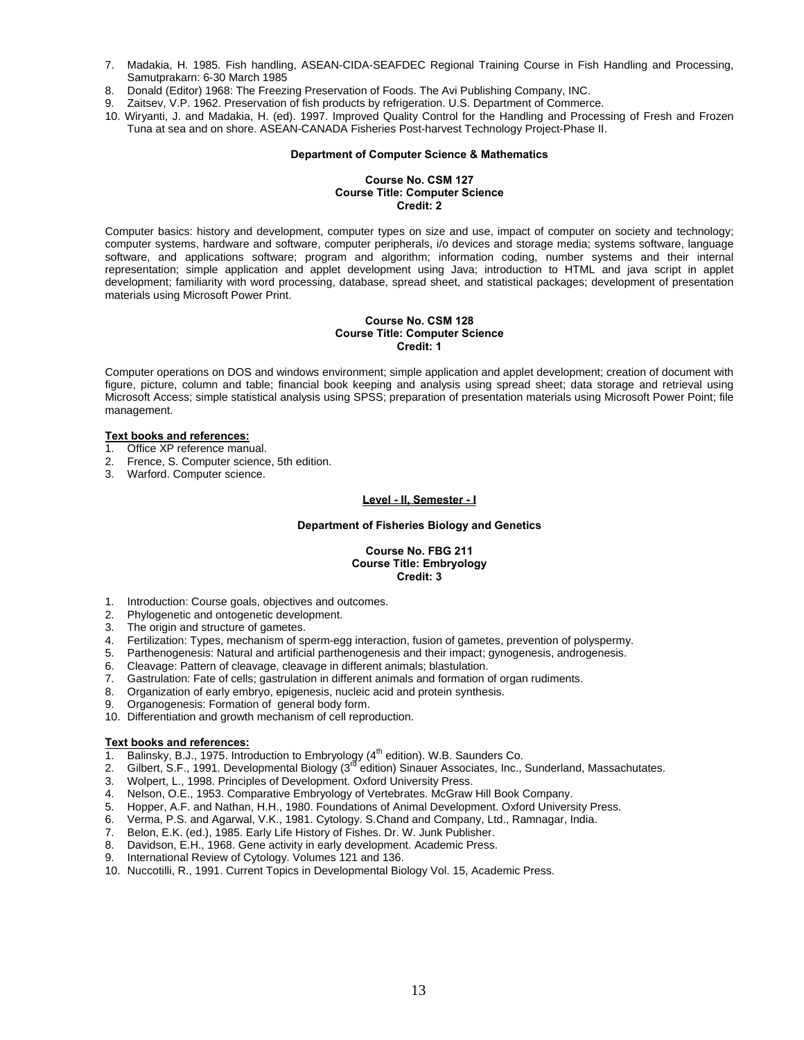7. Madakia, H. 1985. Fish handling, ASEAN-CIDA-SEAFDEC Regional Training Course in Fish Handling and Processing, Samutprakarn: 6-30 March 1985
8. Donald (Editor) 1968: The Freezing Preservation of Foods. The Avi Publishing Company, INC.
9. Zaitsev, V.P. 1962. Preservation of fish products by refrigeration. U.S. Department of Commerce.
10. Wiryanti, J. and Madakia, H. (ed). 1997. Improved Quality Control for the Handling and Processing of Fresh and Frozen Tuna at sea and on shore. ASEAN-CANADA Fisheries Post-harvest Technology Project-Phase II.

**Department of Computer Science & Mathematics**

**Course No. CSM 127**
**Course Title: Computer Science**
**Credit: 2**

Computer basics: history and development, computer types on size and use, impact of computer on society and technology; computer systems, hardware and software, computer peripherals, i/o devices and storage media; systems software, language software, and applications software; program and algorithm; information coding, number systems and their internal representation; simple application and applet development using Java; introduction to HTML and java script in applet development; familiarity with word processing, database, spread sheet, and statistical packages; development of presentation materials using Microsoft Power Print.

**Course No. CSM 128**
**Course Title: Computer Science**
**Credit: 1**

Computer operations on DOS and windows environment; simple application and applet development; creation of document with figure, picture, column and table; financial book keeping and analysis using spread sheet; data storage and retrieval using Microsoft Access; simple statistical analysis using SPSS; preparation of presentation materials using Microsoft Power Point; file management.

**Text books and references:**

1. Office XP reference manual.
2. Frence, S. Computer science, 5th edition.
3. Warford. Computer science.

**Level - II, Semester - I**

**Department of Fisheries Biology and Genetics**

**Course No. FBG 211**
**Course Title: Embryology**
**Credit: 3**

1. Introduction: Course goals, objectives and outcomes.
2. Phylogenetic and ontogenetic development.
3. The origin and structure of gametes.
4. Fertilization: Types, mechanism of sperm-egg interaction, fusion of gametes, prevention of polyspermy.
5. Parthenogenesis: Natural and artificial parthenogenesis and their impact; gynogenesis, androgenesis.
6. Cleavage: Pattern of cleavage, cleavage in different animals; blastulation.
7. Gastrulation: Fate of cells; gastrulation in different animals and formation of organ rudiments.
8. Organization of early embryo, epigenesis, nucleic acid and protein synthesis.
9. Organogenesis: Formation of general body form.
10. Differentiation and growth mechanism of cell reproduction.

**Text books and references:**

1. Balinsky, B.J., 1975. Introduction to Embryology (4th edition). W.B. Saunders Co.
2. Gilbert, S.F., 1991. Developmental Biology (3rd edition) Sinauer Associates, Inc., Sunderland, Massachutates.
3. Wolpert, L., 1998. Principles of Development. Oxford University Press.
4. Nelson, O.E., 1953. Comparative Embryology of Vertebrates. McGraw Hill Book Company.
5. Hopper, A.F. and Nathan, H.H., 1980. Foundations of Animal Development. Oxford University Press.
6. Verma, P.S. and Agarwal, V.K., 1981. Cytology. S.Chand and Company, Ltd., Ramnagar, India.
7. Belon, E.K. (ed.), 1985. Early Life History of Fishes. Dr. W. Junk Publisher.
8. Davidson, E.H., 1968. Gene activity in early development. Academic Press.
9. International Review of Cytology. Volumes 121 and 136.
10. Nuccotilli, R., 1991. Current Topics in Developmental Biology Vol. 15, Academic Press.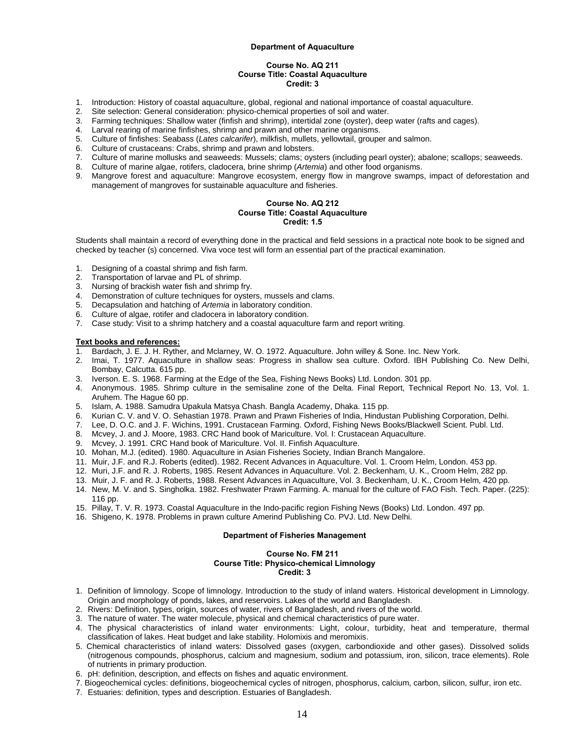## Department of Aquaculture

### Course No. AQ 211
### Course Title: Coastal Aquaculture
### Credit: 3

1. Introduction: History of coastal aquaculture, global, regional and national importance of coastal aquaculture.
2. Site selection: General consideration: physico-chemical properties of soil and water.
3. Farming techniques: Shallow water (finfish and shrimp), intertidal zone (oyster), deep water (rafts and cages).
4. Larval rearing of marine finfishes, shrimp and prawn and other marine organisms.
5. Culture of finfishes: Seabass (*Lates calcarifer*), milkfish, mullets, yellowtail, grouper and salmon.
6. Culture of crustaceans: Crabs, shrimp and prawn and lobsters.
7. Culture of marine mollusks and seaweeds: Mussels; clams; oysters (including pearl oyster); abalone; scallops; seaweeds.
8. Culture of marine algae, rotifers, cladocera, brine shrimp (*Artemia*) and other food organisms.
9. Mangrove forest and aquaculture: Mangrove ecosystem, energy flow in mangrove swamps, impact of deforestation and management of mangroves for sustainable aquaculture and fisheries.

### Course No. AQ 212
### Course Title: Coastal Aquaculture
### Credit: 1.5

Students shall maintain a record of everything done in the practical and field sessions in a practical note book to be signed and checked by teacher (s) concerned. Viva voce test will form an essential part of the practical examination.

1. Designing of a coastal shrimp and fish farm.
2. Transportation of larvae and PL of shrimp.
3. Nursing of brackish water fish and shrimp fry.
4. Demonstration of culture techniques for oysters, mussels and clams.
5. Decapsulation and hatching of *Artemia* in laboratory condition.
6. Culture of algae, rotifer and cladocera in laboratory condition.
7. Case study: Visit to a shrimp hatchery and a coastal aquaculture farm and report writing.

**Text books and references:**

1. Bardach, J. E. J. H. Ryther, and Mclarney, W. O. 1972. Aquaculture. John willey & Sone. Inc. New York.
2. Imai, T. 1977. Aquaculture in shallow seas: Progress in shallow sea culture. Oxford. IBH Publishing Co. New Delhi, Bombay, Calcutta. 615 pp.
3. Iverson. E. S. 1968. Farming at the Edge of the Sea, Fishing News Books) Ltd. London. 301 pp.
4. Anonymous. 1985. Shrimp culture in the semisaline zone of the Delta. Final Report, Technical Report No. 13, Vol. 1. Aruhem. The Hague 60 pp.
5. Islam, A. 1988. Samudra Upakula Matsya Chash. Bangla Academy, Dhaka. 115 pp.
6. Kurian C. V. and V. O. Sehastian 1978. Prawn and Prawn Fisheries of India, Hindustan Publishing Corporation, Delhi.
7. Lee, D. O.C. and J. F. Wichins, 1991. Crustacean Farming. Oxford, Fishing News Books/Blackwell Scient. Publ. Ltd.
8. Mcvey, J. and J. Moore, 1983. CRC Hand book of Mariculture. Vol. I: Crustacean Aquaculture.
9. Mcvey, J. 1991. CRC Hand book of Mariculture. Vol. II. Finfish Aquaculture.
10. Mohan, M.J. (edited). 1980. Aquaculture in Asian Fisheries Society, Indian Branch Mangalore.
11. Muir, J.F. and R.J. Roberts (edited). 1982. Recent Advances in Aquaculture. Vol. 1. Croom Helm, London. 453 pp.
12. Muri, J.F. and R. J. Roberts, 1985. Resent Advances in Aquaculture. Vol. 2. Beckenham, U. K., Croom Helm, 282 pp.
13. Muir, J. F. and R. J. Roberts, 1988. Resent Advances in Aquaculture, Vol. 3. Beckenham, U. K., Croom Helm, 420 pp.
14. New, M. V. and S. Singholka. 1982. Freshwater Prawn Farming. A. manual for the culture of FAO Fish. Tech. Paper. (225): 116 pp.
15. Pillay, T. V. R. 1973. Coastal Aquaculture in the Indo-pacific region Fishing News (Books) Ltd. London. 497 pp.
16. Shigeno, K. 1978. Problems in prawn culture Amerind Publishing Co. PVJ. Ltd. New Delhi.

## Department of Fisheries Management

### Course No. FM 211
### Course Title: Physico-chemical Limnology
### Credit: 3

1. Definition of limnology. Scope of limnology. Introduction to the study of inland waters. Historical development in Limnology. Origin and morphology of ponds, lakes, and reservoirs. Lakes of the world and Bangladesh.
2. Rivers: Definition, types, origin, sources of water, rivers of Bangladesh, and rivers of the world.
3. The nature of water. The water molecule, physical and chemical characteristics of pure water.
4. The physical characteristics of inland water environments: Light, colour, turbidity, heat and temperature, thermal classification of lakes. Heat budget and lake stability. Holomixis and meromixis.
5. Chemical characteristics of inland waters: Dissolved gases (oxygen, carbondioxide and other gases). Dissolved solids (nitrogenous compounds, phosphorus, calcium and magnesium, sodium and potassium, iron, silicon, trace elements). Role of nutrients in primary production.
6. pH: definition, description, and effects on fishes and aquatic environment.
7. Biogeochemical cycles: definitions, biogeochemical cycles of nitrogen, phosphorus, calcium, carbon, silicon, sulfur, iron etc.
7. Estuaries: definition, types and description. Estuaries of Bangladesh.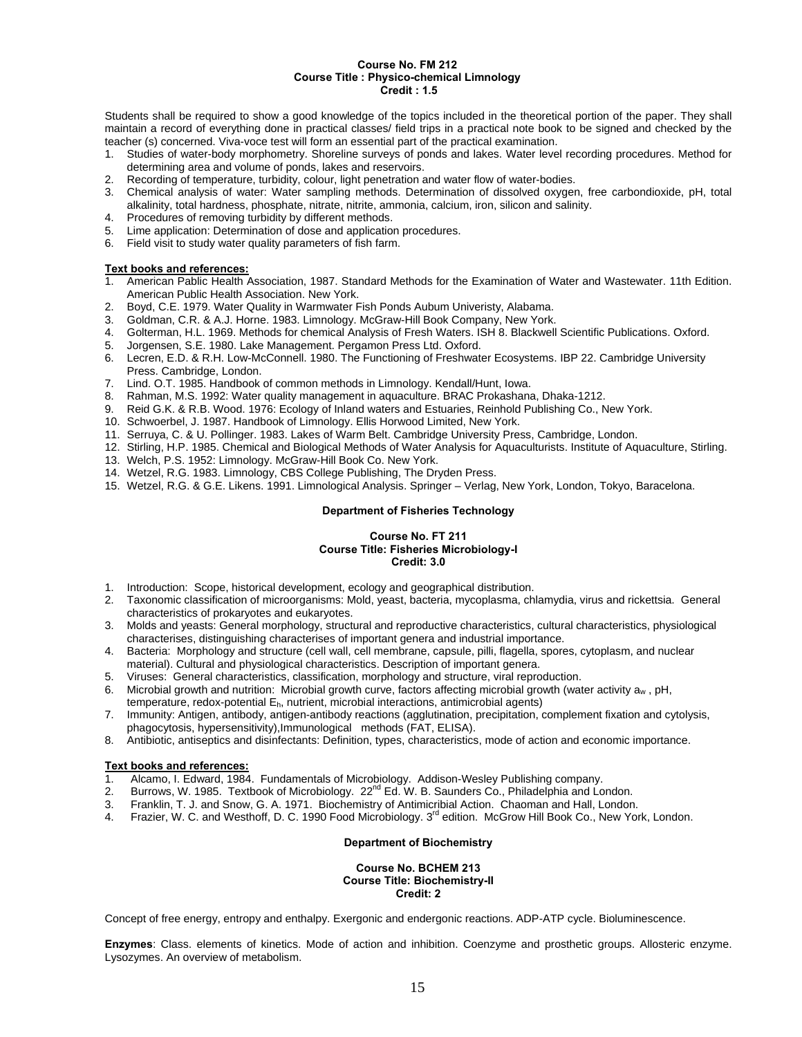**Course No. FM 212**
**Course Title : Physico-chemical Limnology**
**Credit : 1.5**

Students shall be required to show a good knowledge of the topics included in the theoretical portion of the paper. They shall maintain a record of everything done in practical classes/ field trips in a practical note book to be signed and checked by the teacher (s) concerned. Viva-voce test will form an essential part of the practical examination.

1. Studies of water-body morphometry. Shoreline surveys of ponds and lakes. Water level recording procedures. Method for determining area and volume of ponds, lakes and reservoirs.
2. Recording of temperature, turbidity, colour, light penetration and water flow of water-bodies.
3. Chemical analysis of water: Water sampling methods. Determination of dissolved oxygen, free carbondioxide, pH, total alkalinity, total hardness, phosphate, nitrate, nitrite, ammonia, calcium, iron, silicon and salinity.
4. Procedures of removing turbidity by different methods.
5. Lime application: Determination of dose and application procedures.
6. Field visit to study water quality parameters of fish farm.

**Text books and references:**

1. American Pablic Health Association, 1987. Standard Methods for the Examination of Water and Wastewater. 11th Edition. American Public Health Association. New York.
2. Boyd, C.E. 1979. Water Quality in Warmwater Fish Ponds Aubum Univeristy, Alabama.
3. Goldman, C.R. & A.J. Horne. 1983. Limnology. McGraw-Hill Book Company, New York.
4. Golterman, H.L. 1969. Methods for chemical Analysis of Fresh Waters. ISH 8. Blackwell Scientific Publications. Oxford.
5. Jorgensen, S.E. 1980. Lake Management. Pergamon Press Ltd. Oxford.
6. Lecren, E.D. & R.H. Low-McConnell. 1980. The Functioning of Freshwater Ecosystems. IBP 22. Cambridge University Press. Cambridge, London.
7. Lind. O.T. 1985. Handbook of common methods in Limnology. Kendall/Hunt, Iowa.
8. Rahman, M.S. 1992: Water quality management in aquaculture. BRAC Prokashana, Dhaka-1212.
9. Reid G.K. & R.B. Wood. 1976: Ecology of Inland waters and Estuaries, Reinhold Publishing Co., New York.
10. Schwoerbel, J. 1987. Handbook of Limnology. Ellis Horwood Limited, New York.
11. Serruya, C. & U. Pollinger. 1983. Lakes of Warm Belt. Cambridge University Press, Cambridge, London.
12. Stirling, H.P. 1985. Chemical and Biological Methods of Water Analysis for Aquaculturists. Institute of Aquaculture, Stirling.
13. Welch, P.S. 1952: Limnology. McGraw-Hill Book Co. New York.
14. Wetzel, R.G. 1983. Limnology, CBS College Publishing, The Dryden Press.
15. Wetzel, R.G. & G.E. Likens. 1991. Limnological Analysis. Springer – Verlag, New York, London, Tokyo, Baracelona.

## Department of Fisheries Technology

**Course No. FT 211**
**Course Title: Fisheries Microbiology-I**
**Credit: 3.0**

1. Introduction: Scope, historical development, ecology and geographical distribution.
2. Taxonomic classification of microorganisms: Mold, yeast, bacteria, mycoplasma, chlamydia, virus and rickettsia. General characteristics of prokaryotes and eukaryotes.
3. Molds and yeasts: General morphology, structural and reproductive characteristics, cultural characteristics, physiological characterises, distinguishing characterises of important genera and industrial importance.
4. Bacteria: Morphology and structure (cell wall, cell membrane, capsule, pilli, flagella, spores, cytoplasm, and nuclear material). Cultural and physiological characteristics. Description of important genera.
5. Viruses: General characteristics, classification, morphology and structure, viral reproduction.
6. Microbial growth and nutrition: Microbial growth curve, factors affecting microbial growth (water activity $a_w$ , pH, temperature, redox-potential $E_h$, nutrient, microbial interactions, antimicrobial agents)
7. Immunity: Antigen, antibody, antigen-antibody reactions (agglutination, precipitation, complement fixation and cytolysis, phagocytosis, hypersensitivity),Immunological methods (FAT, ELISA).
8. Antibiotic, antiseptics and disinfectants: Definition, types, characteristics, mode of action and economic importance.

**Text books and references:**

1. Alcamo, I. Edward, 1984. Fundamentals of Microbiology. Addison-Wesley Publishing company.
2. Burrows, W. 1985. Textbook of Microbiology. 22nd Ed. W. B. Saunders Co., Philadelphia and London.
3. Franklin, T. J. and Snow, G. A. 1971. Biochemistry of Antimicribial Action. Chaoman and Hall, London.
4. Frazier, W. C. and Westhoff, D. C. 1990 Food Microbiology. 3rd edition. McGrow Hill Book Co., New York, London.

## Department of Biochemistry

**Course No. BCHEM 213**
**Course Title: Biochemistry-II**
**Credit: 2**

Concept of free energy, entropy and enthalpy. Exergonic and endergonic reactions. ADP-ATP cycle. Bioluminescence.

**Enzymes**: Class. elements of kinetics. Mode of action and inhibition. Coenzyme and prosthetic groups. Allosteric enzyme. Lysozymes. An overview of metabolism.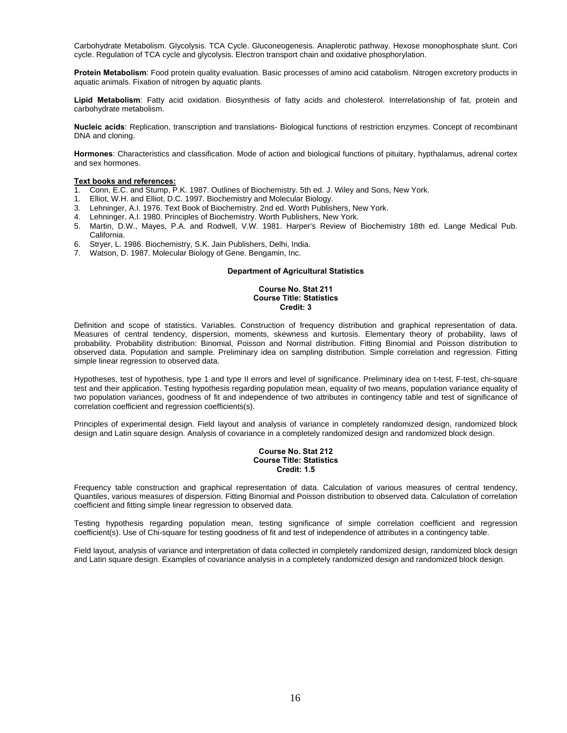Carbohydrate Metabolism. Glycolysis. TCA Cycle. Gluconeogenesis. Anaplerotic pathway. Hexose monophosphate slunt. Cori cycle. Regulation of TCA cycle and glycolysis. Electron transport chain and oxidative phosphorylation.

**Protein Metabolism**: Food protein quality evaluation. Basic processes of amino acid catabolism. Nitrogen excretory products in aquatic animals. Fixation of nitrogen by aquatic plants.

**Lipid Metabolism**: Fatty acid oxidation. Biosynthesis of fatty acids and cholesterol. Interrelationship of fat, protein and carbohydrate metabolism.

**Nucleic acids**: Replication, transcription and translations- Biological functions of restriction enzymes. Concept of recombinant DNA and cloning.

**Hormones**: Characteristics and classification. Mode of action and biological functions of pituitary, hypthalamus, adrenal cortex and sex hormones.

**Text books and references:**

1. Conn, E.C. and Stump, P.K. 1987. Outlines of Biochemistry. 5th ed. J. Wiley and Sons, New York.
1. Elliot, W.H. and Elliot, D.C. 1997. Biochemistry and Molecular Biology.
3. Lehninger, A.I. 1976. Text Book of Biochemistry. 2nd ed. Worth Publishers, New York.
4. Lehninger, A.I. 1980. Principles of Biochemistry. Worth Publishers, New York.
5. Martin, D.W., Mayes, P.A. and Rodwell, V.W. 1981. Harper's Review of Biochemistry 18th ed. Lange Medical Pub. California.
6. Stryer, L. 1986. Biochemistry, S.K. Jain Publishers, Delhi, India.
7. Watson, D. 1987. Molecular Biology of Gene. Bengamin, Inc.

## Department of Agricultural Statistics

**Course No. Stat 211**
**Course Title: Statistics**
**Credit: 3**

Definition and scope of statistics. Variables. Construction of frequency distribution and graphical representation of data. Measures of central tendency, dispersion, moments, skewness and kurtosis. Elementary theory of probability, laws of probability. Probability distribution: Binomial, Poisson and Normal distribution. Fitting Binomial and Poisson distribution to observed data. Population and sample. Preliminary idea on sampling distribution. Simple correlation and regression. Fitting simple linear regression to observed data.

Hypotheses, test of hypothesis, type 1 and type II errors and level of significance. Preliminary idea on t-test, F-test, chi-square test and their application. Testing hypothesis regarding population mean, equality of two means, population variance equality of two population variances, goodness of fit and independence of two attributes in contingency table and test of significance of correlation coefficient and regression coefficients(s).

Principles of experimental design. Field layout and analysis of variance in completely randomized design, randomized block design and Latin square design. Analysis of covariance in a completely randomized design and randomized block design.

**Course No. Stat 212**
**Course Title: Statistics**
**Credit: 1.5**

Frequency table construction and graphical representation of data. Calculation of various measures of central tendency, Quantiles, various measures of dispersion. Fitting Binomial and Poisson distribution to observed data. Calculation of correlation coefficient and fitting simple linear regression to observed data.

Testing hypothesis regarding population mean, testing significance of simple correlation coefficient and regression coefficient(s). Use of Chi-square for testing goodness of fit and test of independence of attributes in a contingency table.

Field layout, analysis of variance and interpretation of data collected in completely randomized design, randomized block design and Latin square design. Examples of covariance analysis in a completely randomized design and randomized block design.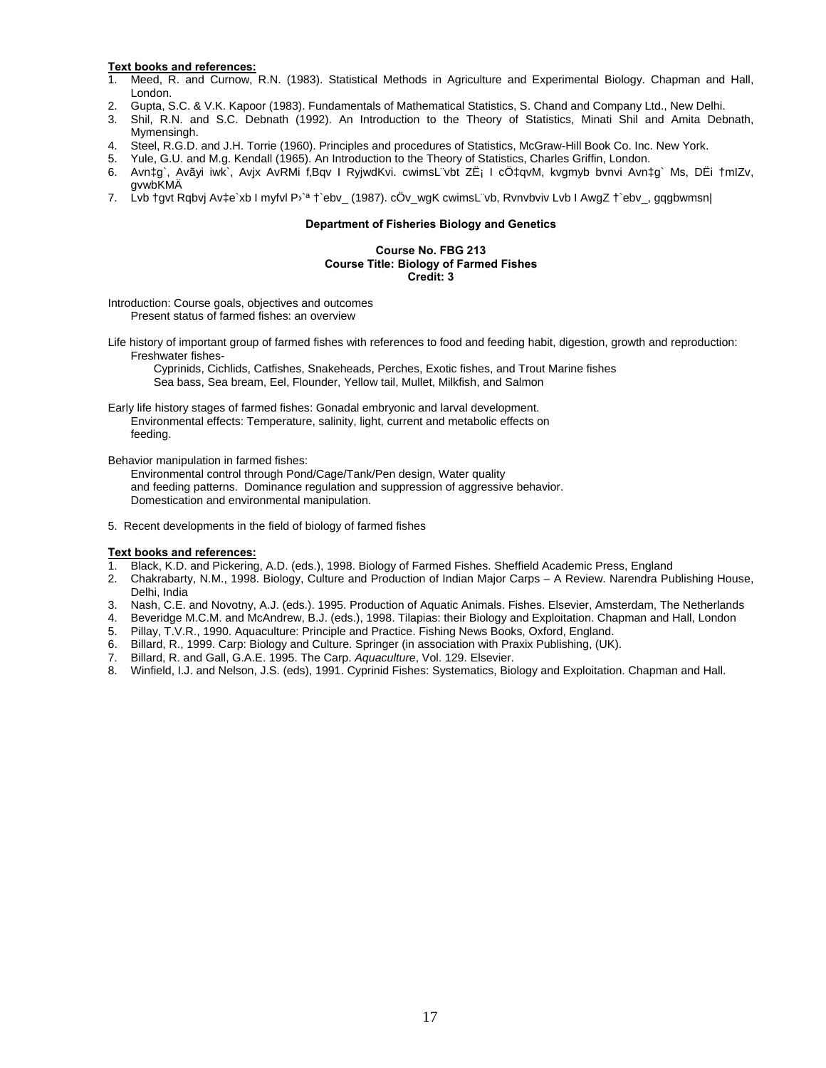**Text books and references:**

1. Meed, R. and Curnow, R.N. (1983). Statistical Methods in Agriculture and Experimental Biology. Chapman and Hall, London.
2. Gupta, S.C. & V.K. Kapoor (1983). Fundamentals of Mathematical Statistics, S. Chand and Company Ltd., New Delhi.
3. Shil, R.N. and S.C. Debnath (1992). An Introduction to the Theory of Statistics, Minati Shil and Amita Debnath, Mymensingh.
4. Steel, R.G.D. and J.H. Torrie (1960). Principles and procedures of Statistics, McGraw-Hill Book Co. Inc. New York.
5. Yule, G.U. and M.g. Kendall (1965). An Introduction to the Theory of Statistics, Charles Griffin, London.
6. Avn‡g`, Avãyi iwk`, Avjx AvRMi f‚Bqv I RyjwdKvi. cwimsL¨vbt ZË¡ I cÖ‡qvM, kvgmyb bvnvi Avn‡g` Ms, DËi †mIZv, gvwbKMÄ
7. Lvb †gvt Rqbvj Av‡e`xb I myfvl P›`ª †`ebv\_ (1987). cÖv\_wgK cwimsL¨vb, Rvnvbviv Lvb I AwgZ †`ebv\_, gqgbwmsn|

**Department of Fisheries Biology and Genetics**

**Course No. FBG 213**
**Course Title: Biology of Farmed Fishes**
**Credit: 3**

Introduction: Course goals, objectives and outcomes
Present status of farmed fishes: an overview

Life history of important group of farmed fishes with references to food and feeding habit, digestion, growth and reproduction:
Freshwater fishes-
Cyprinids, Cichlids, Catfishes, Snakeheads, Perches, Exotic fishes, and Trout Marine fishes
Sea bass, Sea bream, Eel, Flounder, Yellow tail, Mullet, Milkfish, and Salmon

Early life history stages of farmed fishes: Gonadal embryonic and larval development.
Environmental effects: Temperature, salinity, light, current and metabolic effects on feeding.

Behavior manipulation in farmed fishes:
Environmental control through Pond/Cage/Tank/Pen design, Water quality and feeding patterns. Dominance regulation and suppression of aggressive behavior.
Domestication and environmental manipulation.

5. Recent developments in the field of biology of farmed fishes

**Text books and references:**

1. Black, K.D. and Pickering, A.D. (eds.), 1998. Biology of Farmed Fishes. Sheffield Academic Press, England
2. Chakrabarty, N.M., 1998. Biology, Culture and Production of Indian Major Carps – A Review. Narendra Publishing House, Delhi, India
3. Nash, C.E. and Novotny, A.J. (eds.). 1995. Production of Aquatic Animals. Fishes. Elsevier, Amsterdam, The Netherlands
4. Beveridge M.C.M. and McAndrew, B.J. (eds.), 1998. Tilapias: their Biology and Exploitation. Chapman and Hall, London
5. Pillay, T.V.R., 1990. Aquaculture: Principle and Practice. Fishing News Books, Oxford, England.
6. Billard, R., 1999. Carp: Biology and Culture. Springer (in association with Praxix Publishing, (UK).
7. Billard, R. and Gall, G.A.E. 1995. The Carp. *Aquaculture*, Vol. 129. Elsevier.
8. Winfield, I.J. and Nelson, J.S. (eds), 1991. Cyprinid Fishes: Systematics, Biology and Exploitation. Chapman and Hall.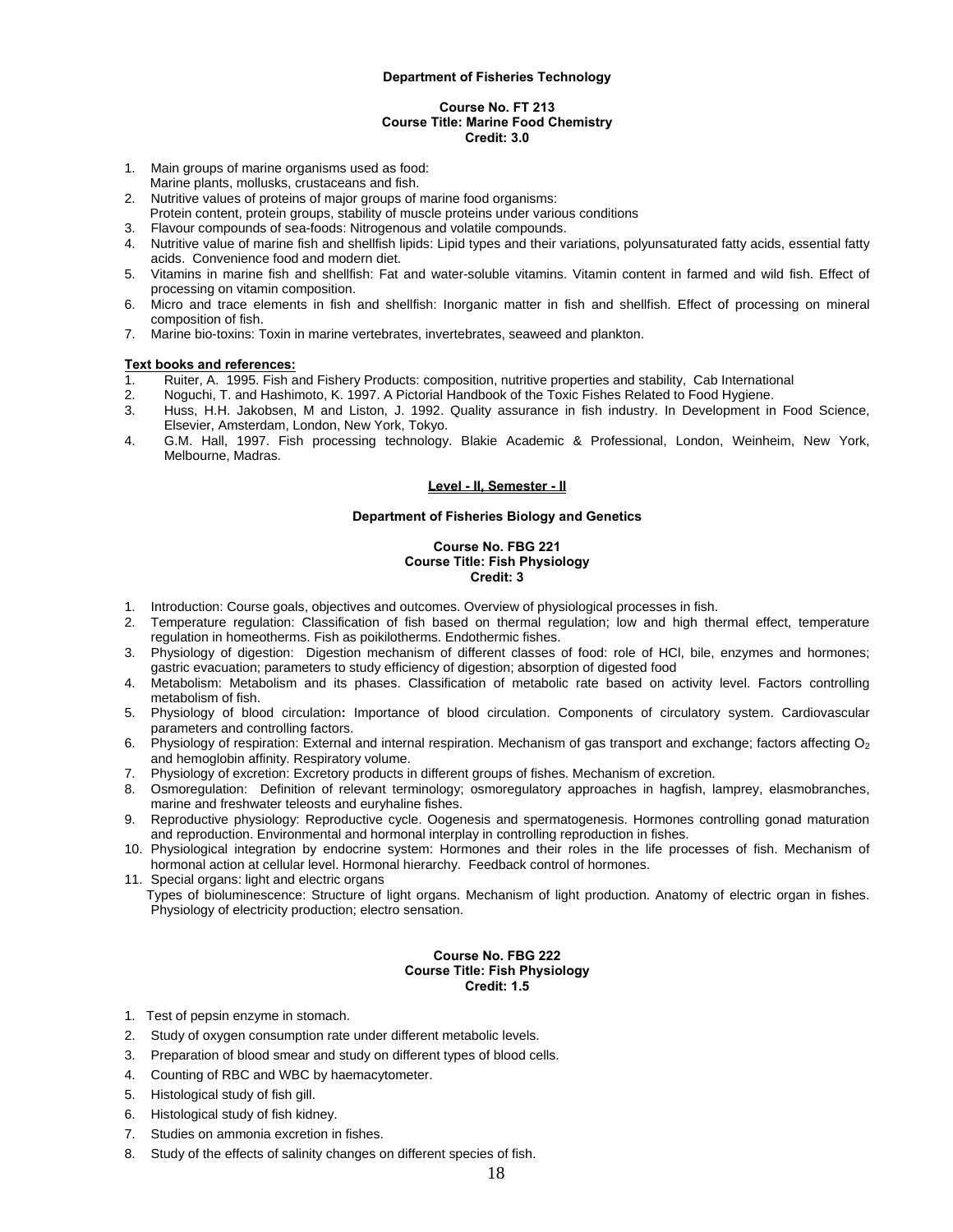**Department of Fisheries Technology**

**Course No. FT 213**
**Course Title: Marine Food Chemistry**
**Credit: 3.0**

1. Main groups of marine organisms used as food:
   Marine plants, mollusks, crustaceans and fish.
2. Nutritive values of proteins of major groups of marine food organisms:
   Protein content, protein groups, stability of muscle proteins under various conditions
3. Flavour compounds of sea-foods: Nitrogenous and volatile compounds.
4. Nutritive value of marine fish and shellfish lipids: Lipid types and their variations, polyunsaturated fatty acids, essential fatty acids. Convenience food and modern diet.
5. Vitamins in marine fish and shellfish: Fat and water-soluble vitamins. Vitamin content in farmed and wild fish. Effect of processing on vitamin composition.
6. Micro and trace elements in fish and shellfish: Inorganic matter in fish and shellfish. Effect of processing on mineral composition of fish.
7. Marine bio-toxins: Toxin in marine vertebrates, invertebrates, seaweed and plankton.

**Text books and references:**

1. Ruiter, A. 1995. Fish and Fishery Products: composition, nutritive properties and stability, Cab International
2. Noguchi, T. and Hashimoto, K. 1997. A Pictorial Handbook of the Toxic Fishes Related to Food Hygiene.
3. Huss, H.H. Jakobsen, M and Liston, J. 1992. Quality assurance in fish industry. In Development in Food Science, Elsevier, Amsterdam, London, New York, Tokyo.
4. G.M. Hall, 1997. Fish processing technology. Blakie Academic & Professional, London, Weinheim, New York, Melbourne, Madras.

## Level - II, Semester - II

**Department of Fisheries Biology and Genetics**

**Course No. FBG 221**
**Course Title: Fish Physiology**
**Credit: 3**

1. Introduction: Course goals, objectives and outcomes. Overview of physiological processes in fish.
2. Temperature regulation: Classification of fish based on thermal regulation; low and high thermal effect, temperature regulation in homeotherms. Fish as poikilotherms. Endothermic fishes.
3. Physiology of digestion: Digestion mechanism of different classes of food: role of HCl, bile, enzymes and hormones; gastric evacuation; parameters to study efficiency of digestion; absorption of digested food
4. Metabolism: Metabolism and its phases. Classification of metabolic rate based on activity level. Factors controlling metabolism of fish.
5. Physiology of blood circulation**:** Importance of blood circulation. Components of circulatory system. Cardiovascular parameters and controlling factors.
6. Physiology of respiration: External and internal respiration. Mechanism of gas transport and exchange; factors affecting $O_2$ and hemoglobin affinity. Respiratory volume.
7. Physiology of excretion: Excretory products in different groups of fishes. Mechanism of excretion.
8. Osmoregulation: Definition of relevant terminology; osmoregulatory approaches in hagfish, lamprey, elasmobranches, marine and freshwater teleosts and euryhaline fishes.
9. Reproductive physiology: Reproductive cycle. Oogenesis and spermatogenesis. Hormones controlling gonad maturation and reproduction. Environmental and hormonal interplay in controlling reproduction in fishes.
10. Physiological integration by endocrine system: Hormones and their roles in the life processes of fish. Mechanism of hormonal action at cellular level. Hormonal hierarchy. Feedback control of hormones.
11. Special organs: light and electric organs
    Types of bioluminescence: Structure of light organs. Mechanism of light production. Anatomy of electric organ in fishes. Physiology of electricity production; electro sensation.

**Course No. FBG 222**
**Course Title: Fish Physiology**
**Credit: 1.5**

1. Test of pepsin enzyme in stomach.
2. Study of oxygen consumption rate under different metabolic levels.
3. Preparation of blood smear and study on different types of blood cells.
4. Counting of RBC and WBC by haemacytometer.
5. Histological study of fish gill.
6. Histological study of fish kidney.
7. Studies on ammonia excretion in fishes.
8. Study of the effects of salinity changes on different species of fish.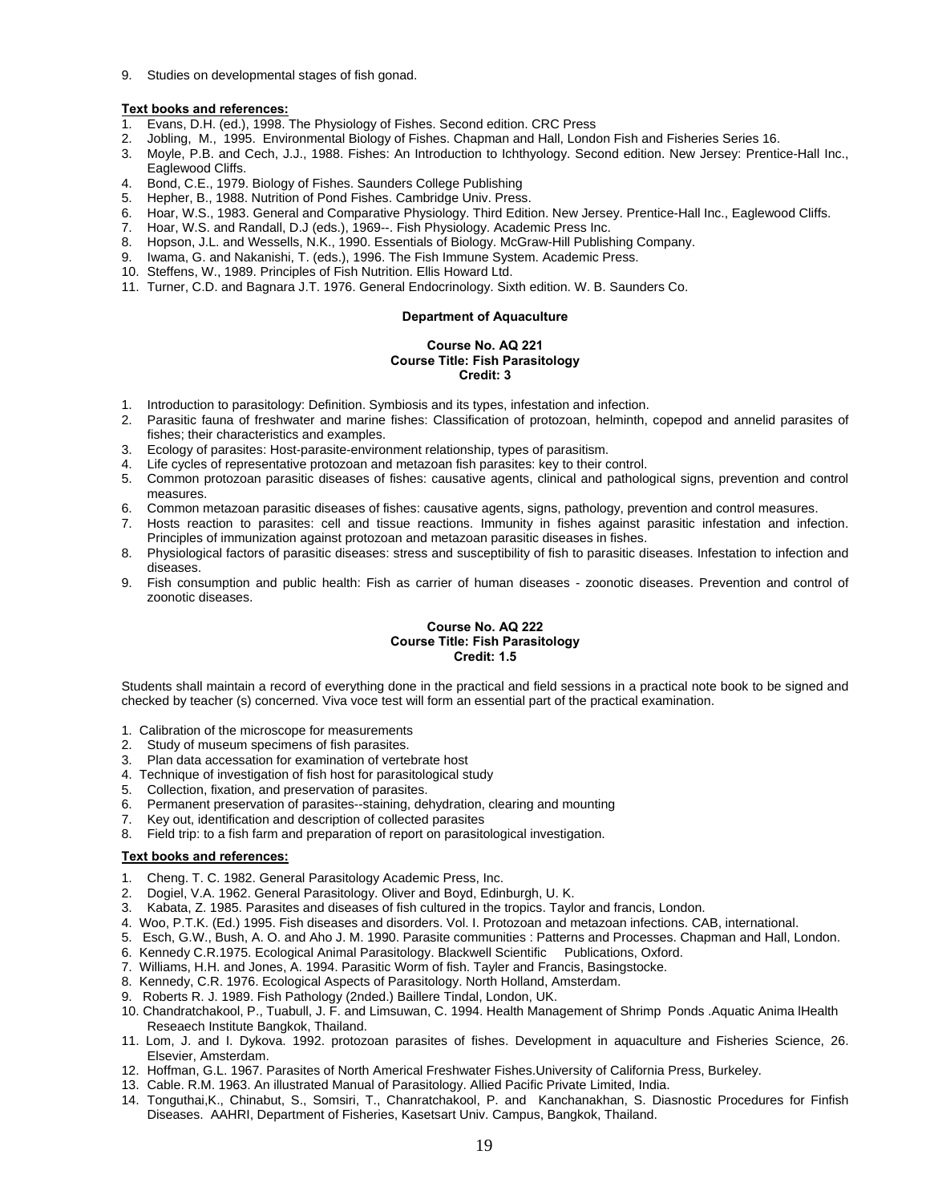9. Studies on developmental stages of fish gonad.

**Text books and references:**

1. Evans, D.H. (ed.), 1998. The Physiology of Fishes. Second edition. CRC Press
2. Jobling, M., 1995. Environmental Biology of Fishes. Chapman and Hall, London Fish and Fisheries Series 16.
3. Moyle, P.B. and Cech, J.J., 1988. Fishes: An Introduction to Ichthyology. Second edition. New Jersey: Prentice-Hall Inc., Eaglewood Cliffs.
4. Bond, C.E., 1979. Biology of Fishes. Saunders College Publishing
5. Hepher, B., 1988. Nutrition of Pond Fishes. Cambridge Univ. Press.
6. Hoar, W.S., 1983. General and Comparative Physiology. Third Edition. New Jersey. Prentice-Hall Inc., Eaglewood Cliffs.
7. Hoar, W.S. and Randall, D.J (eds.), 1969--. Fish Physiology. Academic Press Inc.
8. Hopson, J.L. and Wessells, N.K., 1990. Essentials of Biology. McGraw-Hill Publishing Company.
9. Iwama, G. and Nakanishi, T. (eds.), 1996. The Fish Immune System. Academic Press.
10. Steffens, W., 1989. Principles of Fish Nutrition. Ellis Howard Ltd.
11. Turner, C.D. and Bagnara J.T. 1976. General Endocrinology. Sixth edition. W. B. Saunders Co.

## Department of Aquaculture

### Course No. AQ 221
### Course Title: Fish Parasitology
### Credit: 3

1. Introduction to parasitology: Definition. Symbiosis and its types, infestation and infection.
2. Parasitic fauna of freshwater and marine fishes: Classification of protozoan, helminth, copepod and annelid parasites of fishes; their characteristics and examples.
3. Ecology of parasites: Host-parasite-environment relationship, types of parasitism.
4. Life cycles of representative protozoan and metazoan fish parasites: key to their control.
5. Common protozoan parasitic diseases of fishes: causative agents, clinical and pathological signs, prevention and control measures.
6. Common metazoan parasitic diseases of fishes: causative agents, signs, pathology, prevention and control measures.
7. Hosts reaction to parasites: cell and tissue reactions. Immunity in fishes against parasitic infestation and infection. Principles of immunization against protozoan and metazoan parasitic diseases in fishes.
8. Physiological factors of parasitic diseases: stress and susceptibility of fish to parasitic diseases. Infestation to infection and diseases.
9. Fish consumption and public health: Fish as carrier of human diseases - zoonotic diseases. Prevention and control of zoonotic diseases.

### Course No. AQ 222
### Course Title: Fish Parasitology
### Credit: 1.5

Students shall maintain a record of everything done in the practical and field sessions in a practical note book to be signed and checked by teacher (s) concerned. Viva voce test will form an essential part of the practical examination.

1. Calibration of the microscope for measurements
2. Study of museum specimens of fish parasites.
3. Plan data accessation for examination of vertebrate host
4. Technique of investigation of fish host for parasitological study
5. Collection, fixation, and preservation of parasites.
6. Permanent preservation of parasites--staining, dehydration, clearing and mounting
7. Key out, identification and description of collected parasites
8. Field trip: to a fish farm and preparation of report on parasitological investigation.

**Text books and references:**

1. Cheng. T. C. 1982. General Parasitology Academic Press, Inc.
2. Dogiel, V.A. 1962. General Parasitology. Oliver and Boyd, Edinburgh, U. K.
3. Kabata, Z. 1985. Parasites and diseases of fish cultured in the tropics. Taylor and francis, London.
4. Woo, P.T.K. (Ed.) 1995. Fish diseases and disorders. Vol. I. Protozoan and metazoan infections. CAB, international.
5. Esch, G.W., Bush, A. O. and Aho J. M. 1990. Parasite communities : Patterns and Processes. Chapman and Hall, London.
6. Kennedy C.R.1975. Ecological Animal Parasitology. Blackwell Scientific Publications, Oxford.
7. Williams, H.H. and Jones, A. 1994. Parasitic Worm of fish. Tayler and Francis, Basingstocke.
8. Kennedy, C.R. 1976. Ecological Aspects of Parasitology. North Holland, Amsterdam.
9. Roberts R. J. 1989. Fish Pathology (2nded.) Baillere Tindal, London, UK.
10. Chandratchakool, P., Tuabull, J. F. and Limsuwan, C. 1994. Health Management of Shrimp Ponds .Aquatic Anima lHealth Reseaech Institute Bangkok, Thailand.
11. Lom, J. and I. Dykova. 1992. protozoan parasites of fishes. Development in aquaculture and Fisheries Science, 26. Elsevier, Amsterdam.
12. Hoffman, G.L. 1967. Parasites of North Americal Freshwater Fishes.University of California Press, Burkeley.
13. Cable. R.M. 1963. An illustrated Manual of Parasitology. Allied Pacific Private Limited, India.
14. Tonguthai,K., Chinabut, S., Somsiri, T., Chanratchakool, P. and Kanchanakhan, S. Diasnostic Procedures for Finfish Diseases. AAHRI, Department of Fisheries, Kasetsart Univ. Campus, Bangkok, Thailand.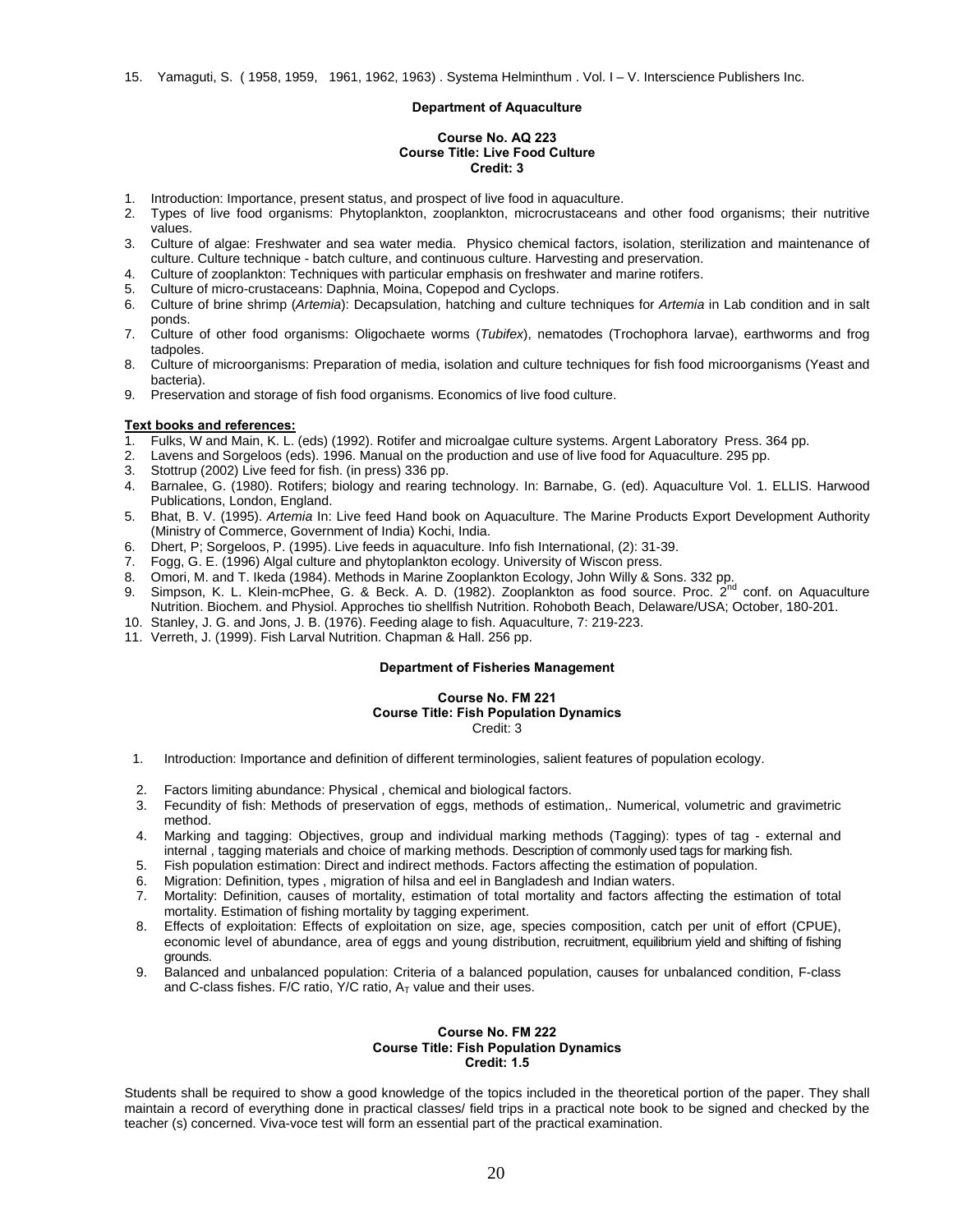15. Yamaguti, S. ( 1958, 1959, 1961, 1962, 1963) . Systema Helminthum . Vol. I – V. Interscience Publishers Inc.

### Department of Aquaculture

**Course No. AQ 223**
**Course Title: Live Food Culture**
**Credit: 3**

1. Introduction: Importance, present status, and prospect of live food in aquaculture.
2. Types of live food organisms: Phytoplankton, zooplankton, microcrustaceans and other food organisms; their nutritive values.
3. Culture of algae: Freshwater and sea water media. Physico chemical factors, isolation, sterilization and maintenance of culture. Culture technique - batch culture, and continuous culture. Harvesting and preservation.
4. Culture of zooplankton: Techniques with particular emphasis on freshwater and marine rotifers.
5. Culture of micro-crustaceans: Daphnia, Moina, Copepod and Cyclops.
6. Culture of brine shrimp (*Artemia*): Decapsulation, hatching and culture techniques for *Artemia* in Lab condition and in salt ponds.
7. Culture of other food organisms: Oligochaete worms (*Tubifex*), nematodes (Trochophora larvae), earthworms and frog tadpoles.
8. Culture of microorganisms: Preparation of media, isolation and culture techniques for fish food microorganisms (Yeast and bacteria).
9. Preservation and storage of fish food organisms. Economics of live food culture.

**Text books and references:**

1. Fulks, W and Main, K. L. (eds) (1992). Rotifer and microalgae culture systems. Argent Laboratory Press. 364 pp.
2. Lavens and Sorgeloos (eds). 1996. Manual on the production and use of live food for Aquaculture. 295 pp.
3. Stottrup (2002) Live feed for fish. (in press) 336 pp.
4. Barnalee, G. (1980). Rotifers; biology and rearing technology. In: Barnabe, G. (ed). Aquaculture Vol. 1. ELLIS. Harwood Publications, London, England.
5. Bhat, B. V. (1995). *Artemia* In: Live feed Hand book on Aquaculture. The Marine Products Export Development Authority (Ministry of Commerce, Government of India) Kochi, India.
6. Dhert, P; Sorgeloos, P. (1995). Live feeds in aquaculture. Info fish International, (2): 31-39.
7. Fogg, G. E. (1996) Algal culture and phytoplankton ecology. University of Wiscon press.
8. Omori, M. and T. Ikeda (1984). Methods in Marine Zooplankton Ecology, John Willy & Sons. 332 pp.
9. Simpson, K. L. Klein-mcPhee, G. & Beck. A. D. (1982). Zooplankton as food source. Proc. 2nd conf. on Aquaculture Nutrition. Biochem. and Physiol. Approches tio shellfish Nutrition. Rohoboth Beach, Delaware/USA; October, 180-201.
10. Stanley, J. G. and Jons, J. B. (1976). Feeding alage to fish. Aquaculture, 7: 219-223.
11. Verreth, J. (1999). Fish Larval Nutrition. Chapman & Hall. 256 pp.

### Department of Fisheries Management

**Course No. FM 221**
**Course Title: Fish Population Dynamics**
Credit: 3

1. Introduction: Importance and definition of different terminologies, salient features of population ecology.
2. Factors limiting abundance: Physical , chemical and biological factors.
3. Fecundity of fish: Methods of preservation of eggs, methods of estimation,. Numerical, volumetric and gravimetric method.
4. Marking and tagging: Objectives, group and individual marking methods (Tagging): types of tag - external and internal , tagging materials and choice of marking methods. Description of commonly used tags for marking fish.
5. Fish population estimation: Direct and indirect methods. Factors affecting the estimation of population.
6. Migration: Definition, types , migration of hilsa and eel in Bangladesh and Indian waters.
7. Mortality: Definition, causes of mortality, estimation of total mortality and factors affecting the estimation of total mortality. Estimation of fishing mortality by tagging experiment.
8. Effects of exploitation: Effects of exploitation on size, age, species composition, catch per unit of effort (CPUE), economic level of abundance, area of eggs and young distribution, recruitment, equilibrium yield and shifting of fishing grounds.
9. Balanced and unbalanced population: Criteria of a balanced population, causes for unbalanced condition, F-class and C-class fishes. F/C ratio, Y/C ratio, $A_T$ value and their uses.

**Course No. FM 222**
**Course Title: Fish Population Dynamics**
**Credit: 1.5**

Students shall be required to show a good knowledge of the topics included in the theoretical portion of the paper. They shall maintain a record of everything done in practical classes/ field trips in a practical note book to be signed and checked by the teacher (s) concerned. Viva-voce test will form an essential part of the practical examination.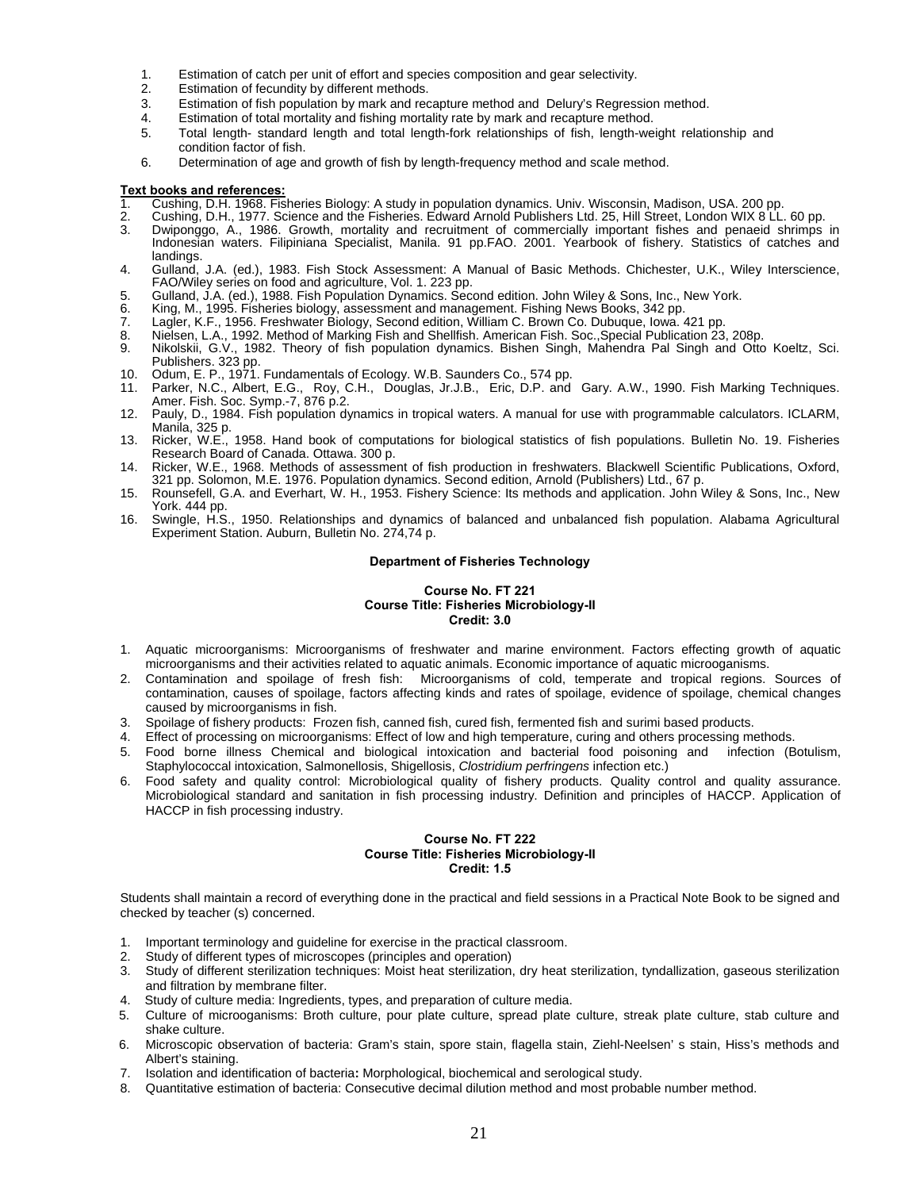1. Estimation of catch per unit of effort and species composition and gear selectivity.
2. Estimation of fecundity by different methods.
3. Estimation of fish population by mark and recapture method and Delury's Regression method.
4. Estimation of total mortality and fishing mortality rate by mark and recapture method.
5. Total length- standard length and total length-fork relationships of fish, length-weight relationship and condition factor of fish.
6. Determination of age and growth of fish by length-frequency method and scale method.

**Text books and references:**

1. Cushing, D.H. 1968. Fisheries Biology: A study in population dynamics. Univ. Wisconsin, Madison, USA. 200 pp.
2. Cushing, D.H., 1977. Science and the Fisheries. Edward Arnold Publishers Ltd. 25, Hill Street, London WIX 8 LL. 60 pp.
3. Dwiponggo, A., 1986. Growth, mortality and recruitment of commercially important fishes and penaeid shrimps in Indonesian waters. Filipiniana Specialist, Manila. 91 pp.FAO. 2001. Yearbook of fishery. Statistics of catches and landings.
4. Gulland, J.A. (ed.), 1983. Fish Stock Assessment: A Manual of Basic Methods. Chichester, U.K., Wiley Interscience, FAO/Wiley series on food and agriculture, Vol. 1. 223 pp.
5. Gulland, J.A. (ed.), 1988. Fish Population Dynamics. Second edition. John Wiley & Sons, Inc., New York.
6. King, M., 1995. Fisheries biology, assessment and management. Fishing News Books, 342 pp.
7. Lagler, K.F., 1956. Freshwater Biology, Second edition, William C. Brown Co. Dubuque, Iowa. 421 pp.
8. Nielsen, L.A., 1992. Method of Marking Fish and Shellfish. American Fish. Soc.,Special Publication 23, 208p.
9. Nikolskii, G.V., 1982. Theory of fish population dynamics. Bishen Singh, Mahendra Pal Singh and Otto Koeltz, Sci. Publishers. 323 pp.
10. Odum, E. P., 1971. Fundamentals of Ecology. W.B. Saunders Co., 574 pp.
11. Parker, N.C., Albert, E.G., Roy, C.H., Douglas, Jr.J.B., Eric, D.P. and Gary. A.W., 1990. Fish Marking Techniques. Amer. Fish. Soc. Symp.-7, 876 p.2.
12. Pauly, D., 1984. Fish population dynamics in tropical waters. A manual for use with programmable calculators. ICLARM, Manila, 325 p.
13. Ricker, W.E., 1958. Hand book of computations for biological statistics of fish populations. Bulletin No. 19. Fisheries Research Board of Canada. Ottawa. 300 p.
14. Ricker, W.E., 1968. Methods of assessment of fish production in freshwaters. Blackwell Scientific Publications, Oxford, 321 pp. Solomon, M.E. 1976. Population dynamics. Second edition, Arnold (Publishers) Ltd., 67 p.
15. Rounsefell, G.A. and Everhart, W. H., 1953. Fishery Science: Its methods and application. John Wiley & Sons, Inc., New York. 444 pp.
16. Swingle, H.S., 1950. Relationships and dynamics of balanced and unbalanced fish population. Alabama Agricultural Experiment Station. Auburn, Bulletin No. 274,74 p.

## Department of Fisheries Technology

### Course No. FT 221
### Course Title: Fisheries Microbiology-II
### Credit: 3.0

1. Aquatic microorganisms: Microorganisms of freshwater and marine environment. Factors effecting growth of aquatic microorganisms and their activities related to aquatic animals. Economic importance of aquatic microoganisms.
2. Contamination and spoilage of fresh fish: Microorganisms of cold, temperate and tropical regions. Sources of contamination, causes of spoilage, factors affecting kinds and rates of spoilage, evidence of spoilage, chemical changes caused by microorganisms in fish.
3. Spoilage of fishery products: Frozen fish, canned fish, cured fish, fermented fish and surimi based products.
4. Effect of processing on microorganisms: Effect of low and high temperature, curing and others processing methods.
5. Food borne illness Chemical and biological intoxication and bacterial food poisoning and infection (Botulism, Staphylococcal intoxication, Salmonellosis, Shigellosis, *Clostridium perfringens* infection etc.)
6. Food safety and quality control: Microbiological quality of fishery products. Quality control and quality assurance. Microbiological standard and sanitation in fish processing industry. Definition and principles of HACCP. Application of HACCP in fish processing industry.

### Course No. FT 222
### Course Title: Fisheries Microbiology-II
### Credit: 1.5

Students shall maintain a record of everything done in the practical and field sessions in a Practical Note Book to be signed and checked by teacher (s) concerned.

1. Important terminology and guideline for exercise in the practical classroom.
2. Study of different types of microscopes (principles and operation)
3. Study of different sterilization techniques: Moist heat sterilization, dry heat sterilization, tyndallization, gaseous sterilization and filtration by membrane filter.
4. Study of culture media: Ingredients, types, and preparation of culture media.
5. Culture of microoganisms: Broth culture, pour plate culture, spread plate culture, streak plate culture, stab culture and shake culture.
6. Microscopic observation of bacteria: Gram's stain, spore stain, flagella stain, Ziehl-Neelsen' s stain, Hiss's methods and Albert's staining.
7. Isolation and identification of bacteria**:** Morphological, biochemical and serological study.
8. Quantitative estimation of bacteria: Consecutive decimal dilution method and most probable number method.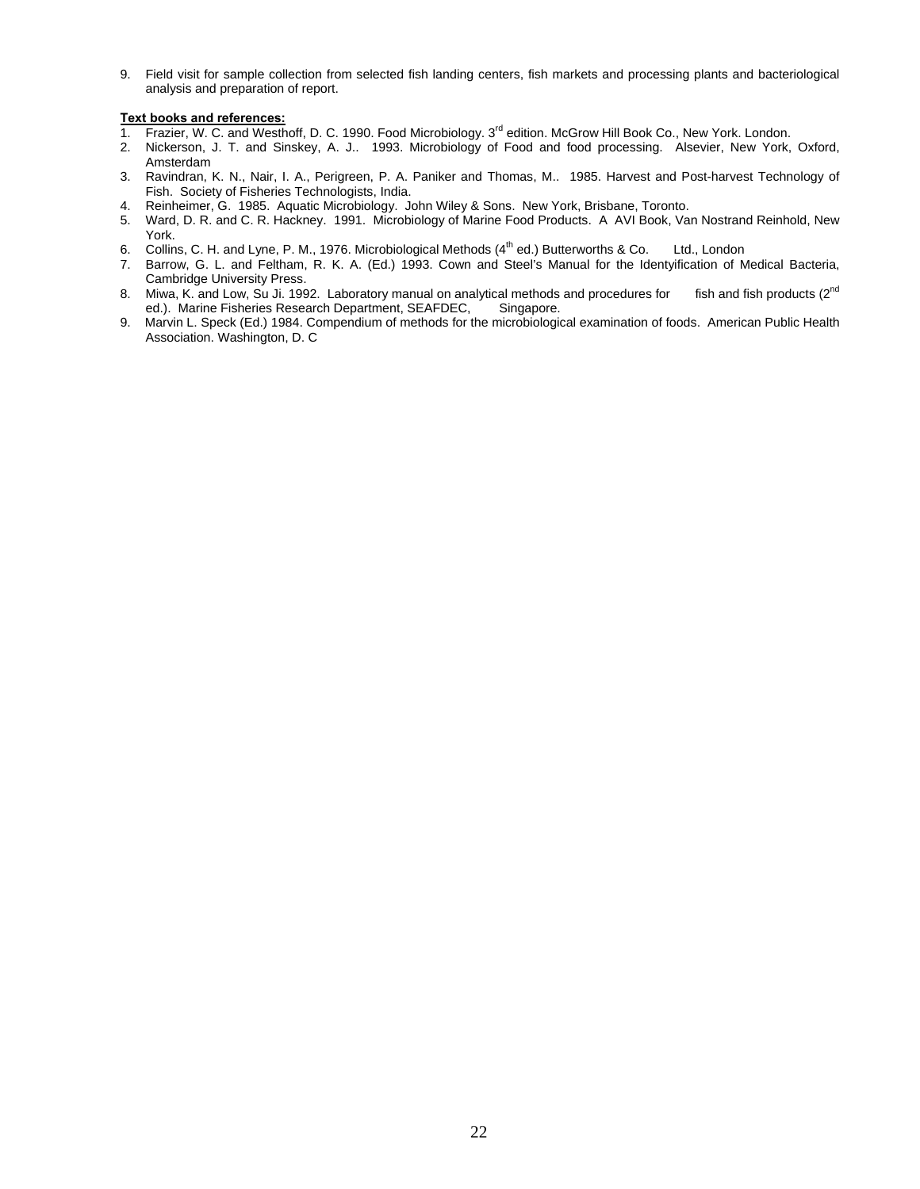9. Field visit for sample collection from selected fish landing centers, fish markets and processing plants and bacteriological analysis and preparation of report.

**Text books and references:**

1. Frazier, W. C. and Westhoff, D. C. 1990. Food Microbiology. 3rd edition. McGrow Hill Book Co., New York. London.
2. Nickerson, J. T. and Sinskey, A. J.. 1993. Microbiology of Food and food processing. Alsevier, New York, Oxford, Amsterdam
3. Ravindran, K. N., Nair, I. A., Perigreen, P. A. Paniker and Thomas, M.. 1985. Harvest and Post-harvest Technology of Fish. Society of Fisheries Technologists, India.
4. Reinheimer, G. 1985. Aquatic Microbiology. John Wiley & Sons. New York, Brisbane, Toronto.
5. Ward, D. R. and C. R. Hackney. 1991. Microbiology of Marine Food Products. A AVI Book, Van Nostrand Reinhold, New York.
6. Collins, C. H. and Lyne, P. M., 1976. Microbiological Methods (4th ed.) Butterworths & Co. Ltd., London
7. Barrow, G. L. and Feltham, R. K. A. (Ed.) 1993. Cown and Steel's Manual for the Identyification of Medical Bacteria, Cambridge University Press.
8. Miwa, K. and Low, Su Ji. 1992. Laboratory manual on analytical methods and procedures for fish and fish products (2nd ed.). Marine Fisheries Research Department, SEAFDEC, Singapore.
9. Marvin L. Speck (Ed.) 1984. Compendium of methods for the microbiological examination of foods. American Public Health Association. Washington, D. C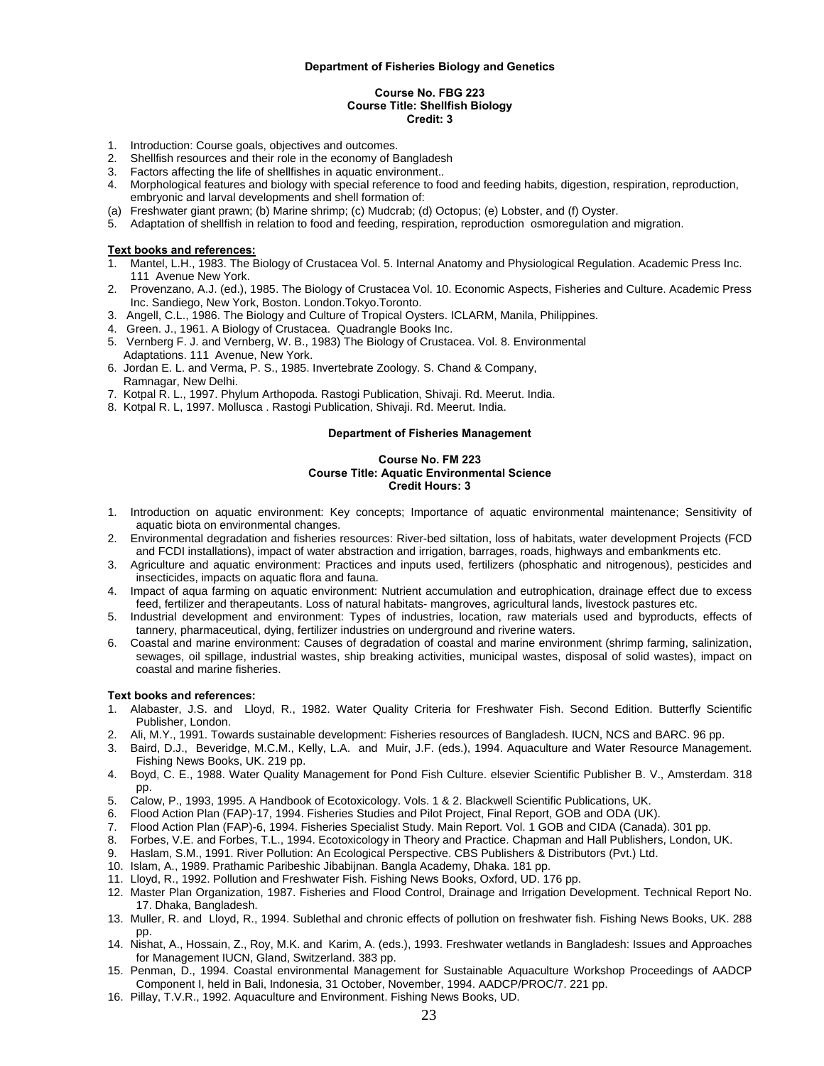**Department of Fisheries Biology and Genetics**

**Course No. FBG 223**
**Course Title: Shellfish Biology**
**Credit: 3**

1. Introduction: Course goals, objectives and outcomes.
2. Shellfish resources and their role in the economy of Bangladesh
3. Factors affecting the life of shellfishes in aquatic environment..
4. Morphological features and biology with special reference to food and feeding habits, digestion, respiration, reproduction, embryonic and larval developments and shell formation of:
(a) Freshwater giant prawn; (b) Marine shrimp; (c) Mudcrab; (d) Octopus; (e) Lobster, and (f) Oyster.
5. Adaptation of shellfish in relation to food and feeding, respiration, reproduction osmoregulation and migration.

**Text books and references:**

1. Mantel, L.H., 1983. The Biology of Crustacea Vol. 5. Internal Anatomy and Physiological Regulation. Academic Press Inc. 111 Avenue New York.
2. Provenzano, A.J. (ed.), 1985. The Biology of Crustacea Vol. 10. Economic Aspects, Fisheries and Culture. Academic Press Inc. Sandiego, New York, Boston. London.Tokyo.Toronto.
3. Angell, C.L., 1986. The Biology and Culture of Tropical Oysters. ICLARM, Manila, Philippines.
4. Green. J., 1961. A Biology of Crustacea. Quadrangle Books Inc.
5. Vernberg F. J. and Vernberg, W. B., 1983) The Biology of Crustacea. Vol. 8. Environmental Adaptations. 111 Avenue, New York.
6. Jordan E. L. and Verma, P. S., 1985. Invertebrate Zoology. S. Chand & Company, Ramnagar, New Delhi.
7. Kotpal R. L., 1997. Phylum Arthopoda. Rastogi Publication, Shivaji. Rd. Meerut. India.
8. Kotpal R. L, 1997. Mollusca . Rastogi Publication, Shivaji. Rd. Meerut. India.

**Department of Fisheries Management**

**Course No. FM 223**
**Course Title: Aquatic Environmental Science**
**Credit Hours: 3**

1. Introduction on aquatic environment: Key concepts; Importance of aquatic environmental maintenance; Sensitivity of aquatic biota on environmental changes.
2. Environmental degradation and fisheries resources: River-bed siltation, loss of habitats, water development Projects (FCD and FCDI installations), impact of water abstraction and irrigation, barrages, roads, highways and embankments etc.
3. Agriculture and aquatic environment: Practices and inputs used, fertilizers (phosphatic and nitrogenous), pesticides and insecticides, impacts on aquatic flora and fauna.
4. Impact of aqua farming on aquatic environment: Nutrient accumulation and eutrophication, drainage effect due to excess feed, fertilizer and therapeutants. Loss of natural habitats- mangroves, agricultural lands, livestock pastures etc.
5. Industrial development and environment: Types of industries, location, raw materials used and byproducts, effects of tannery, pharmaceutical, dying, fertilizer industries on underground and riverine waters.
6. Coastal and marine environment: Causes of degradation of coastal and marine environment (shrimp farming, salinization, sewages, oil spillage, industrial wastes, ship breaking activities, municipal wastes, disposal of solid wastes), impact on coastal and marine fisheries.

**Text books and references:**

1. Alabaster, J.S. and Lloyd, R., 1982. Water Quality Criteria for Freshwater Fish. Second Edition. Butterfly Scientific Publisher, London.
2. Ali, M.Y., 1991. Towards sustainable development: Fisheries resources of Bangladesh. IUCN, NCS and BARC. 96 pp.
3. Baird, D.J., Beveridge, M.C.M., Kelly, L.A. and Muir, J.F. (eds.), 1994. Aquaculture and Water Resource Management. Fishing News Books, UK. 219 pp.
4. Boyd, C. E., 1988. Water Quality Management for Pond Fish Culture. elsevier Scientific Publisher B. V., Amsterdam. 318 pp.
5. Calow, P., 1993, 1995. A Handbook of Ecotoxicology. Vols. 1 & 2. Blackwell Scientific Publications, UK.
6. Flood Action Plan (FAP)-17, 1994. Fisheries Studies and Pilot Project, Final Report, GOB and ODA (UK).
7. Flood Action Plan (FAP)-6, 1994. Fisheries Specialist Study. Main Report. Vol. 1 GOB and CIDA (Canada). 301 pp.
8. Forbes, V.E. and Forbes, T.L., 1994. Ecotoxicology in Theory and Practice. Chapman and Hall Publishers, London, UK.
9. Haslam, S.M., 1991. River Pollution: An Ecological Perspective. CBS Publishers & Distributors (Pvt.) Ltd.
10. Islam, A., 1989. Prathamic Paribeshic Jibabijnan. Bangla Academy, Dhaka. 181 pp.
11. Lloyd, R., 1992. Pollution and Freshwater Fish. Fishing News Books, Oxford, UD. 176 pp.
12. Master Plan Organization, 1987. Fisheries and Flood Control, Drainage and Irrigation Development. Technical Report No. 17. Dhaka, Bangladesh.
13. Muller, R. and Lloyd, R., 1994. Sublethal and chronic effects of pollution on freshwater fish. Fishing News Books, UK. 288 pp.
14. Nishat, A., Hossain, Z., Roy, M.K. and Karim, A. (eds.), 1993. Freshwater wetlands in Bangladesh: Issues and Approaches for Management IUCN, Gland, Switzerland. 383 pp.
15. Penman, D., 1994. Coastal environmental Management for Sustainable Aquaculture Workshop Proceedings of AADCP Component I, held in Bali, Indonesia, 31 October, November, 1994. AADCP/PROC/7. 221 pp.
16. Pillay, T.V.R., 1992. Aquaculture and Environment. Fishing News Books, UD.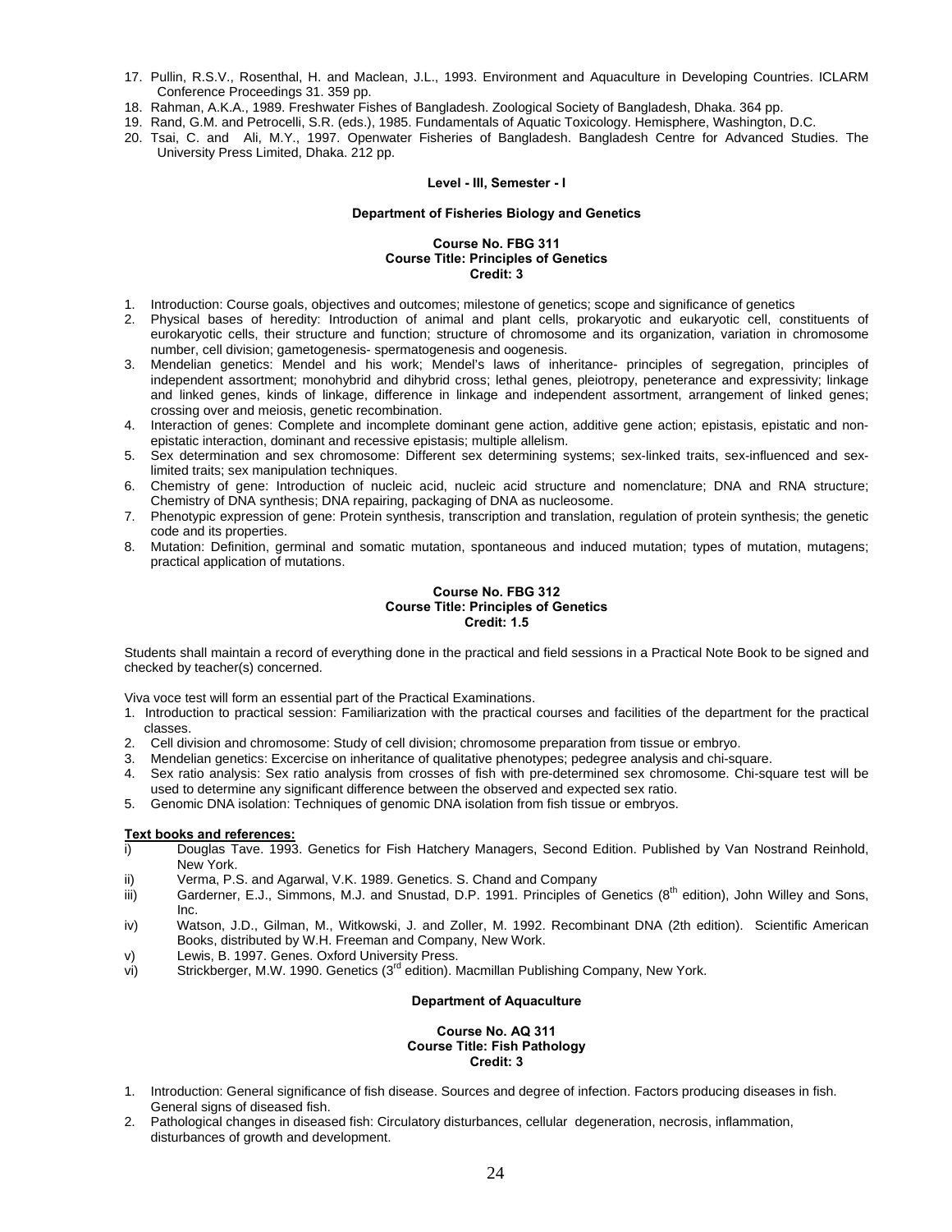17. Pullin, R.S.V., Rosenthal, H. and Maclean, J.L., 1993. Environment and Aquaculture in Developing Countries. ICLARM Conference Proceedings 31. 359 pp.
18. Rahman, A.K.A., 1989. Freshwater Fishes of Bangladesh. Zoological Society of Bangladesh, Dhaka. 364 pp.
19. Rand, G.M. and Petrocelli, S.R. (eds.), 1985. Fundamentals of Aquatic Toxicology. Hemisphere, Washington, D.C.
20. Tsai, C. and Ali, M.Y., 1997. Openwater Fisheries of Bangladesh. Bangladesh Centre for Advanced Studies. The University Press Limited, Dhaka. 212 pp.

**Level - III, Semester - I**

**Department of Fisheries Biology and Genetics**

**Course No. FBG 311**
**Course Title: Principles of Genetics**
**Credit: 3**

1. Introduction: Course goals, objectives and outcomes; milestone of genetics; scope and significance of genetics
2. Physical bases of heredity: Introduction of animal and plant cells, prokaryotic and eukaryotic cell, constituents of eurokaryotic cells, their structure and function; structure of chromosome and its organization, variation in chromosome number, cell division; gametogenesis- spermatogenesis and oogenesis.
3. Mendelian genetics: Mendel and his work; Mendel's laws of inheritance- principles of segregation, principles of independent assortment; monohybrid and dihybrid cross; lethal genes, pleiotropy, peneterance and expressivity; linkage and linked genes, kinds of linkage, difference in linkage and independent assortment, arrangement of linked genes; crossing over and meiosis, genetic recombination.
4. Interaction of genes: Complete and incomplete dominant gene action, additive gene action; epistasis, epistatic and non-epistatic interaction, dominant and recessive epistasis; multiple allelism.
5. Sex determination and sex chromosome: Different sex determining systems; sex-linked traits, sex-influenced and sex-limited traits; sex manipulation techniques.
6. Chemistry of gene: Introduction of nucleic acid, nucleic acid structure and nomenclature; DNA and RNA structure; Chemistry of DNA synthesis; DNA repairing, packaging of DNA as nucleosome.
7. Phenotypic expression of gene: Protein synthesis, transcription and translation, regulation of protein synthesis; the genetic code and its properties.
8. Mutation: Definition, germinal and somatic mutation, spontaneous and induced mutation; types of mutation, mutagens; practical application of mutations.

**Course No. FBG 312**
**Course Title: Principles of Genetics**
**Credit: 1.5**

Students shall maintain a record of everything done in the practical and field sessions in a Practical Note Book to be signed and checked by teacher(s) concerned.

Viva voce test will form an essential part of the Practical Examinations.

1. Introduction to practical session: Familiarization with the practical courses and facilities of the department for the practical classes.
2. Cell division and chromosome: Study of cell division; chromosome preparation from tissue or embryo.
3. Mendelian genetics: Excercise on inheritance of qualitative phenotypes; pedegree analysis and chi-square.
4. Sex ratio analysis: Sex ratio analysis from crosses of fish with pre-determined sex chromosome. Chi-square test will be used to determine any significant difference between the observed and expected sex ratio.
5. Genomic DNA isolation: Techniques of genomic DNA isolation from fish tissue or embryos.

**Text books and references:**

i) Douglas Tave. 1993. Genetics for Fish Hatchery Managers, Second Edition. Published by Van Nostrand Reinhold, New York.
ii) Verma, P.S. and Agarwal, V.K. 1989. Genetics. S. Chand and Company
iii) Garderner, E.J., Simmons, M.J. and Snustad, D.P. 1991. Principles of Genetics (8th edition), John Willey and Sons, Inc.
iv) Watson, J.D., Gilman, M., Witkowski, J. and Zoller, M. 1992. Recombinant DNA (2th edition). Scientific American Books, distributed by W.H. Freeman and Company, New Work.
v) Lewis, B. 1997. Genes. Oxford University Press.
vi) Strickberger, M.W. 1990. Genetics (3rd edition). Macmillan Publishing Company, New York.

**Department of Aquaculture**

**Course No. AQ 311**
**Course Title: Fish Pathology**
**Credit: 3**

1. Introduction: General significance of fish disease. Sources and degree of infection. Factors producing diseases in fish. General signs of diseased fish.
2. Pathological changes in diseased fish: Circulatory disturbances, cellular degeneration, necrosis, inflammation, disturbances of growth and development.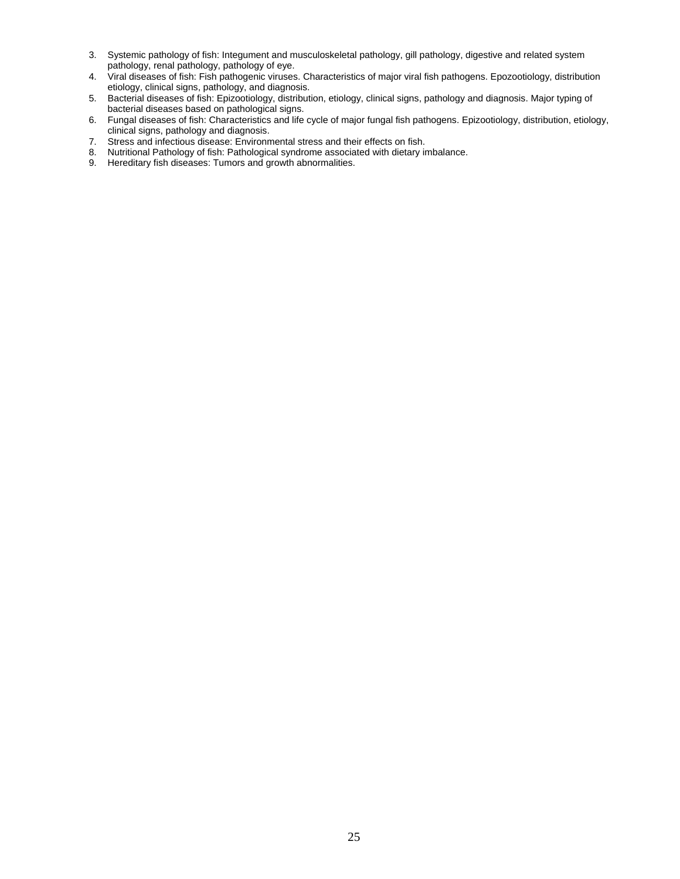3. Systemic pathology of fish: Integument and musculoskeletal pathology, gill pathology, digestive and related system pathology, renal pathology, pathology of eye.
4. Viral diseases of fish: Fish pathogenic viruses. Characteristics of major viral fish pathogens. Epozootiology, distribution etiology, clinical signs, pathology, and diagnosis.
5. Bacterial diseases of fish: Epizootiology, distribution, etiology, clinical signs, pathology and diagnosis. Major typing of bacterial diseases based on pathological signs.
6. Fungal diseases of fish: Characteristics and life cycle of major fungal fish pathogens. Epizootiology, distribution, etiology, clinical signs, pathology and diagnosis.
7. Stress and infectious disease: Environmental stress and their effects on fish.
8. Nutritional Pathology of fish: Pathological syndrome associated with dietary imbalance.
9. Hereditary fish diseases: Tumors and growth abnormalities.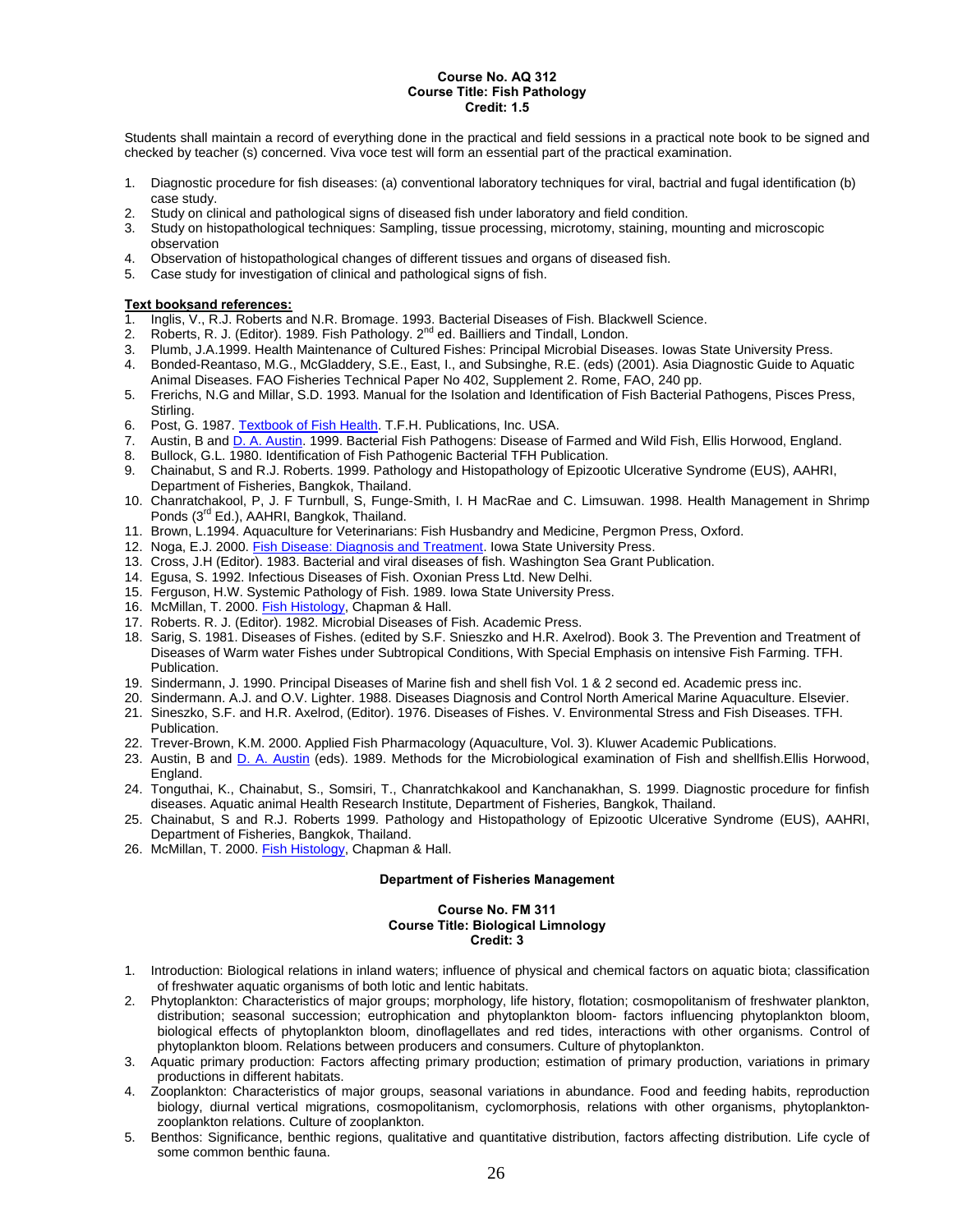**Course No. AQ 312**
**Course Title: Fish Pathology**
**Credit: 1.5**

Students shall maintain a record of everything done in the practical and field sessions in a practical note book to be signed and checked by teacher (s) concerned. Viva voce test will form an essential part of the practical examination.

1. Diagnostic procedure for fish diseases: (a) conventional laboratory techniques for viral, bactrial and fugal identification (b) case study.
2. Study on clinical and pathological signs of diseased fish under laboratory and field condition.
3. Study on histopathological techniques: Sampling, tissue processing, microtomy, staining, mounting and microscopic observation
4. Observation of histopathological changes of different tissues and organs of diseased fish.
5. Case study for investigation of clinical and pathological signs of fish.

**Text booksand references:**

1. Inglis, V., R.J. Roberts and N.R. Bromage. 1993. Bacterial Diseases of Fish. Blackwell Science.
2. Roberts, R. J. (Editor). 1989. Fish Pathology. 2nd ed. Bailliers and Tindall, London.
3. Plumb, J.A.1999. Health Maintenance of Cultured Fishes: Principal Microbial Diseases. Iowas State University Press.
4. Bonded-Reantaso, M.G., McGladdery, S.E., East, I., and Subsinghe, R.E. (eds) (2001). Asia Diagnostic Guide to Aquatic Animal Diseases. FAO Fisheries Technical Paper No 402, Supplement 2. Rome, FAO, 240 pp.
5. Frerichs, N.G and Millar, S.D. 1993. Manual for the Isolation and Identification of Fish Bacterial Pathogens, Pisces Press, Stirling.
6. Post, G. 1987. Textbook of Fish Health. T.F.H. Publications, Inc. USA.
7. Austin, B and D. A. Austin. 1999. Bacterial Fish Pathogens: Disease of Farmed and Wild Fish, Ellis Horwood, England.
8. Bullock, G.L. 1980. Identification of Fish Pathogenic Bacterial TFH Publication.
9. Chainabut, S and R.J. Roberts. 1999. Pathology and Histopathology of Epizootic Ulcerative Syndrome (EUS), AAHRI, Department of Fisheries, Bangkok, Thailand.
10. Chanratchakool, P, J. F Turnbull, S, Funge-Smith, I. H MacRae and C. Limsuwan. 1998. Health Management in Shrimp Ponds (3rd Ed.), AAHRI, Bangkok, Thailand.
11. Brown, L.1994. Aquaculture for Veterinarians: Fish Husbandry and Medicine, Pergmon Press, Oxford.
12. Noga, E.J. 2000. Fish Disease: Diagnosis and Treatment. Iowa State University Press.
13. Cross, J.H (Editor). 1983. Bacterial and viral diseases of fish. Washington Sea Grant Publication.
14. Egusa, S. 1992. Infectious Diseases of Fish. Oxonian Press Ltd. New Delhi.
15. Ferguson, H.W. Systemic Pathology of Fish. 1989. Iowa State University Press.
16. McMillan, T. 2000. Fish Histology, Chapman & Hall.
17. Roberts. R. J. (Editor). 1982. Microbial Diseases of Fish. Academic Press.
18. Sarig, S. 1981. Diseases of Fishes. (edited by S.F. Snieszko and H.R. Axelrod). Book 3. The Prevention and Treatment of Diseases of Warm water Fishes under Subtropical Conditions, With Special Emphasis on intensive Fish Farming. TFH. Publication.
19. Sindermann, J. 1990. Principal Diseases of Marine fish and shell fish Vol. 1 & 2 second ed. Academic press inc.
20. Sindermann. A.J. and O.V. Lighter. 1988. Diseases Diagnosis and Control North Americal Marine Aquaculture. Elsevier.
21. Sineszko, S.F. and H.R. Axelrod, (Editor). 1976. Diseases of Fishes. V. Environmental Stress and Fish Diseases. TFH. Publication.
22. Trever-Brown, K.M. 2000. Applied Fish Pharmacology (Aquaculture, Vol. 3). Kluwer Academic Publications.
23. Austin, B and D. A. Austin (eds). 1989. Methods for the Microbiological examination of Fish and shellfish.Ellis Horwood, England.
24. Tonguthai, K., Chainabut, S., Somsiri, T., Chanratchkakool and Kanchanakhan, S. 1999. Diagnostic procedure for finfish diseases. Aquatic animal Health Research Institute, Department of Fisheries, Bangkok, Thailand.
25. Chainabut, S and R.J. Roberts 1999. Pathology and Histopathology of Epizootic Ulcerative Syndrome (EUS), AAHRI, Department of Fisheries, Bangkok, Thailand.
26. McMillan, T. 2000. Fish Histology, Chapman & Hall.

**Department of Fisheries Management**

**Course No. FM 311**
**Course Title: Biological Limnology**
**Credit: 3**

1. Introduction: Biological relations in inland waters; influence of physical and chemical factors on aquatic biota; classification of freshwater aquatic organisms of both lotic and lentic habitats.
2. Phytoplankton: Characteristics of major groups; morphology, life history, flotation; cosmopolitanism of freshwater plankton, distribution; seasonal succession; eutrophication and phytoplankton bloom- factors influencing phytoplankton bloom, biological effects of phytoplankton bloom, dinoflagellates and red tides, interactions with other organisms. Control of phytoplankton bloom. Relations between producers and consumers. Culture of phytoplankton.
3. Aquatic primary production: Factors affecting primary production; estimation of primary production, variations in primary productions in different habitats.
4. Zooplankton: Characteristics of major groups, seasonal variations in abundance. Food and feeding habits, reproduction biology, diurnal vertical migrations, cosmopolitanism, cyclomorphosis, relations with other organisms, phytoplankton-zooplankton relations. Culture of zooplankton.
5. Benthos: Significance, benthic regions, qualitative and quantitative distribution, factors affecting distribution. Life cycle of some common benthic fauna.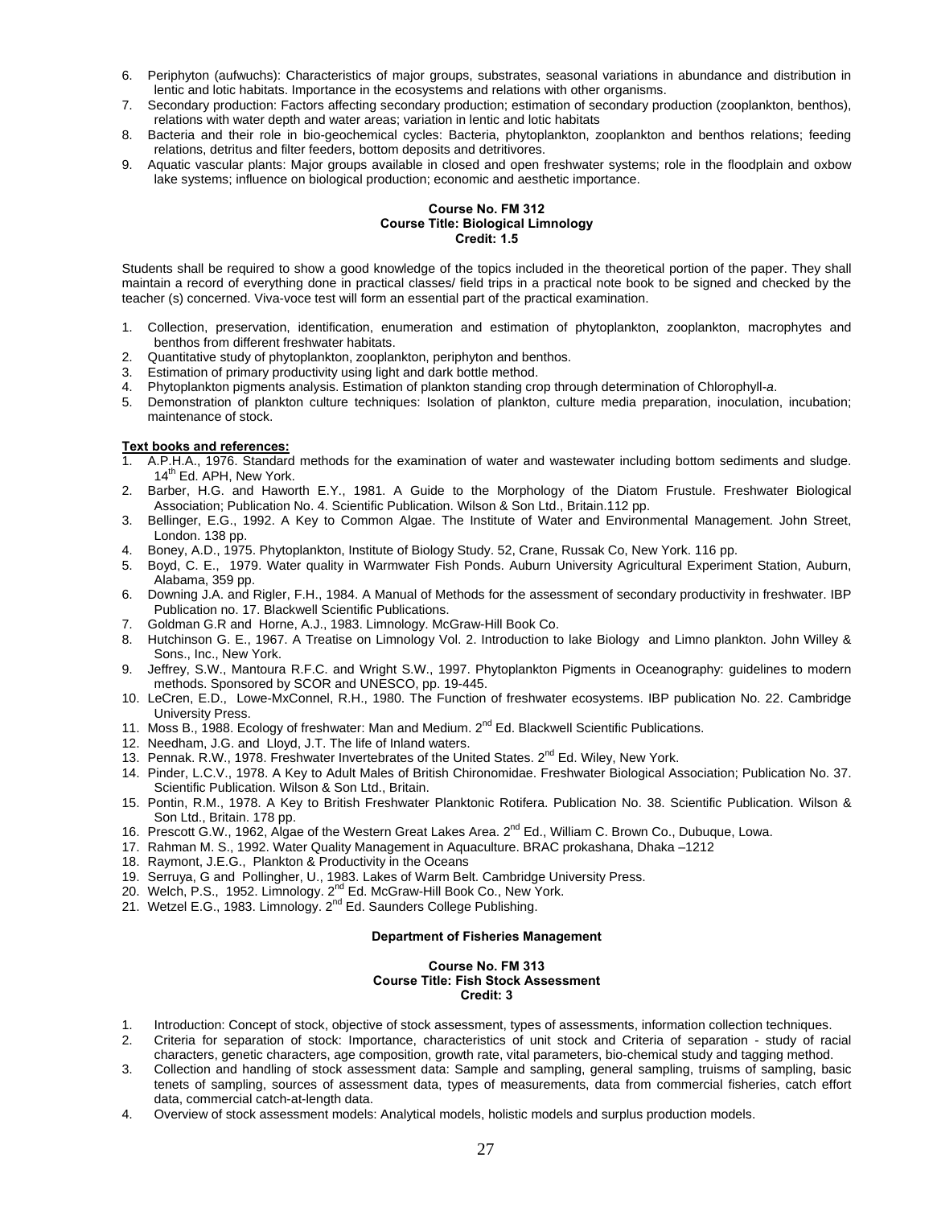6. Periphyton (aufwuchs): Characteristics of major groups, substrates, seasonal variations in abundance and distribution in lentic and lotic habitats. Importance in the ecosystems and relations with other organisms.
7. Secondary production: Factors affecting secondary production; estimation of secondary production (zooplankton, benthos), relations with water depth and water areas; variation in lentic and lotic habitats
8. Bacteria and their role in bio-geochemical cycles: Bacteria, phytoplankton, zooplankton and benthos relations; feeding relations, detritus and filter feeders, bottom deposits and detritivores.
9. Aquatic vascular plants: Major groups available in closed and open freshwater systems; role in the floodplain and oxbow lake systems; influence on biological production; economic and aesthetic importance.

**Course No. FM 312**
**Course Title: Biological Limnology**
**Credit: 1.5**

Students shall be required to show a good knowledge of the topics included in the theoretical portion of the paper. They shall maintain a record of everything done in practical classes/ field trips in a practical note book to be signed and checked by the teacher (s) concerned. Viva-voce test will form an essential part of the practical examination.

1. Collection, preservation, identification, enumeration and estimation of phytoplankton, zooplankton, macrophytes and benthos from different freshwater habitats.
2. Quantitative study of phytoplankton, zooplankton, periphyton and benthos.
3. Estimation of primary productivity using light and dark bottle method.
4. Phytoplankton pigments analysis. Estimation of phytoplankton standing crop through determination of Chlorophyll-*a*.
5. Demonstration of plankton culture techniques: Isolation of plankton, culture media preparation, inoculation, incubation; maintenance of stock.

**Text books and references:**

1. A.P.H.A., 1976. Standard methods for the examination of water and wastewater including bottom sediments and sludge. 14th Ed. APH, New York.
2. Barber, H.G. and Haworth E.Y., 1981. A Guide to the Morphology of the Diatom Frustule. Freshwater Biological Association; Publication No. 4. Scientific Publication. Wilson & Son Ltd., Britain.112 pp.
3. Bellinger, E.G., 1992. A Key to Common Algae. The Institute of Water and Environmental Management. John Street, London. 138 pp.
4. Boney, A.D., 1975. Phytoplankton, Institute of Biology Study. 52, Crane, Russak Co, New York. 116 pp.
5. Boyd, C. E., 1979. Water quality in Warmwater Fish Ponds. Auburn University Agricultural Experiment Station, Auburn, Alabama, 359 pp.
6. Downing J.A. and Rigler, F.H., 1984. A Manual of Methods for the assessment of secondary productivity in freshwater. IBP Publication no. 17. Blackwell Scientific Publications.
7. Goldman G.R and Horne, A.J., 1983. Limnology. McGraw-Hill Book Co.
8. Hutchinson G. E., 1967. A Treatise on Limnology Vol. 2. Introduction to lake Biology and Limno plankton. John Willey & Sons., Inc., New York.
9. Jeffrey, S.W., Mantoura R.F.C. and Wright S.W., 1997. Phytoplankton Pigments in Oceanography: guidelines to modern methods. Sponsored by SCOR and UNESCO, pp. 19-445.
10. LeCren, E.D., Lowe-MxConnel, R.H., 1980. The Function of freshwater ecosystems. IBP publication No. 22. Cambridge University Press.
11. Moss B., 1988. Ecology of freshwater: Man and Medium. 2nd Ed. Blackwell Scientific Publications.
12. Needham, J.G. and Lloyd, J.T. The life of Inland waters.
13. Pennak. R.W., 1978. Freshwater Invertebrates of the United States. 2nd Ed. Wiley, New York.
14. Pinder, L.C.V., 1978. A Key to Adult Males of British Chironomidae. Freshwater Biological Association; Publication No. 37. Scientific Publication. Wilson & Son Ltd., Britain.
15. Pontin, R.M., 1978. A Key to British Freshwater Planktonic Rotifera. Publication No. 38. Scientific Publication. Wilson & Son Ltd., Britain. 178 pp.
16. Prescott G.W., 1962, Algae of the Western Great Lakes Area. 2nd Ed., William C. Brown Co., Dubuque, Lowa.
17. Rahman M. S., 1992. Water Quality Management in Aquaculture. BRAC prokashana, Dhaka –1212
18. Raymont, J.E.G., Plankton & Productivity in the Oceans
19. Serruya, G and Pollingher, U., 1983. Lakes of Warm Belt. Cambridge University Press.
20. Welch, P.S., 1952. Limnology. 2nd Ed. McGraw-Hill Book Co., New York.
21. Wetzel E.G., 1983. Limnology. 2nd Ed. Saunders College Publishing.

**Department of Fisheries Management**

**Course No. FM 313**
**Course Title: Fish Stock Assessment**
**Credit: 3**

1. Introduction: Concept of stock, objective of stock assessment, types of assessments, information collection techniques.
2. Criteria for separation of stock: Importance, characteristics of unit stock and Criteria of separation - study of racial characters, genetic characters, age composition, growth rate, vital parameters, bio-chemical study and tagging method.
3. Collection and handling of stock assessment data: Sample and sampling, general sampling, truisms of sampling, basic tenets of sampling, sources of assessment data, types of measurements, data from commercial fisheries, catch effort data, commercial catch-at-length data.
4. Overview of stock assessment models: Analytical models, holistic models and surplus production models.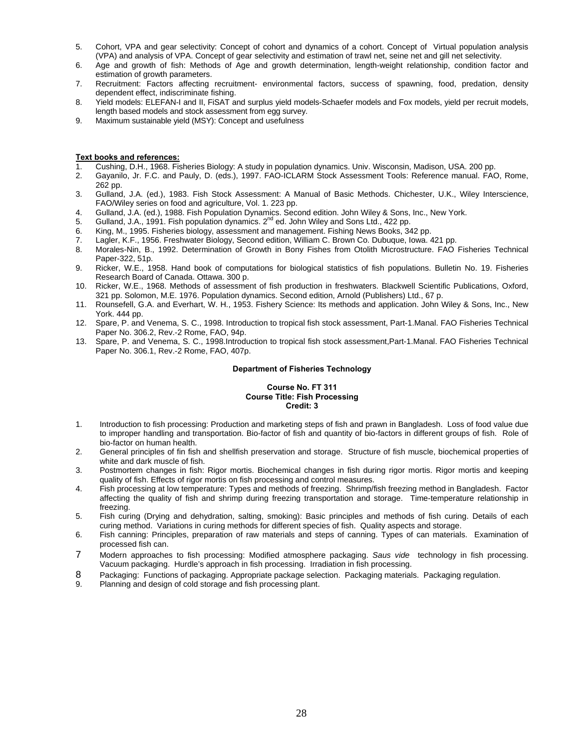5. Cohort, VPA and gear selectivity: Concept of cohort and dynamics of a cohort. Concept of Virtual population analysis (VPA) and analysis of VPA. Concept of gear selectivity and estimation of trawl net, seine net and gill net selectivity.
6. Age and growth of fish: Methods of Age and growth determination, length-weight relationship, condition factor and estimation of growth parameters.
7. Recruitment: Factors affecting recruitment- environmental factors, success of spawning, food, predation, density dependent effect, indiscriminate fishing.
8. Yield models: ELEFAN-I and II, FiSAT and surplus yield models-Schaefer models and Fox models, yield per recruit models, length based models and stock assessment from egg survey.
9. Maximum sustainable yield (MSY): Concept and usefulness

**Text books and references:**

1. Cushing, D.H., 1968. Fisheries Biology: A study in population dynamics. Univ. Wisconsin, Madison, USA. 200 pp.
2. Gayanilo, Jr. F.C. and Pauly, D. (eds.), 1997. FAO-ICLARM Stock Assessment Tools: Reference manual. FAO, Rome, 262 pp.
3. Gulland, J.A. (ed.), 1983. Fish Stock Assessment: A Manual of Basic Methods. Chichester, U.K., Wiley Interscience, FAO/Wiley series on food and agriculture, Vol. 1. 223 pp.
4. Gulland, J.A. (ed.), 1988. Fish Population Dynamics. Second edition. John Wiley & Sons, Inc., New York.
5. Gulland, J.A., 1991. Fish population dynamics. 2nd ed. John Wiley and Sons Ltd., 422 pp.
6. King, M., 1995. Fisheries biology, assessment and management. Fishing News Books, 342 pp.
7. Lagler, K.F., 1956. Freshwater Biology, Second edition, William C. Brown Co. Dubuque, Iowa. 421 pp.
8. Morales-Nin, B., 1992. Determination of Growth in Bony Fishes from Otolith Microstructure. FAO Fisheries Technical Paper-322, 51p.
9. Ricker, W.E., 1958. Hand book of computations for biological statistics of fish populations. Bulletin No. 19. Fisheries Research Board of Canada. Ottawa. 300 p.
10. Ricker, W.E., 1968. Methods of assessment of fish production in freshwaters. Blackwell Scientific Publications, Oxford, 321 pp. Solomon, M.E. 1976. Population dynamics. Second edition, Arnold (Publishers) Ltd., 67 p.
11. Rounsefell, G.A. and Everhart, W. H., 1953. Fishery Science: Its methods and application. John Wiley & Sons, Inc., New York. 444 pp.
12. Spare, P. and Venema, S. C., 1998. Introduction to tropical fish stock assessment, Part-1.Manal. FAO Fisheries Technical Paper No. 306.2, Rev.-2 Rome, FAO, 94p.
13. Spare, P. and Venema, S. C., 1998.Introduction to tropical fish stock assessment,Part-1.Manal. FAO Fisheries Technical Paper No. 306.1, Rev.-2 Rome, FAO, 407p.

**Department of Fisheries Technology**

**Course No. FT 311**
**Course Title: Fish Processing**
**Credit: 3**

1. Introduction to fish processing: Production and marketing steps of fish and prawn in Bangladesh. Loss of food value due to improper handling and transportation. Bio-factor of fish and quantity of bio-factors in different groups of fish. Role of bio-factor on human health.
2. General principles of fin fish and shellfish preservation and storage. Structure of fish muscle, biochemical properties of white and dark muscle of fish.
3. Postmortem changes in fish: Rigor mortis. Biochemical changes in fish during rigor mortis. Rigor mortis and keeping quality of fish. Effects of rigor mortis on fish processing and control measures.
4. Fish processing at low temperature: Types and methods of freezing. Shrimp/fish freezing method in Bangladesh. Factor affecting the quality of fish and shrimp during freezing transportation and storage. Time-temperature relationship in freezing.
5. Fish curing (Drying and dehydration, salting, smoking): Basic principles and methods of fish curing. Details of each curing method. Variations in curing methods for different species of fish. Quality aspects and storage.
6. Fish canning: Principles, preparation of raw materials and steps of canning. Types of can materials. Examination of processed fish can.
7. Modern approaches to fish processing: Modified atmosphere packaging. *Saus vide* technology in fish processing. Vacuum packaging. Hurdle's approach in fish processing. Irradiation in fish processing.
8. Packaging: Functions of packaging. Appropriate package selection. Packaging materials. Packaging regulation.
9. Planning and design of cold storage and fish processing plant.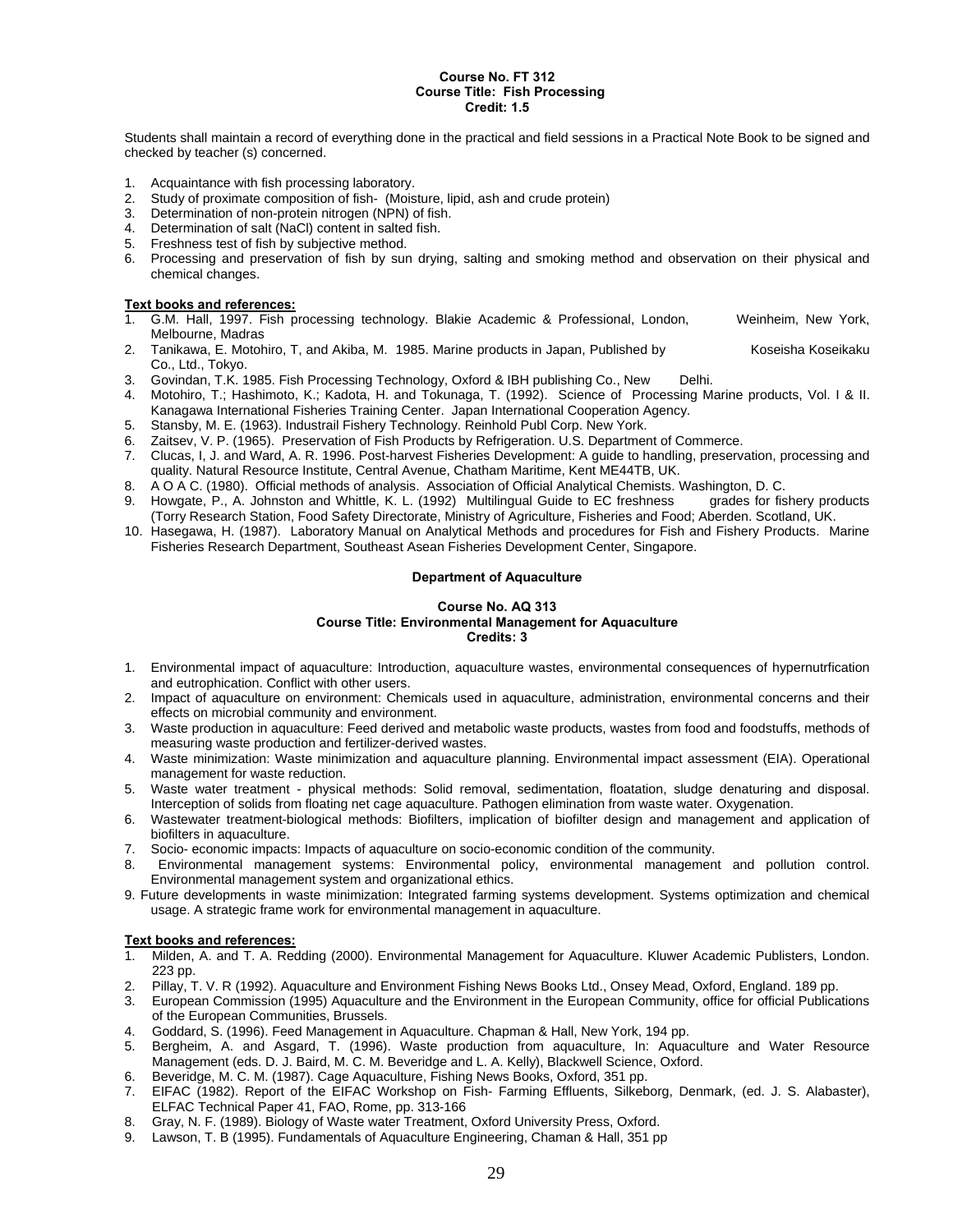**Course No. FT 312**
**Course Title: Fish Processing**
**Credit: 1.5**

Students shall maintain a record of everything done in the practical and field sessions in a Practical Note Book to be signed and checked by teacher (s) concerned.

1. Acquaintance with fish processing laboratory.
2. Study of proximate composition of fish- (Moisture, lipid, ash and crude protein)
3. Determination of non-protein nitrogen (NPN) of fish.
4. Determination of salt (NaCl) content in salted fish.
5. Freshness test of fish by subjective method.
6. Processing and preservation of fish by sun drying, salting and smoking method and observation on their physical and chemical changes.

**Text books and references:**

1. G.M. Hall, 1997. Fish processing technology. Blakie Academic & Professional, London, Weinheim, New York, Melbourne, Madras
2. Tanikawa, E. Motohiro, T, and Akiba, M. 1985. Marine products in Japan, Published by Koseisha Koseikaku Co., Ltd., Tokyo.
3. Govindan, T.K. 1985. Fish Processing Technology, Oxford & IBH publishing Co., New Delhi.
4. Motohiro, T.; Hashimoto, K.; Kadota, H. and Tokunaga, T. (1992). Science of Processing Marine products, Vol. I & II. Kanagawa International Fisheries Training Center. Japan International Cooperation Agency.
5. Stansby, M. E. (1963). Industrail Fishery Technology. Reinhold Publ Corp. New York.
6. Zaitsev, V. P. (1965). Preservation of Fish Products by Refrigeration. U.S. Department of Commerce.
7. Clucas, I, J. and Ward, A. R. 1996. Post-harvest Fisheries Development: A guide to handling, preservation, processing and quality. Natural Resource Institute, Central Avenue, Chatham Maritime, Kent ME44TB, UK.
8. A O A C. (1980). Official methods of analysis. Association of Official Analytical Chemists. Washington, D. C.
9. Howgate, P., A. Johnston and Whittle, K. L. (1992) Multilingual Guide to EC freshness grades for fishery products (Torry Research Station, Food Safety Directorate, Ministry of Agriculture, Fisheries and Food; Aberden. Scotland, UK.
10. Hasegawa, H. (1987). Laboratory Manual on Analytical Methods and procedures for Fish and Fishery Products. Marine Fisheries Research Department, Southeast Asean Fisheries Development Center, Singapore.

## Department of Aquaculture

**Course No. AQ 313**
**Course Title: Environmental Management for Aquaculture**
**Credits: 3**

1. Environmental impact of aquaculture: Introduction, aquaculture wastes, environmental consequences of hypernutrfication and eutrophication. Conflict with other users.
2. Impact of aquaculture on environment: Chemicals used in aquaculture, administration, environmental concerns and their effects on microbial community and environment.
3. Waste production in aquaculture: Feed derived and metabolic waste products, wastes from food and foodstuffs, methods of measuring waste production and fertilizer-derived wastes.
4. Waste minimization: Waste minimization and aquaculture planning. Environmental impact assessment (EIA). Operational management for waste reduction.
5. Waste water treatment - physical methods: Solid removal, sedimentation, floatation, sludge denaturing and disposal. Interception of solids from floating net cage aquaculture. Pathogen elimination from waste water. Oxygenation.
6. Wastewater treatment-biological methods: Biofilters, implication of biofilter design and management and application of biofilters in aquaculture.
7. Socio- economic impacts: Impacts of aquaculture on socio-economic condition of the community.
8. Environmental management systems: Environmental policy, environmental management and pollution control. Environmental management system and organizational ethics.
9. Future developments in waste minimization: Integrated farming systems development. Systems optimization and chemical usage. A strategic frame work for environmental management in aquaculture.

**Text books and references:**

1. Milden, A. and T. A. Redding (2000). Environmental Management for Aquaculture. Kluwer Academic Publisters, London. 223 pp.
2. Pillay, T. V. R (1992). Aquaculture and Environment Fishing News Books Ltd., Onsey Mead, Oxford, England. 189 pp.
3. European Commission (1995) Aquaculture and the Environment in the European Community, office for official Publications of the European Communities, Brussels.
4. Goddard, S. (1996). Feed Management in Aquaculture. Chapman & Hall, New York, 194 pp.
5. Bergheim, A. and Asgard, T. (1996). Waste production from aquaculture, In: Aquaculture and Water Resource Management (eds. D. J. Baird, M. C. M. Beveridge and L. A. Kelly), Blackwell Science, Oxford.
6. Beveridge, M. C. M. (1987). Cage Aquaculture, Fishing News Books, Oxford, 351 pp.
7. EIFAC (1982). Report of the EIFAC Workshop on Fish- Farming Effluents, Silkeborg, Denmark, (ed. J. S. Alabaster), ELFAC Technical Paper 41, FAO, Rome, pp. 313-166
8. Gray, N. F. (1989). Biology of Waste water Treatment, Oxford University Press, Oxford.
9. Lawson, T. B (1995). Fundamentals of Aquaculture Engineering, Chaman & Hall, 351 pp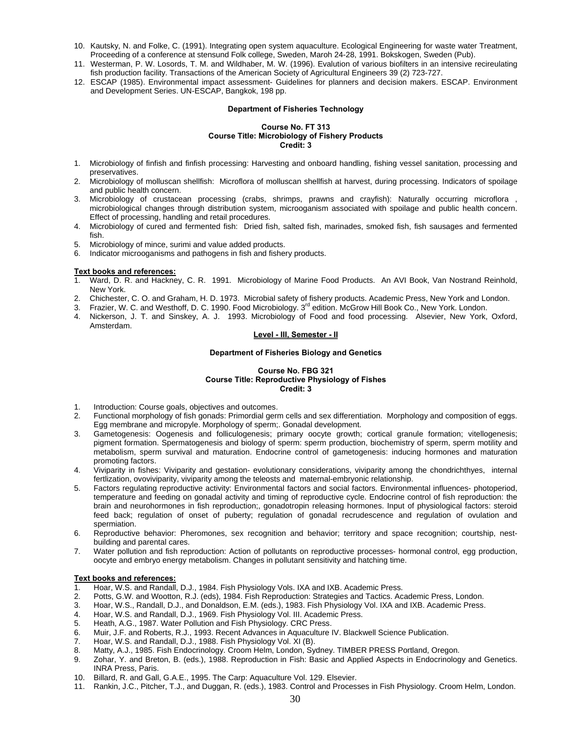10. Kautsky, N. and Folke, C. (1991). Integrating open system aquaculture. Ecological Engineering for waste water Treatment, Proceeding of a conference at stensund Folk college, Sweden, Maroh 24-28, 1991. Bokskogen, Sweden (Pub).
11. Westerman, P. W. Losords, T. M. and Wildhaber, M. W. (1996). Evalution of various biofilters in an intensive recireulating fish production facility. Transactions of the American Society of Agricultural Engineers 39 (2) 723-727.
12. ESCAP (1985). Environmental impact assessment- Guidelines for planners and decision makers. ESCAP. Environment and Development Series. UN-ESCAP, Bangkok, 198 pp.

**Department of Fisheries Technology**

**Course No. FT 313**
**Course Title: Microbiology of Fishery Products**
**Credit: 3**

1. Microbiology of finfish and finfish processing: Harvesting and onboard handling, fishing vessel sanitation, processing and preservatives.
2. Microbiology of molluscan shellfish: Microflora of molluscan shellfish at harvest, during processing. Indicators of spoilage and public health concern.
3. Microbiology of crustacean processing (crabs, shrimps, prawns and crayfish): Naturally occurring microflora , microbiological changes through distribution system, microoganism associated with spoilage and public health concern. Effect of processing, handling and retail procedures.
4. Microbiology of cured and fermented fish: Dried fish, salted fish, marinades, smoked fish, fish sausages and fermented fish.
5. Microbiology of mince, surimi and value added products.
6. Indicator microoganisms and pathogens in fish and fishery products.

**Text books and references:**

1. Ward, D. R. and Hackney, C. R. 1991. Microbiology of Marine Food Products. An AVI Book, Van Nostrand Reinhold, New York.
2. Chichester, C. O. and Graham, H. D. 1973. Microbial safety of fishery products. Academic Press, New York and London.
3. Frazier, W. C. and Westhoff, D. C. 1990. Food Microbiology. 3rd edition. McGrow Hill Book Co., New York. London.
4. Nickerson, J. T. and Sinskey, A. J. 1993. Microbiology of Food and food processing. Alsevier, New York, Oxford, Amsterdam.

**Level - III, Semester - II**

**Department of Fisheries Biology and Genetics**

**Course No. FBG 321**
**Course Title: Reproductive Physiology of Fishes**
**Credit: 3**

1. Introduction: Course goals, objectives and outcomes.
2. Functional morphology of fish gonads: Primordial germ cells and sex differentiation. Morphology and composition of eggs. Egg membrane and micropyle. Morphology of sperm;. Gonadal development.
3. Gametogenesis: Oogenesis and folliculogenesis; primary oocyte growth; cortical granule formation; vitellogenesis; pigment formation. Spermatogenesis and biology of sperm: sperm production, biochemistry of sperm, sperm motility and metabolism, sperm survival and maturation. Endocrine control of gametogenesis: inducing hormones and maturation promoting factors.
4. Viviparity in fishes: Viviparity and gestation- evolutionary considerations, viviparity among the chondrichthyes, internal fertlization, ovoviviparity, viviparity among the teleosts and maternal-embryonic relationship.
5. Factors regulating reproductive activity: Environmental factors and social factors. Environmental influences- photoperiod, temperature and feeding on gonadal activity and timing of reproductive cycle. Endocrine control of fish reproduction: the brain and neurohormones in fish reproduction;, gonadotropin releasing hormones. Input of physiological factors: steroid feed back; regulation of onset of puberty; regulation of gonadal recrudescence and regulation of ovulation and spermiation.
6. Reproductive behavior: Pheromones, sex recognition and behavior; territory and space recognition; courtship, nest-building and parental cares.
7. Water pollution and fish reproduction: Action of pollutants on reproductive processes- hormonal control, egg production, oocyte and embryo energy metabolism. Changes in pollutant sensitivity and hatching time.

**Text books and references:**

1. Hoar, W.S. and Randall, D.J., 1984. Fish Physiology Vols. IXA and IXB. Academic Press.
2. Potts, G.W. and Wootton, R.J. (eds), 1984. Fish Reproduction: Strategies and Tactics. Academic Press, London.
3. Hoar, W.S., Randall, D.J., and Donaldson, E.M. (eds.), 1983. Fish Physiology Vol. IXA and IXB. Academic Press.
4. Hoar, W.S. and Randall, D.J., 1969. Fish Physiology Vol. III. Academic Press.
5. Heath, A.G., 1987. Water Pollution and Fish Physiology. CRC Press.
6. Muir, J.F. and Roberts, R.J., 1993. Recent Advances in Aquaculture IV. Blackwell Science Publication.
7. Hoar, W.S. and Randall, D.J., 1988. Fish Physiology Vol. XI (B).
8. Matty, A.J., 1985. Fish Endocrinology. Croom Helm, London, Sydney. TIMBER PRESS Portland, Oregon.
9. Zohar, Y. and Breton, B. (eds.), 1988. Reproduction in Fish: Basic and Applied Aspects in Endocrinology and Genetics. INRA Press, Paris.
10. Billard, R. and Gall, G.A.E., 1995. The Carp: Aquaculture Vol. 129. Elsevier.
11. Rankin, J.C., Pitcher, T.J., and Duggan, R. (eds.), 1983. Control and Processes in Fish Physiology. Croom Helm, London.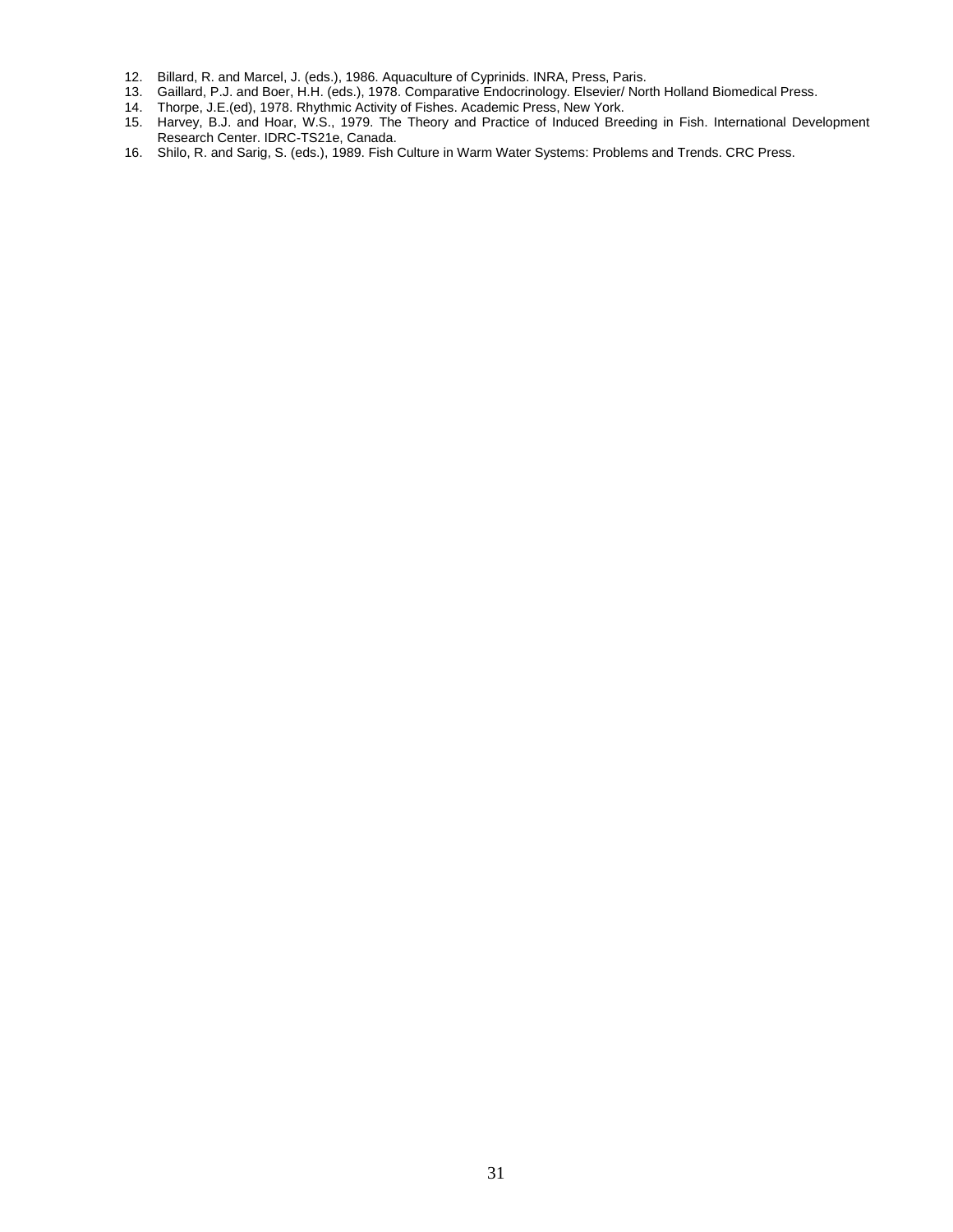12. Billard, R. and Marcel, J. (eds.), 1986. Aquaculture of Cyprinids. INRA, Press, Paris.
13. Gaillard, P.J. and Boer, H.H. (eds.), 1978. Comparative Endocrinology. Elsevier/ North Holland Biomedical Press.
14. Thorpe, J.E.(ed), 1978. Rhythmic Activity of Fishes. Academic Press, New York.
15. Harvey, B.J. and Hoar, W.S., 1979. The Theory and Practice of Induced Breeding in Fish. International Development Research Center. IDRC-TS21e, Canada.
16. Shilo, R. and Sarig, S. (eds.), 1989. Fish Culture in Warm Water Systems: Problems and Trends. CRC Press.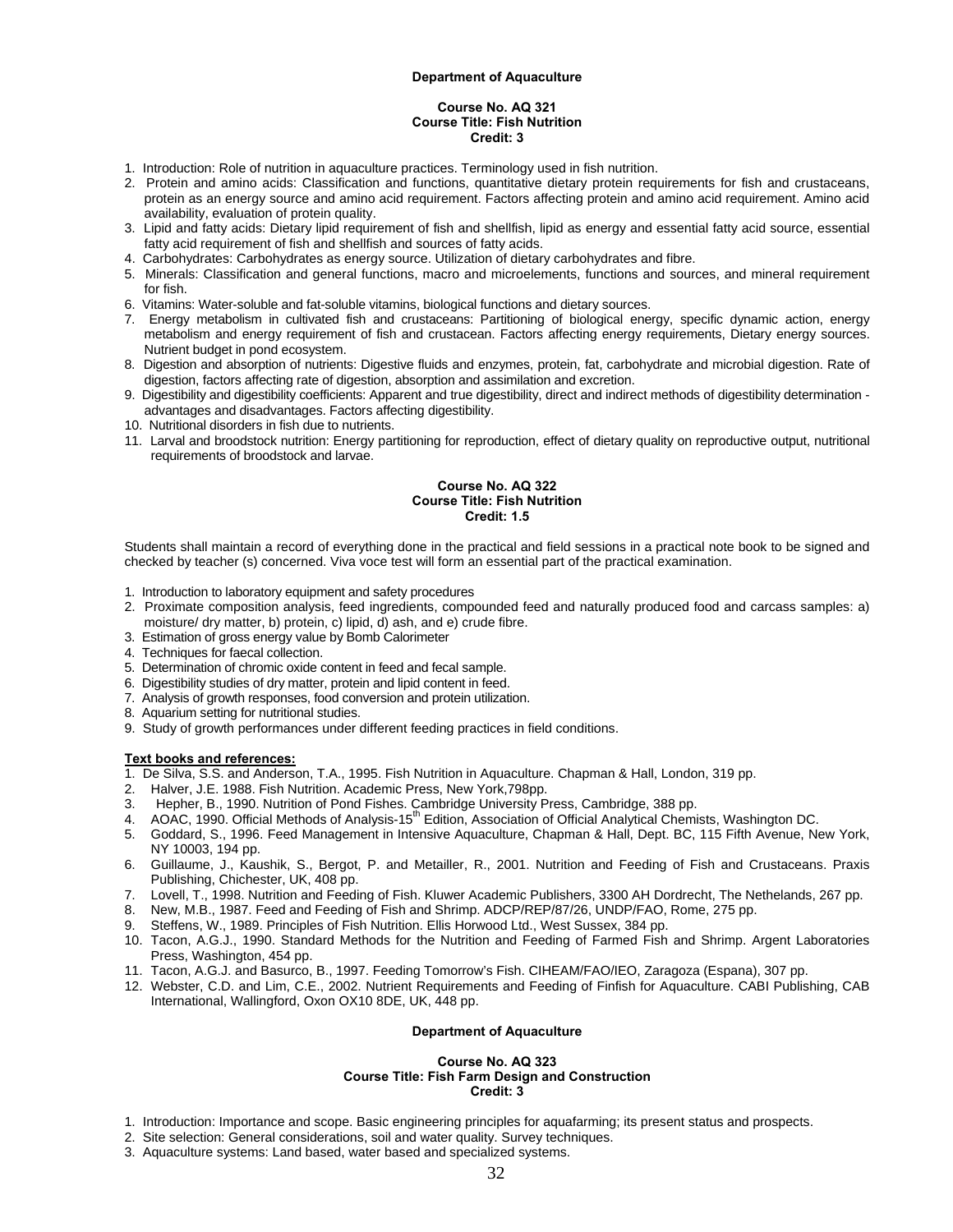### Department of Aquaculture

**Course No. AQ 321**
**Course Title: Fish Nutrition**
**Credit: 3**

1. Introduction: Role of nutrition in aquaculture practices. Terminology used in fish nutrition.
2. Protein and amino acids: Classification and functions, quantitative dietary protein requirements for fish and crustaceans, protein as an energy source and amino acid requirement. Factors affecting protein and amino acid requirement. Amino acid availability, evaluation of protein quality.
3. Lipid and fatty acids: Dietary lipid requirement of fish and shellfish, lipid as energy and essential fatty acid source, essential fatty acid requirement of fish and shellfish and sources of fatty acids.
4. Carbohydrates: Carbohydrates as energy source. Utilization of dietary carbohydrates and fibre.
5. Minerals: Classification and general functions, macro and microelements, functions and sources, and mineral requirement for fish.
6. Vitamins: Water-soluble and fat-soluble vitamins, biological functions and dietary sources.
7. Energy metabolism in cultivated fish and crustaceans: Partitioning of biological energy, specific dynamic action, energy metabolism and energy requirement of fish and crustacean. Factors affecting energy requirements, Dietary energy sources. Nutrient budget in pond ecosystem.
8. Digestion and absorption of nutrients: Digestive fluids and enzymes, protein, fat, carbohydrate and microbial digestion. Rate of digestion, factors affecting rate of digestion, absorption and assimilation and excretion.
9. Digestibility and digestibility coefficients: Apparent and true digestibility, direct and indirect methods of digestibility determination - advantages and disadvantages. Factors affecting digestibility.
10. Nutritional disorders in fish due to nutrients.
11. Larval and broodstock nutrition: Energy partitioning for reproduction, effect of dietary quality on reproductive output, nutritional requirements of broodstock and larvae.

**Course No. AQ 322**
**Course Title: Fish Nutrition**
**Credit: 1.5**

Students shall maintain a record of everything done in the practical and field sessions in a practical note book to be signed and checked by teacher (s) concerned. Viva voce test will form an essential part of the practical examination.

1. Introduction to laboratory equipment and safety procedures
2. Proximate composition analysis, feed ingredients, compounded feed and naturally produced food and carcass samples: a) moisture/ dry matter, b) protein, c) lipid, d) ash, and e) crude fibre.
3. Estimation of gross energy value by Bomb Calorimeter
4. Techniques for faecal collection.
5. Determination of chromic oxide content in feed and fecal sample.
6. Digestibility studies of dry matter, protein and lipid content in feed.
7. Analysis of growth responses, food conversion and protein utilization.
8. Aquarium setting for nutritional studies.
9. Study of growth performances under different feeding practices in field conditions.

**<u>Text books and references:</u>**

1. De Silva, S.S. and Anderson, T.A., 1995. Fish Nutrition in Aquaculture. Chapman & Hall, London, 319 pp.
2. Halver, J.E. 1988. Fish Nutrition. Academic Press, New York,798pp.
3. Hepher, B., 1990. Nutrition of Pond Fishes. Cambridge University Press, Cambridge, 388 pp.
4. AOAC, 1990. Official Methods of Analysis-15th Edition, Association of Official Analytical Chemists, Washington DC.
5. Goddard, S., 1996. Feed Management in Intensive Aquaculture, Chapman & Hall, Dept. BC, 115 Fifth Avenue, New York, NY 10003, 194 pp.
6. Guillaume, J., Kaushik, S., Bergot, P. and Metailler, R., 2001. Nutrition and Feeding of Fish and Crustaceans. Praxis Publishing, Chichester, UK, 408 pp.
7. Lovell, T., 1998. Nutrition and Feeding of Fish. Kluwer Academic Publishers, 3300 AH Dordrecht, The Nethelands, 267 pp.
8. New, M.B., 1987. Feed and Feeding of Fish and Shrimp. ADCP/REP/87/26, UNDP/FAO, Rome, 275 pp.
9. Steffens, W., 1989. Principles of Fish Nutrition. Ellis Horwood Ltd., West Sussex, 384 pp.
10. Tacon, A.G.J., 1990. Standard Methods for the Nutrition and Feeding of Farmed Fish and Shrimp. Argent Laboratories Press, Washington, 454 pp.
11. Tacon, A.G.J. and Basurco, B., 1997. Feeding Tomorrow's Fish. CIHEAM/FAO/IEO, Zaragoza (Espana), 307 pp.
12. Webster, C.D. and Lim, C.E., 2002. Nutrient Requirements and Feeding of Finfish for Aquaculture. CABI Publishing, CAB International, Wallingford, Oxon OX10 8DE, UK, 448 pp.

### Department of Aquaculture

**Course No. AQ 323**
**Course Title: Fish Farm Design and Construction**
**Credit: 3**

1. Introduction: Importance and scope. Basic engineering principles for aquafarming; its present status and prospects.
2. Site selection: General considerations, soil and water quality. Survey techniques.
3. Aquaculture systems: Land based, water based and specialized systems.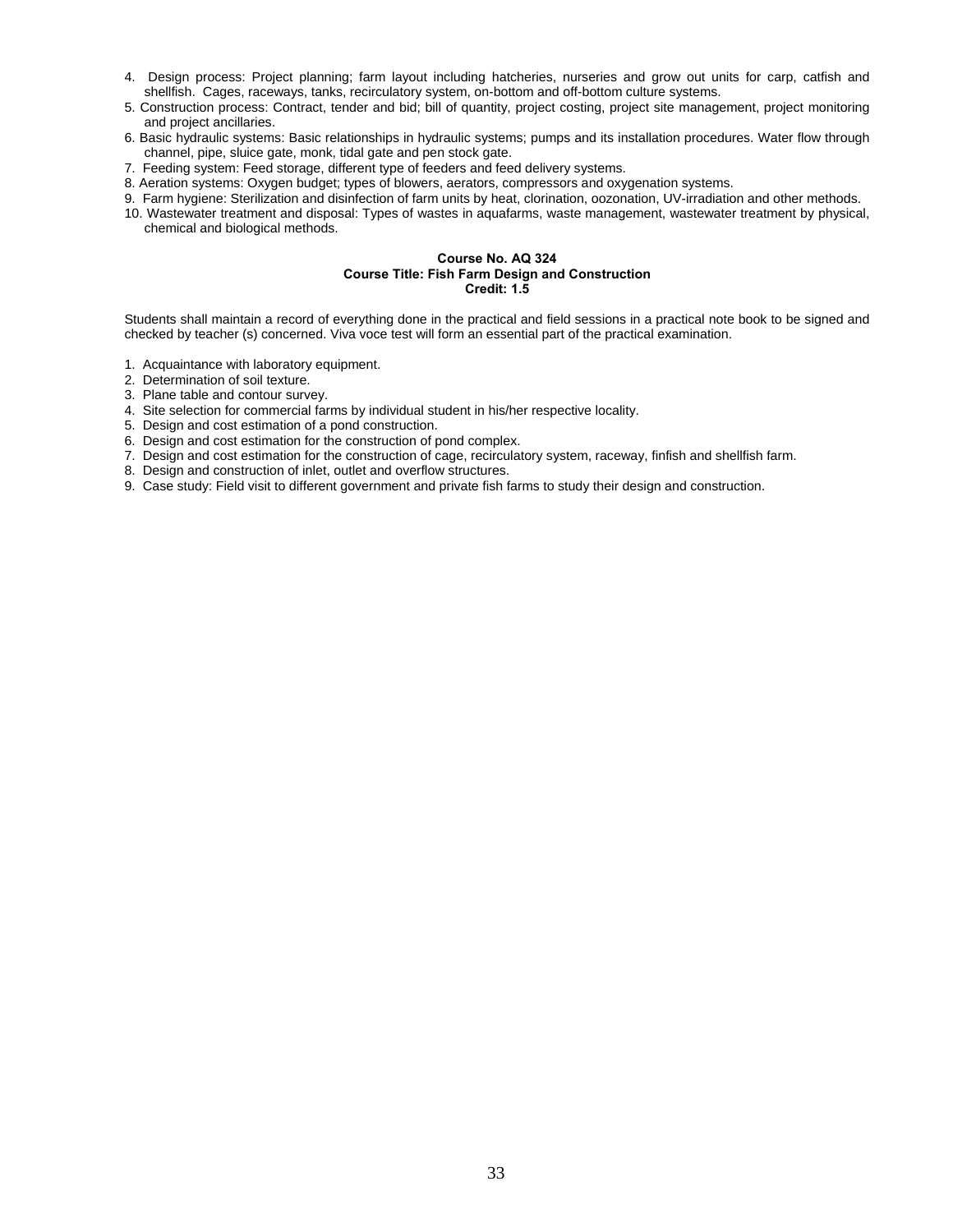4. Design process: Project planning; farm layout including hatcheries, nurseries and grow out units for carp, catfish and shellfish. Cages, raceways, tanks, recirculatory system, on-bottom and off-bottom culture systems.
5. Construction process: Contract, tender and bid; bill of quantity, project costing, project site management, project monitoring and project ancillaries.
6. Basic hydraulic systems: Basic relationships in hydraulic systems; pumps and its installation procedures. Water flow through channel, pipe, sluice gate, monk, tidal gate and pen stock gate.
7. Feeding system: Feed storage, different type of feeders and feed delivery systems.
8. Aeration systems: Oxygen budget; types of blowers, aerators, compressors and oxygenation systems.
9. Farm hygiene: Sterilization and disinfection of farm units by heat, clorination, oozonation, UV-irradiation and other methods.
10. Wastewater treatment and disposal: Types of wastes in aquafarms, waste management, wastewater treatment by physical, chemical and biological methods.

**Course No. AQ 324**
**Course Title: Fish Farm Design and Construction**
**Credit: 1.5**

Students shall maintain a record of everything done in the practical and field sessions in a practical note book to be signed and checked by teacher (s) concerned. Viva voce test will form an essential part of the practical examination.

1. Acquaintance with laboratory equipment.
2. Determination of soil texture.
3. Plane table and contour survey.
4. Site selection for commercial farms by individual student in his/her respective locality.
5. Design and cost estimation of a pond construction.
6. Design and cost estimation for the construction of pond complex.
7. Design and cost estimation for the construction of cage, recirculatory system, raceway, finfish and shellfish farm.
8. Design and construction of inlet, outlet and overflow structures.
9. Case study: Field visit to different government and private fish farms to study their design and construction.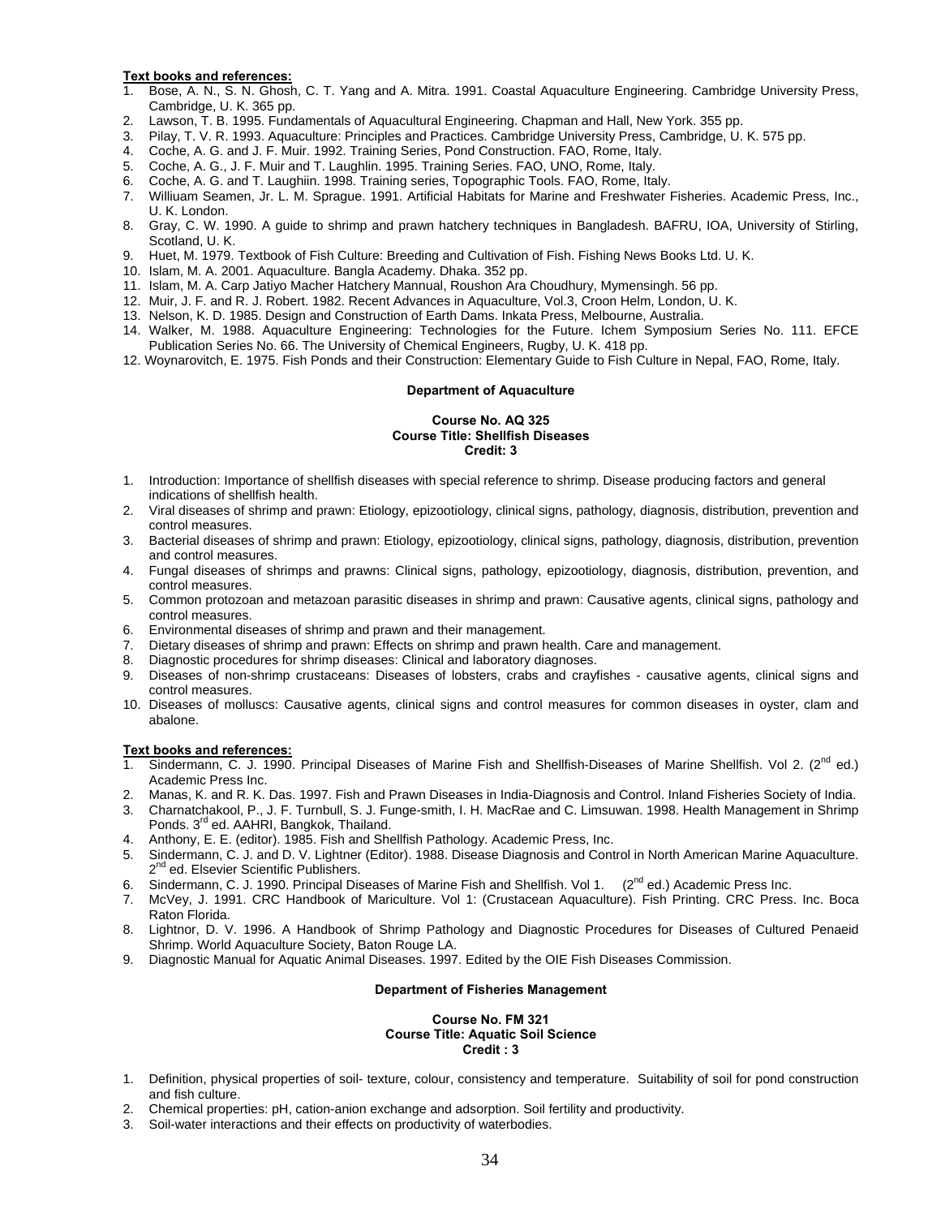**Text books and references:**

1. Bose, A. N., S. N. Ghosh, C. T. Yang and A. Mitra. 1991. Coastal Aquaculture Engineering. Cambridge University Press, Cambridge, U. K. 365 pp.
2. Lawson, T. B. 1995. Fundamentals of Aquacultural Engineering. Chapman and Hall, New York. 355 pp.
3. Pilay, T. V. R. 1993. Aquaculture: Principles and Practices. Cambridge University Press, Cambridge, U. K. 575 pp.
4. Coche, A. G. and J. F. Muir. 1992. Training Series, Pond Construction. FAO, Rome, Italy.
5. Coche, A. G., J. F. Muir and T. Laughlin. 1995. Training Series. FAO, UNO, Rome, Italy.
6. Coche, A. G. and T. Laughiin. 1998. Training series, Topographic Tools. FAO, Rome, Italy.
7. Williuam Seamen, Jr. L. M. Sprague. 1991. Artificial Habitats for Marine and Freshwater Fisheries. Academic Press, Inc., U. K. London.
8. Gray, C. W. 1990. A guide to shrimp and prawn hatchery techniques in Bangladesh. BAFRU, IOA, University of Stirling, Scotland, U. K.
9. Huet, M. 1979. Textbook of Fish Culture: Breeding and Cultivation of Fish. Fishing News Books Ltd. U. K.
10. Islam, M. A. 2001. Aquaculture. Bangla Academy. Dhaka. 352 pp.
11. Islam, M. A. Carp Jatiyo Macher Hatchery Mannual, Roushon Ara Choudhury, Mymensingh. 56 pp.
12. Muir, J. F. and R. J. Robert. 1982. Recent Advances in Aquaculture, Vol.3, Croon Helm, London, U. K.
13. Nelson, K. D. 1985. Design and Construction of Earth Dams. Inkata Press, Melbourne, Australia.
14. Walker, M. 1988. Aquaculture Engineering: Technologies for the Future. Ichem Symposium Series No. 111. EFCE Publication Series No. 66. The University of Chemical Engineers, Rugby, U. K. 418 pp.

12. Woynarovitch, E. 1975. Fish Ponds and their Construction: Elementary Guide to Fish Culture in Nepal, FAO, Rome, Italy.

**Department of Aquaculture**

**Course No. AQ 325**
**Course Title: Shellfish Diseases**
**Credit: 3**

1. Introduction: Importance of shellfish diseases with special reference to shrimp. Disease producing factors and general indications of shellfish health.
2. Viral diseases of shrimp and prawn: Etiology, epizootiology, clinical signs, pathology, diagnosis, distribution, prevention and control measures.
3. Bacterial diseases of shrimp and prawn: Etiology, epizootiology, clinical signs, pathology, diagnosis, distribution, prevention and control measures.
4. Fungal diseases of shrimps and prawns: Clinical signs, pathology, epizootiology, diagnosis, distribution, prevention, and control measures.
5. Common protozoan and metazoan parasitic diseases in shrimp and prawn: Causative agents, clinical signs, pathology and control measures.
6. Environmental diseases of shrimp and prawn and their management.
7. Dietary diseases of shrimp and prawn: Effects on shrimp and prawn health. Care and management.
8. Diagnostic procedures for shrimp diseases: Clinical and laboratory diagnoses.
9. Diseases of non-shrimp crustaceans: Diseases of lobsters, crabs and crayfishes - causative agents, clinical signs and control measures.
10. Diseases of molluscs: Causative agents, clinical signs and control measures for common diseases in oyster, clam and abalone.

**Text books and references:**

1. Sindermann, C. J. 1990. Principal Diseases of Marine Fish and Shellfish-Diseases of Marine Shellfish. Vol 2. (2nd ed.) Academic Press Inc.
2. Manas, K. and R. K. Das. 1997. Fish and Prawn Diseases in India-Diagnosis and Control. Inland Fisheries Society of India.
3. Charnatchakool, P., J. F. Turnbull, S. J. Funge-smith, I. H. MacRae and C. Limsuwan. 1998. Health Management in Shrimp Ponds. 3rd ed. AAHRI, Bangkok, Thailand.
4. Anthony, E. E. (editor). 1985. Fish and Shellfish Pathology. Academic Press, Inc.
5. Sindermann, C. J. and D. V. Lightner (Editor). 1988. Disease Diagnosis and Control in North American Marine Aquaculture. 2nd ed. Elsevier Scientific Publishers.
6. Sindermann, C. J. 1990. Principal Diseases of Marine Fish and Shellfish. Vol 1. (2nd ed.) Academic Press Inc.
7. McVey, J. 1991. CRC Handbook of Mariculture. Vol 1: (Crustacean Aquaculture). Fish Printing. CRC Press. Inc. Boca Raton Florida.
8. Lightnor, D. V. 1996. A Handbook of Shrimp Pathology and Diagnostic Procedures for Diseases of Cultured Penaeid Shrimp. World Aquaculture Society, Baton Rouge LA.
9. Diagnostic Manual for Aquatic Animal Diseases. 1997. Edited by the OIE Fish Diseases Commission.

**Department of Fisheries Management**

**Course No. FM 321**
**Course Title: Aquatic Soil Science**
**Credit : 3**

1. Definition, physical properties of soil- texture, colour, consistency and temperature. Suitability of soil for pond construction and fish culture.
2. Chemical properties: pH, cation-anion exchange and adsorption. Soil fertility and productivity.
3. Soil-water interactions and their effects on productivity of waterbodies.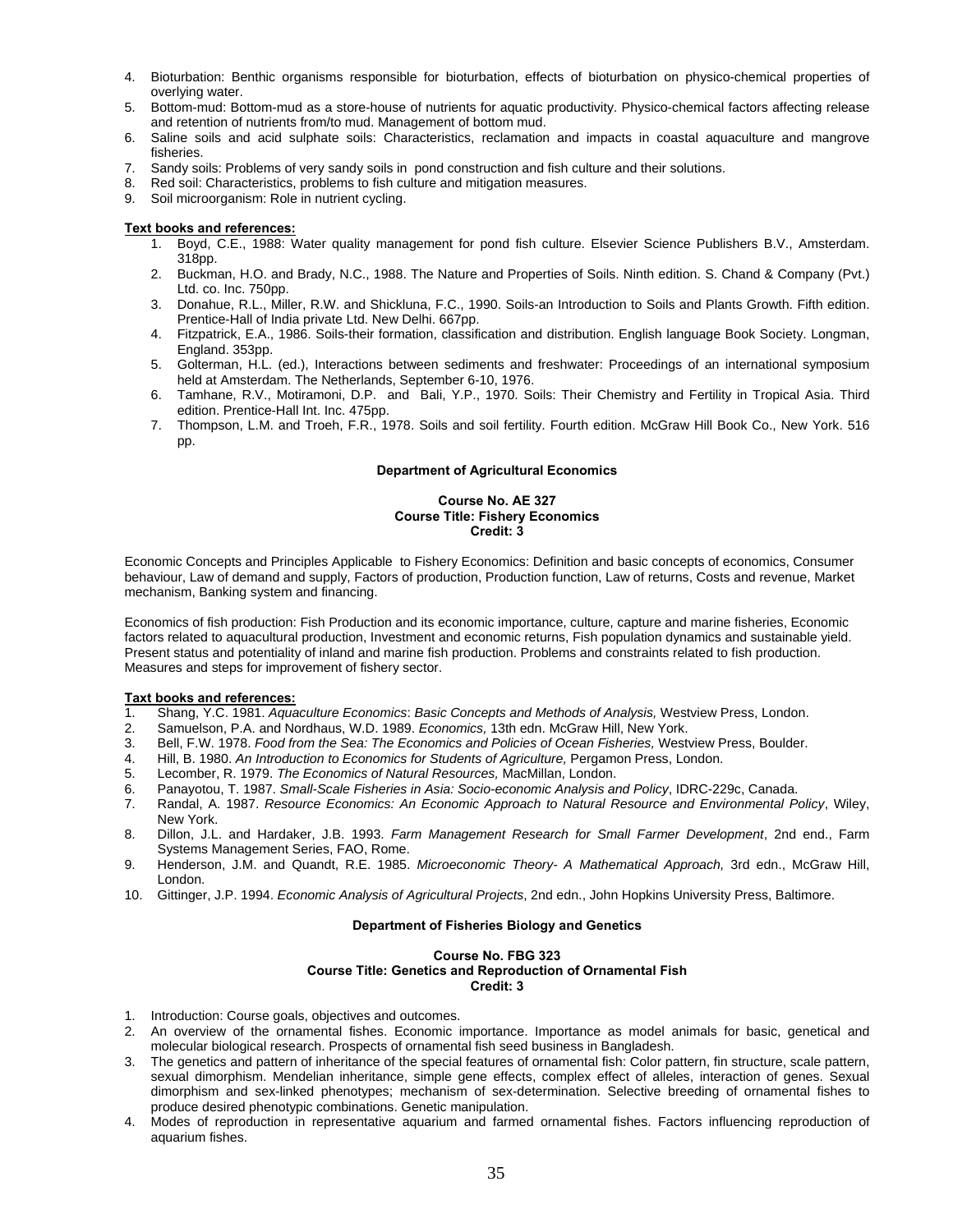4. Bioturbation: Benthic organisms responsible for bioturbation, effects of bioturbation on physico-chemical properties of overlying water.
5. Bottom-mud: Bottom-mud as a store-house of nutrients for aquatic productivity. Physico-chemical factors affecting release and retention of nutrients from/to mud. Management of bottom mud.
6. Saline soils and acid sulphate soils: Characteristics, reclamation and impacts in coastal aquaculture and mangrove fisheries.
7. Sandy soils: Problems of very sandy soils in pond construction and fish culture and their solutions.
8. Red soil: Characteristics, problems to fish culture and mitigation measures.
9. Soil microorganism: Role in nutrient cycling.

**Text books and references:**

1. Boyd, C.E., 1988: Water quality management for pond fish culture. Elsevier Science Publishers B.V., Amsterdam. 318pp.
2. Buckman, H.O. and Brady, N.C., 1988. The Nature and Properties of Soils. Ninth edition. S. Chand & Company (Pvt.) Ltd. co. Inc. 750pp.
3. Donahue, R.L., Miller, R.W. and Shickluna, F.C., 1990. Soils-an Introduction to Soils and Plants Growth. Fifth edition. Prentice-Hall of India private Ltd. New Delhi. 667pp.
4. Fitzpatrick, E.A., 1986. Soils-their formation, classification and distribution. English language Book Society. Longman, England. 353pp.
5. Golterman, H.L. (ed.), Interactions between sediments and freshwater: Proceedings of an international symposium held at Amsterdam. The Netherlands, September 6-10, 1976.
6. Tamhane, R.V., Motiramoni, D.P. and Bali, Y.P., 1970. Soils: Their Chemistry and Fertility in Tropical Asia. Third edition. Prentice-Hall Int. Inc. 475pp.
7. Thompson, L.M. and Troeh, F.R., 1978. Soils and soil fertility. Fourth edition. McGraw Hill Book Co., New York. 516 pp.

### Department of Agricultural Economics

**Course No. AE 327**
**Course Title: Fishery Economics**
**Credit: 3**

Economic Concepts and Principles Applicable to Fishery Economics: Definition and basic concepts of economics, Consumer behaviour, Law of demand and supply, Factors of production, Production function, Law of returns, Costs and revenue, Market mechanism, Banking system and financing.

Economics of fish production: Fish Production and its economic importance, culture, capture and marine fisheries, Economic factors related to aquacultural production, Investment and economic returns, Fish population dynamics and sustainable yield. Present status and potentiality of inland and marine fish production. Problems and constraints related to fish production. Measures and steps for improvement of fishery sector.

**Taxt books and references:**

1. Shang, Y.C. 1981. *Aquaculture Economics*: *Basic Concepts and Methods of Analysis,* Westview Press, London.
2. Samuelson, P.A. and Nordhaus, W.D. 1989. *Economics,* 13th edn. McGraw Hill, New York.
3. Bell, F.W. 1978. *Food from the Sea: The Economics and Policies of Ocean Fisheries,* Westview Press, Boulder.
4. Hill, B. 1980. *An Introduction to Economics for Students of Agriculture,* Pergamon Press, London.
5. Lecomber, R. 1979. *The Economics of Natural Resources,* MacMillan, London.
6. Panayotou, T. 1987. *Small-Scale Fisheries in Asia: Socio-economic Analysis and Policy*, IDRC-229c, Canada.
7. Randal, A. 1987. *Resource Economics: An Economic Approach to Natural Resource and Environmental Policy*, Wiley, New York.
8. Dillon, J.L. and Hardaker, J.B. 1993. *Farm Management Research for Small Farmer Development*, 2nd end., Farm Systems Management Series, FAO, Rome.
9. Henderson, J.M. and Quandt, R.E. 1985. *Microeconomic Theory- A Mathematical Approach,* 3rd edn., McGraw Hill, London.
10. Gittinger, J.P. 1994. *Economic Analysis of Agricultural Projects*, 2nd edn., John Hopkins University Press, Baltimore.

### Department of Fisheries Biology and Genetics

**Course No. FBG 323**
**Course Title: Genetics and Reproduction of Ornamental Fish**
**Credit: 3**

1. Introduction: Course goals, objectives and outcomes.
2. An overview of the ornamental fishes. Economic importance. Importance as model animals for basic, genetical and molecular biological research. Prospects of ornamental fish seed business in Bangladesh.
3. The genetics and pattern of inheritance of the special features of ornamental fish: Color pattern, fin structure, scale pattern, sexual dimorphism. Mendelian inheritance, simple gene effects, complex effect of alleles, interaction of genes. Sexual dimorphism and sex-linked phenotypes; mechanism of sex-determination. Selective breeding of ornamental fishes to produce desired phenotypic combinations. Genetic manipulation.
4. Modes of reproduction in representative aquarium and farmed ornamental fishes. Factors influencing reproduction of aquarium fishes.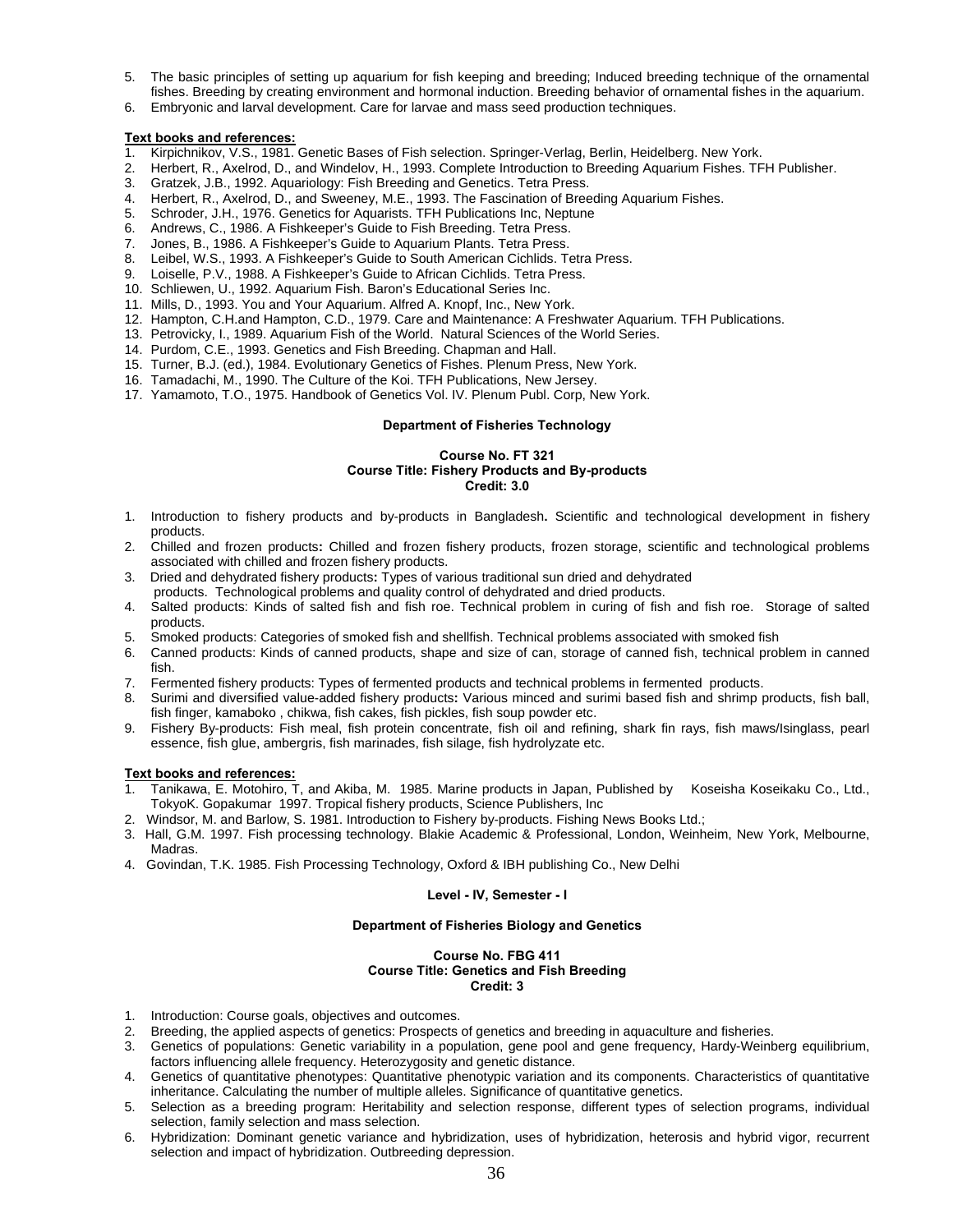5. The basic principles of setting up aquarium for fish keeping and breeding; Induced breeding technique of the ornamental fishes. Breeding by creating environment and hormonal induction. Breeding behavior of ornamental fishes in the aquarium.
6. Embryonic and larval development. Care for larvae and mass seed production techniques.

**Text books and references:**

1. Kirpichnikov, V.S., 1981. Genetic Bases of Fish selection. Springer-Verlag, Berlin, Heidelberg. New York.
2. Herbert, R., Axelrod, D., and Windelov, H., 1993. Complete Introduction to Breeding Aquarium Fishes. TFH Publisher.
3. Gratzek, J.B., 1992. Aquariology: Fish Breeding and Genetics. Tetra Press.
4. Herbert, R., Axelrod, D., and Sweeney, M.E., 1993. The Fascination of Breeding Aquarium Fishes.
5. Schroder, J.H., 1976. Genetics for Aquarists. TFH Publications Inc, Neptune
6. Andrews, C., 1986. A Fishkeeper's Guide to Fish Breeding. Tetra Press.
7. Jones, B., 1986. A Fishkeeper's Guide to Aquarium Plants. Tetra Press.
8. Leibel, W.S., 1993. A Fishkeeper's Guide to South American Cichlids. Tetra Press.
9. Loiselle, P.V., 1988. A Fishkeeper's Guide to African Cichlids. Tetra Press.
10. Schliewen, U., 1992. Aquarium Fish. Baron's Educational Series Inc.
11. Mills, D., 1993. You and Your Aquarium. Alfred A. Knopf, Inc., New York.
12. Hampton, C.H.and Hampton, C.D., 1979. Care and Maintenance: A Freshwater Aquarium. TFH Publications.
13. Petrovicky, I., 1989. Aquarium Fish of the World. Natural Sciences of the World Series.
14. Purdom, C.E., 1993. Genetics and Fish Breeding. Chapman and Hall.
15. Turner, B.J. (ed.), 1984. Evolutionary Genetics of Fishes. Plenum Press, New York.
16. Tamadachi, M., 1990. The Culture of the Koi. TFH Publications, New Jersey.
17. Yamamoto, T.O., 1975. Handbook of Genetics Vol. IV. Plenum Publ. Corp, New York.

**Department of Fisheries Technology**

**Course No. FT 321**
**Course Title: Fishery Products and By-products**
**Credit: 3.0**

1. Introduction to fishery products and by-products in Bangladesh**.** Scientific and technological development in fishery products.
2. Chilled and frozen products**:** Chilled and frozen fishery products, frozen storage, scientific and technological problems associated with chilled and frozen fishery products.
3. Dried and dehydrated fishery products**:** Types of various traditional sun dried and dehydrated products. Technological problems and quality control of dehydrated and dried products.
4. Salted products: Kinds of salted fish and fish roe. Technical problem in curing of fish and fish roe. Storage of salted products.
5. Smoked products: Categories of smoked fish and shellfish. Technical problems associated with smoked fish
6. Canned products: Kinds of canned products, shape and size of can, storage of canned fish, technical problem in canned fish.
7. Fermented fishery products: Types of fermented products and technical problems in fermented products.
8. Surimi and diversified value-added fishery products**:** Various minced and surimi based fish and shrimp products, fish ball, fish finger, kamaboko , chikwa, fish cakes, fish pickles, fish soup powder etc.
9. Fishery By-products: Fish meal, fish protein concentrate, fish oil and refining, shark fin rays, fish maws/Isinglass, pearl essence, fish glue, ambergris, fish marinades, fish silage, fish hydrolyzate etc.

**Text books and references:**

1. Tanikawa, E. Motohiro, T, and Akiba, M. 1985. Marine products in Japan, Published by Koseisha Koseikaku Co., Ltd., TokyoK. Gopakumar 1997. Tropical fishery products, Science Publishers, Inc
2. Windsor, M. and Barlow, S. 1981. Introduction to Fishery by-products. Fishing News Books Ltd.;
3. Hall, G.M. 1997. Fish processing technology. Blakie Academic & Professional, London, Weinheim, New York, Melbourne, Madras.
4. Govindan, T.K. 1985. Fish Processing Technology, Oxford & IBH publishing Co., New Delhi

**Level - IV, Semester - I**

**Department of Fisheries Biology and Genetics**

**Course No. FBG 411**
**Course Title: Genetics and Fish Breeding**
**Credit: 3**

1. Introduction: Course goals, objectives and outcomes.
2. Breeding, the applied aspects of genetics: Prospects of genetics and breeding in aquaculture and fisheries.
3. Genetics of populations: Genetic variability in a population, gene pool and gene frequency, Hardy-Weinberg equilibrium, factors influencing allele frequency. Heterozygosity and genetic distance.
4. Genetics of quantitative phenotypes: Quantitative phenotypic variation and its components. Characteristics of quantitative inheritance. Calculating the number of multiple alleles. Significance of quantitative genetics.
5. Selection as a breeding program: Heritability and selection response, different types of selection programs, individual selection, family selection and mass selection.
6. Hybridization: Dominant genetic variance and hybridization, uses of hybridization, heterosis and hybrid vigor, recurrent selection and impact of hybridization. Outbreeding depression.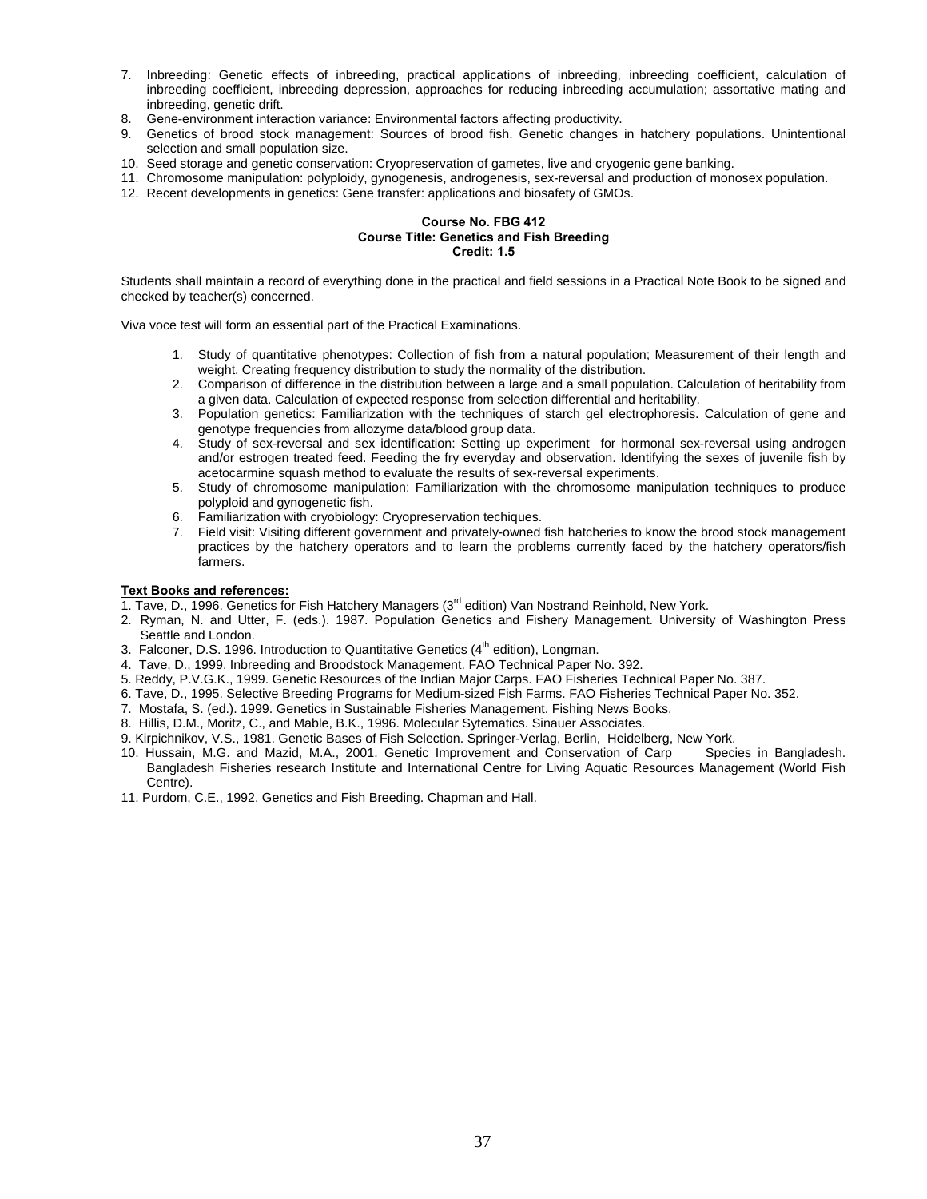7. Inbreeding: Genetic effects of inbreeding, practical applications of inbreeding, inbreeding coefficient, calculation of inbreeding coefficient, inbreeding depression, approaches for reducing inbreeding accumulation; assortative mating and inbreeding, genetic drift.
8. Gene-environment interaction variance: Environmental factors affecting productivity.
9. Genetics of brood stock management: Sources of brood fish. Genetic changes in hatchery populations. Unintentional selection and small population size.
10. Seed storage and genetic conservation: Cryopreservation of gametes, live and cryogenic gene banking.
11. Chromosome manipulation: polyploidy, gynogenesis, androgenesis, sex-reversal and production of monosex population.
12. Recent developments in genetics: Gene transfer: applications and biosafety of GMOs.

**Course No. FBG 412**
**Course Title: Genetics and Fish Breeding**
**Credit: 1.5**

Students shall maintain a record of everything done in the practical and field sessions in a Practical Note Book to be signed and checked by teacher(s) concerned.

Viva voce test will form an essential part of the Practical Examinations.

1. Study of quantitative phenotypes: Collection of fish from a natural population; Measurement of their length and weight. Creating frequency distribution to study the normality of the distribution.
2. Comparison of difference in the distribution between a large and a small population. Calculation of heritability from a given data. Calculation of expected response from selection differential and heritability.
3. Population genetics: Familiarization with the techniques of starch gel electrophoresis. Calculation of gene and genotype frequencies from allozyme data/blood group data.
4. Study of sex-reversal and sex identification: Setting up experiment for hormonal sex-reversal using androgen and/or estrogen treated feed. Feeding the fry everyday and observation. Identifying the sexes of juvenile fish by acetocarmine squash method to evaluate the results of sex-reversal experiments.
5. Study of chromosome manipulation: Familiarization with the chromosome manipulation techniques to produce polyploid and gynogenetic fish.
6. Familiarization with cryobiology: Cryopreservation techiques.
7. Field visit: Visiting different government and privately-owned fish hatcheries to know the brood stock management practices by the hatchery operators and to learn the problems currently faced by the hatchery operators/fish farmers.

**<u>Text Books and references:</u>**

1. Tave, D., 1996. Genetics for Fish Hatchery Managers (3rd edition) Van Nostrand Reinhold, New York.
2. Ryman, N. and Utter, F. (eds.). 1987. Population Genetics and Fishery Management. University of Washington Press Seattle and London.
3. Falconer, D.S. 1996. Introduction to Quantitative Genetics (4th edition), Longman.
4. Tave, D., 1999. Inbreeding and Broodstock Management. FAO Technical Paper No. 392.
5. Reddy, P.V.G.K., 1999. Genetic Resources of the Indian Major Carps. FAO Fisheries Technical Paper No. 387.
6. Tave, D., 1995. Selective Breeding Programs for Medium-sized Fish Farms. FAO Fisheries Technical Paper No. 352.
7. Mostafa, S. (ed.). 1999. Genetics in Sustainable Fisheries Management. Fishing News Books.
8. Hillis, D.M., Moritz, C., and Mable, B.K., 1996. Molecular Sytematics. Sinauer Associates.
9. Kirpichnikov, V.S., 1981. Genetic Bases of Fish Selection. Springer-Verlag, Berlin, Heidelberg, New York.
10. Hussain, M.G. and Mazid, M.A., 2001. Genetic Improvement and Conservation of Carp Species in Bangladesh. Bangladesh Fisheries research Institute and International Centre for Living Aquatic Resources Management (World Fish Centre).
11. Purdom, C.E., 1992. Genetics and Fish Breeding. Chapman and Hall.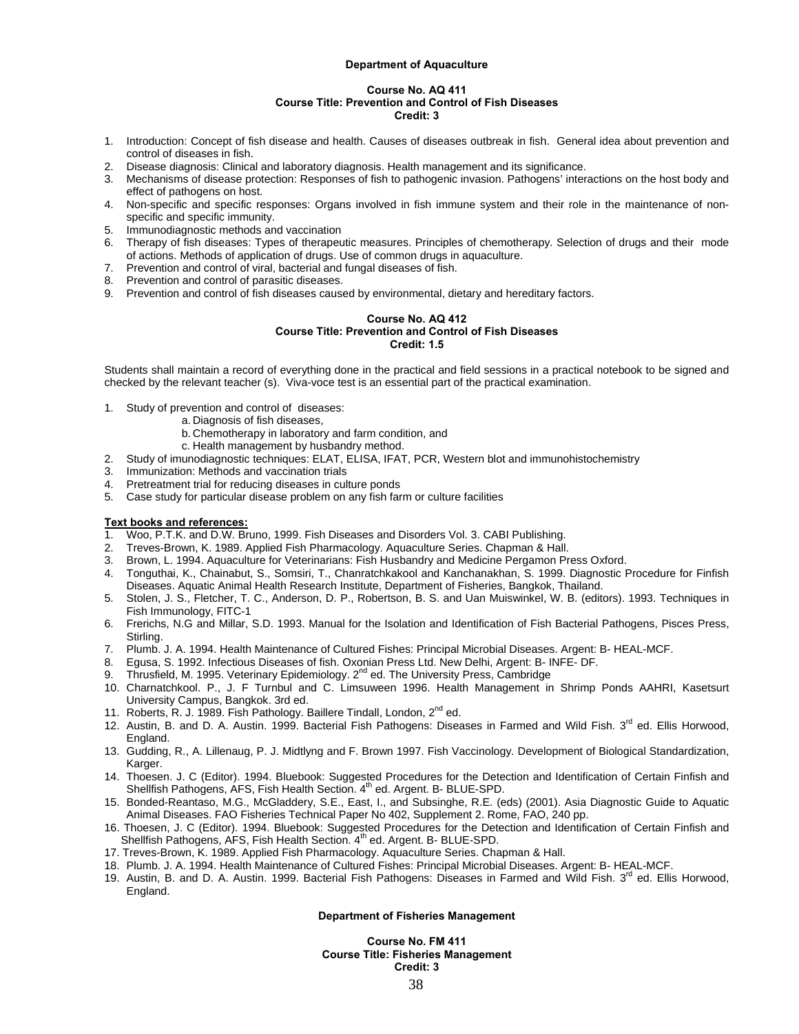**Department of Aquaculture**

**Course No. AQ 411**
**Course Title: Prevention and Control of Fish Diseases**
**Credit: 3**

1. Introduction: Concept of fish disease and health. Causes of diseases outbreak in fish. General idea about prevention and control of diseases in fish.
2. Disease diagnosis: Clinical and laboratory diagnosis. Health management and its significance.
3. Mechanisms of disease protection: Responses of fish to pathogenic invasion. Pathogens' interactions on the host body and effect of pathogens on host.
4. Non-specific and specific responses: Organs involved in fish immune system and their role in the maintenance of non-specific and specific immunity.
5. Immunodiagnostic methods and vaccination
6. Therapy of fish diseases: Types of therapeutic measures. Principles of chemotherapy. Selection of drugs and their mode of actions. Methods of application of drugs. Use of common drugs in aquaculture.
7. Prevention and control of viral, bacterial and fungal diseases of fish.
8. Prevention and control of parasitic diseases.
9. Prevention and control of fish diseases caused by environmental, dietary and hereditary factors.

**Course No. AQ 412**
**Course Title: Prevention and Control of Fish Diseases**
**Credit: 1.5**

Students shall maintain a record of everything done in the practical and field sessions in a practical notebook to be signed and checked by the relevant teacher (s). Viva-voce test is an essential part of the practical examination.

1. Study of prevention and control of diseases:
   a. Diagnosis of fish diseases,
   b. Chemotherapy in laboratory and farm condition, and
   c. Health management by husbandry method.
2. Study of imunodiagnostic techniques: ELAT, ELISA, IFAT, PCR, Western blot and immunohistochemistry
3. Immunization: Methods and vaccination trials
4. Pretreatment trial for reducing diseases in culture ponds
5. Case study for particular disease problem on any fish farm or culture facilities

**<u>Text books and references:</u>**

1. Woo, P.T.K. and D.W. Bruno, 1999. Fish Diseases and Disorders Vol. 3. CABI Publishing.
2. Treves-Brown, K. 1989. Applied Fish Pharmacology. Aquaculture Series. Chapman & Hall.
3. Brown, L. 1994. Aquaculture for Veterinarians: Fish Husbandry and Medicine Pergamon Press Oxford.
4. Tonguthai, K., Chainabut, S., Somsiri, T., Chanratchkakool and Kanchanakhan, S. 1999. Diagnostic Procedure for Finfish Diseases. Aquatic Animal Health Research Institute, Department of Fisheries, Bangkok, Thailand.
5. Stolen, J. S., Fletcher, T. C., Anderson, D. P., Robertson, B. S. and Uan Muiswinkel, W. B. (editors). 1993. Techniques in Fish Immunology, FITC-1
6. Frerichs, N.G and Millar, S.D. 1993. Manual for the Isolation and Identification of Fish Bacterial Pathogens, Pisces Press, Stirling.
7. Plumb. J. A. 1994. Health Maintenance of Cultured Fishes: Principal Microbial Diseases. Argent: B- HEAL-MCF.
8. Egusa, S. 1992. Infectious Diseases of fish. Oxonian Press Ltd. New Delhi, Argent: B- INFE- DF.
9. Thrusfield, M. 1995. Veterinary Epidemiology. 2nd ed. The University Press, Cambridge
10. Charnatchkool. P., J. F Turnbul and C. Limsuween 1996. Health Management in Shrimp Ponds AAHRI, Kasetsurt University Campus, Bangkok. 3rd ed.
11. Roberts, R. J. 1989. Fish Pathology. Baillere Tindall, London, 2nd ed.
12. Austin, B. and D. A. Austin. 1999. Bacterial Fish Pathogens: Diseases in Farmed and Wild Fish. 3rd ed. Ellis Horwood, England.
13. Gudding, R., A. Lillenaug, P. J. Midtlyng and F. Brown 1997. Fish Vaccinology. Development of Biological Standardization, Karger.
14. Thoesen. J. C (Editor). 1994. Bluebook: Suggested Procedures for the Detection and Identification of Certain Finfish and Shellfish Pathogens, AFS, Fish Health Section. 4th ed. Argent. B- BLUE-SPD.
15. Bonded-Reantaso, M.G., McGladdery, S.E., East, I., and Subsinghe, R.E. (eds) (2001). Asia Diagnostic Guide to Aquatic Animal Diseases. FAO Fisheries Technical Paper No 402, Supplement 2. Rome, FAO, 240 pp.
16. Thoesen. J. C (Editor). 1994. Bluebook: Suggested Procedures for the Detection and Identification of Certain Finfish and Shellfish Pathogens, AFS, Fish Health Section. 4th ed. Argent. B- BLUE-SPD.
17. Treves-Brown, K. 1989. Applied Fish Pharmacology. Aquaculture Series. Chapman & Hall.
18. Plumb. J. A. 1994. Health Maintenance of Cultured Fishes: Principal Microbial Diseases. Argent: B- HEAL-MCF.
19. Austin, B. and D. A. Austin. 1999. Bacterial Fish Pathogens: Diseases in Farmed and Wild Fish. 3rd ed. Ellis Horwood, England.

**Department of Fisheries Management**

**Course No. FM 411**
**Course Title: Fisheries Management**
**Credit: 3**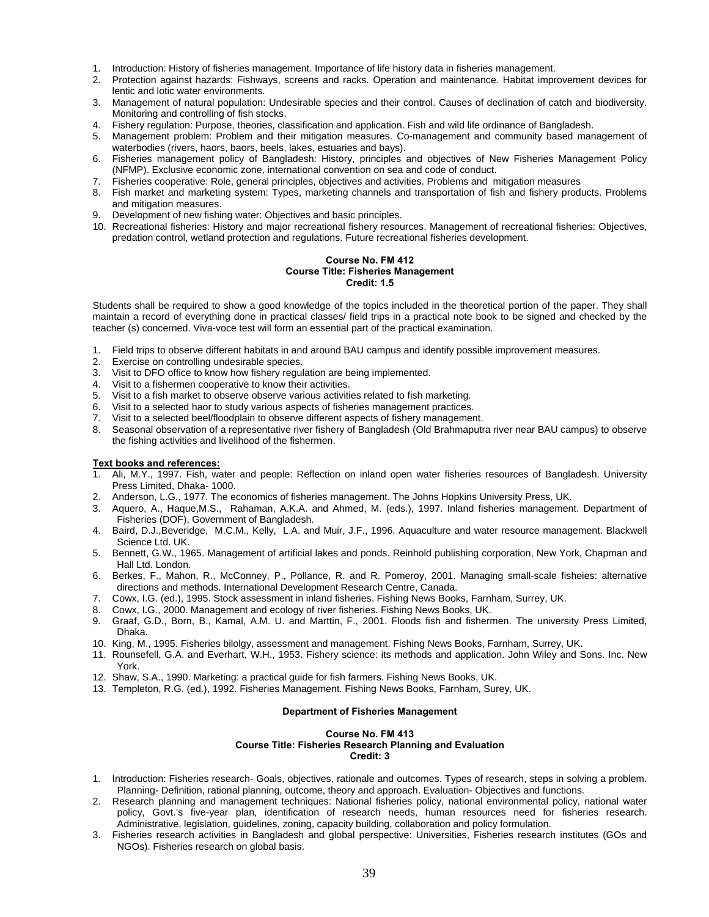1. Introduction: History of fisheries management. Importance of life history data in fisheries management.
2. Protection against hazards: Fishways, screens and racks. Operation and maintenance. Habitat improvement devices for lentic and lotic water environments.
3. Management of natural population: Undesirable species and their control. Causes of declination of catch and biodiversity. Monitoring and controlling of fish stocks.
4. Fishery regulation: Purpose, theories, classification and application. Fish and wild life ordinance of Bangladesh.
5. Management problem: Problem and their mitigation measures. Co-management and community based management of waterbodies (rivers, haors, baors, beels, lakes, estuaries and bays).
6. Fisheries management policy of Bangladesh: History, principles and objectives of New Fisheries Management Policy (NFMP). Exclusive economic zone, international convention on sea and code of conduct.
7. Fisheries cooperative: Role, general principles, objectives and activities. Problems and mitigation measures
8. Fish market and marketing system: Types, marketing channels and transportation of fish and fishery products. Problems and mitigation measures.
9. Development of new fishing water: Objectives and basic principles.
10. Recreational fisheries: History and major recreational fishery resources. Management of recreational fisheries: Objectives, predation control, wetland protection and regulations. Future recreational fisheries development.

**Course No. FM 412**
**Course Title: Fisheries Management**
**Credit: 1.5**

Students shall be required to show a good knowledge of the topics included in the theoretical portion of the paper. They shall maintain a record of everything done in practical classes/ field trips in a practical note book to be signed and checked by the teacher (s) concerned. Viva-voce test will form an essential part of the practical examination.

1. Field trips to observe different habitats in and around BAU campus and identify possible improvement measures.
2. Exercise on controlling undesirable species**.**
3. Visit to DFO office to know how fishery regulation are being implemented.
4. Visit to a fishermen cooperative to know their activities.
5. Visit to a fish market to observe observe various activities related to fish marketing.
6. Visit to a selected haor to study various aspects of fisheries management practices.
7. Visit to a selected beel/floodplain to observe different aspects of fishery management.
8. Seasonal observation of a representative river fishery of Bangladesh (Old Brahmaputra river near BAU campus) to observe the fishing activities and livelihood of the fishermen.

**Text books and references:**

1. Ali, M.Y., 1997. Fish, water and people: Reflection on inland open water fisheries resources of Bangladesh. University Press Limited, Dhaka- 1000.
2. Anderson, L.G., 1977. The economics of fisheries management. The Johns Hopkins University Press, UK.
3. Aquero, A., Haque,M.S., Rahaman, A.K.A. and Ahmed, M. (eds.), 1997. Inland fisheries management. Department of Fisheries (DOF), Government of Bangladesh.
4. Baird, D.J.,Beveridge, M.C.M., Kelly, L.A. and Muir, J.F., 1996. Aquaculture and water resource management. Blackwell Science Ltd. UK.
5. Bennett, G.W., 1965. Management of artificial lakes and ponds. Reinhold publishing corporation, New York, Chapman and Hall Ltd. London.
6. Berkes, F., Mahon, R., McConney, P., Pollance, R. and R. Pomeroy, 2001. Managing small-scale fisheies: alternative directions and methods. International Development Research Centre, Canada.
7. Cowx, I.G. (ed.), 1995. Stock assessment in inland fisheries. Fishing News Books, Farnham, Surrey, UK.
8. Cowx, I.G., 2000. Management and ecology of river fisheries. Fishing News Books, UK.
9. Graaf, G.D., Born, B., Kamal, A.M. U. and Marttin, F., 2001. Floods fish and fishermen. The university Press Limited, Dhaka.
10. King, M., 1995. Fisheries bilolgy, assessment and management. Fishing News Books, Farnham, Surrey, UK.
11. Rounsefell, G.A. and Everhart, W.H., 1953. Fishery science: its methods and application. John Wiley and Sons. Inc. New York.
12. Shaw, S.A., 1990. Marketing: a practical guide for fish farmers. Fishing News Books, UK.
13. Templeton, R.G. (ed.), 1992. Fisheries Management. Fishing News Books, Farnham, Surey, UK.

**Department of Fisheries Management**

**Course No. FM 413**
**Course Title: Fisheries Research Planning and Evaluation**
**Credit: 3**

1. Introduction: Fisheries research- Goals, objectives, rationale and outcomes. Types of research, steps in solving a problem. Planning- Definition, rational planning, outcome, theory and approach. Evaluation- Objectives and functions.
2. Research planning and management techniques: National fisheries policy, national environmental policy, national water policy, Govt.'s five-year plan, identification of research needs, human resources need for fisheries research. Administrative, legislation, guidelines, zoning, capacity building, collaboration and policy formulation.
3. Fisheries research activities in Bangladesh and global perspective: Universities, Fisheries research institutes (GOs and NGOs). Fisheries research on global basis.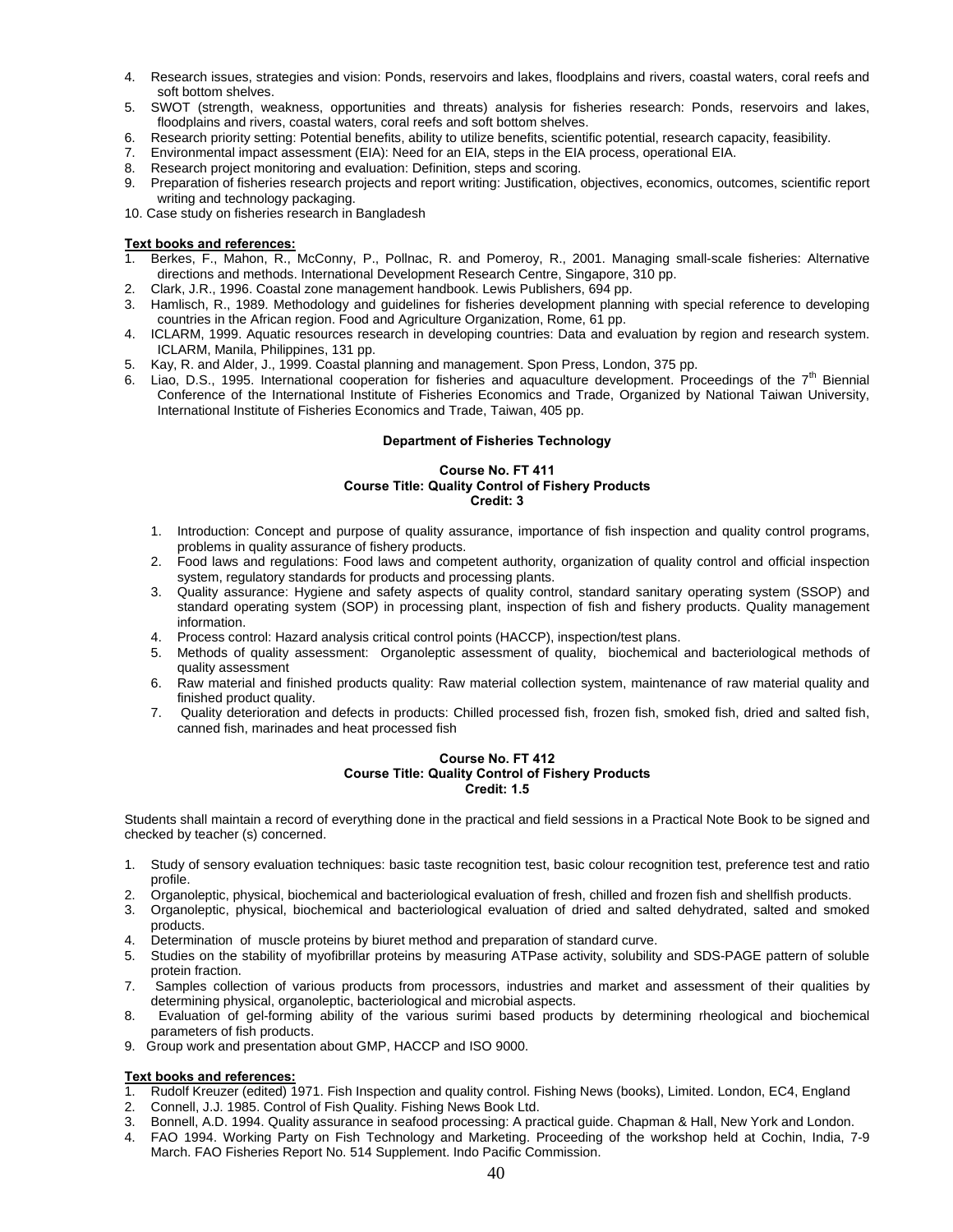4. Research issues, strategies and vision: Ponds, reservoirs and lakes, floodplains and rivers, coastal waters, coral reefs and soft bottom shelves.
5. SWOT (strength, weakness, opportunities and threats) analysis for fisheries research: Ponds, reservoirs and lakes, floodplains and rivers, coastal waters, coral reefs and soft bottom shelves.
6. Research priority setting: Potential benefits, ability to utilize benefits, scientific potential, research capacity, feasibility.
7. Environmental impact assessment (EIA): Need for an EIA, steps in the EIA process, operational EIA.
8. Research project monitoring and evaluation: Definition, steps and scoring.
9. Preparation of fisheries research projects and report writing: Justification, objectives, economics, outcomes, scientific report writing and technology packaging.
10. Case study on fisheries research in Bangladesh

**Text books and references:**

1. Berkes, F., Mahon, R., McConny, P., Pollnac, R. and Pomeroy, R., 2001. Managing small-scale fisheries: Alternative directions and methods. International Development Research Centre, Singapore, 310 pp.
2. Clark, J.R., 1996. Coastal zone management handbook. Lewis Publishers, 694 pp.
3. Hamlisch, R., 1989. Methodology and guidelines for fisheries development planning with special reference to developing countries in the African region. Food and Agriculture Organization, Rome, 61 pp.
4. ICLARM, 1999. Aquatic resources research in developing countries: Data and evaluation by region and research system. ICLARM, Manila, Philippines, 131 pp.
5. Kay, R. and Alder, J., 1999. Coastal planning and management. Spon Press, London, 375 pp.
6. Liao, D.S., 1995. International cooperation for fisheries and aquaculture development. Proceedings of the 7th Biennial Conference of the International Institute of Fisheries Economics and Trade, Organized by National Taiwan University, International Institute of Fisheries Economics and Trade, Taiwan, 405 pp.

## Department of Fisheries Technology

### Course No. FT 411
### Course Title: Quality Control of Fishery Products
### Credit: 3

1. Introduction: Concept and purpose of quality assurance, importance of fish inspection and quality control programs, problems in quality assurance of fishery products.
2. Food laws and regulations: Food laws and competent authority, organization of quality control and official inspection system, regulatory standards for products and processing plants.
3. Quality assurance: Hygiene and safety aspects of quality control, standard sanitary operating system (SSOP) and standard operating system (SOP) in processing plant, inspection of fish and fishery products. Quality management information.
4. Process control: Hazard analysis critical control points (HACCP), inspection/test plans.
5. Methods of quality assessment: Organoleptic assessment of quality, biochemical and bacteriological methods of quality assessment
6. Raw material and finished products quality: Raw material collection system, maintenance of raw material quality and finished product quality.
7. Quality deterioration and defects in products: Chilled processed fish, frozen fish, smoked fish, dried and salted fish, canned fish, marinades and heat processed fish

### Course No. FT 412
### Course Title: Quality Control of Fishery Products
### Credit: 1.5

Students shall maintain a record of everything done in the practical and field sessions in a Practical Note Book to be signed and checked by teacher (s) concerned.

1. Study of sensory evaluation techniques: basic taste recognition test, basic colour recognition test, preference test and ratio profile.
2. Organoleptic, physical, biochemical and bacteriological evaluation of fresh, chilled and frozen fish and shellfish products.
3. Organoleptic, physical, biochemical and bacteriological evaluation of dried and salted dehydrated, salted and smoked products.
4. Determination of muscle proteins by biuret method and preparation of standard curve.
5. Studies on the stability of myofibrillar proteins by measuring ATPase activity, solubility and SDS-PAGE pattern of soluble protein fraction.
7. Samples collection of various products from processors, industries and market and assessment of their qualities by determining physical, organoleptic, bacteriological and microbial aspects.
8. Evaluation of gel-forming ability of the various surimi based products by determining rheological and biochemical parameters of fish products.
9. Group work and presentation about GMP, HACCP and ISO 9000.

**Text books and references:**

1. Rudolf Kreuzer (edited) 1971. Fish Inspection and quality control. Fishing News (books), Limited. London, EC4, England
2. Connell, J.J. 1985. Control of Fish Quality. Fishing News Book Ltd.
3. Bonnell, A.D. 1994. Quality assurance in seafood processing: A practical guide. Chapman & Hall, New York and London.
4. FAO 1994. Working Party on Fish Technology and Marketing. Proceeding of the workshop held at Cochin, India, 7-9 March. FAO Fisheries Report No. 514 Supplement. Indo Pacific Commission.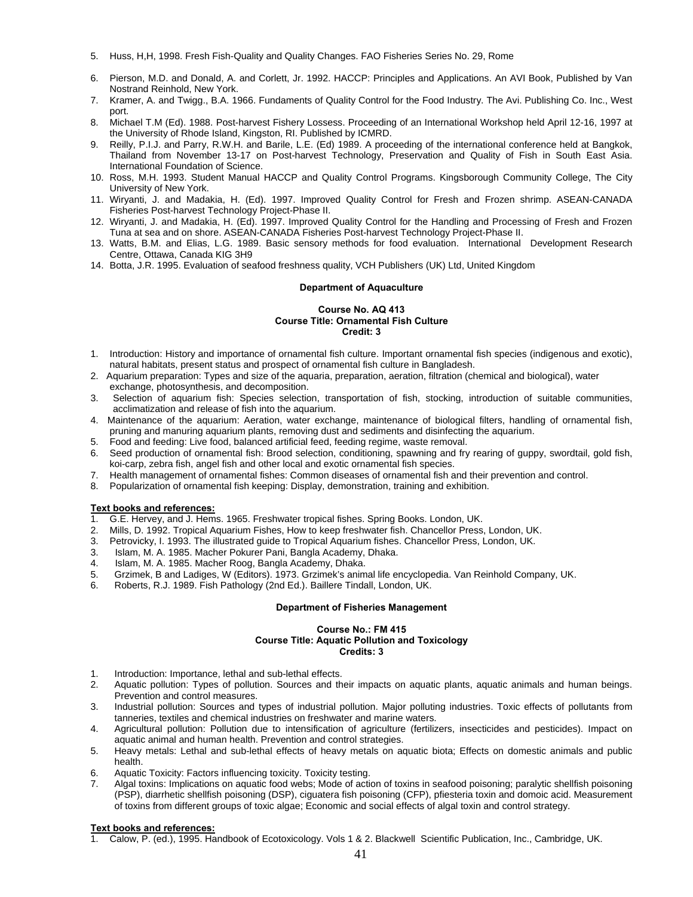5. Huss, H,H, 1998. Fresh Fish-Quality and Quality Changes. FAO Fisheries Series No. 29, Rome
6. Pierson, M.D. and Donald, A. and Corlett, Jr. 1992. HACCP: Principles and Applications. An AVI Book, Published by Van Nostrand Reinhold, New York.
7. Kramer, A. and Twigg., B.A. 1966. Fundaments of Quality Control for the Food Industry. The Avi. Publishing Co. Inc., West port.
8. Michael T.M (Ed). 1988. Post-harvest Fishery Lossess. Proceeding of an International Workshop held April 12-16, 1997 at the University of Rhode Island, Kingston, RI. Published by ICMRD.
9. Reilly, P.I.J. and Parry, R.W.H. and Barile, L.E. (Ed) 1989. A proceeding of the international conference held at Bangkok, Thailand from November 13-17 on Post-harvest Technology, Preservation and Quality of Fish in South East Asia. International Foundation of Science.
10. Ross, M.H. 1993. Student Manual HACCP and Quality Control Programs. Kingsborough Community College, The City University of New York.
11. Wiryanti, J. and Madakia, H. (Ed). 1997. Improved Quality Control for Fresh and Frozen shrimp. ASEAN-CANADA Fisheries Post-harvest Technology Project-Phase II.
12. Wiryanti, J. and Madakia, H. (Ed). 1997. Improved Quality Control for the Handling and Processing of Fresh and Frozen Tuna at sea and on shore. ASEAN-CANADA Fisheries Post-harvest Technology Project-Phase II.
13. Watts, B.M. and Elias, L.G. 1989. Basic sensory methods for food evaluation. International Development Research Centre, Ottawa, Canada KIG 3H9
14. Botta, J.R. 1995. Evaluation of seafood freshness quality, VCH Publishers (UK) Ltd, United Kingdom

**Department of Aquaculture**

**Course No. AQ 413**
**Course Title: Ornamental Fish Culture**
**Credit: 3**

1. Introduction: History and importance of ornamental fish culture. Important ornamental fish species (indigenous and exotic), natural habitats, present status and prospect of ornamental fish culture in Bangladesh.
2. Aquarium preparation: Types and size of the aquaria, preparation, aeration, filtration (chemical and biological), water exchange, photosynthesis, and decomposition.
3. Selection of aquarium fish: Species selection, transportation of fish, stocking, introduction of suitable communities, acclimatization and release of fish into the aquarium.
4. Maintenance of the aquarium: Aeration, water exchange, maintenance of biological filters, handling of ornamental fish, pruning and manuring aquarium plants, removing dust and sediments and disinfecting the aquarium.
5. Food and feeding: Live food, balanced artificial feed, feeding regime, waste removal.
6. Seed production of ornamental fish: Brood selection, conditioning, spawning and fry rearing of guppy, swordtail, gold fish, koi-carp, zebra fish, angel fish and other local and exotic ornamental fish species.
7. Health management of ornamental fishes: Common diseases of ornamental fish and their prevention and control.
8. Popularization of ornamental fish keeping: Display, demonstration, training and exhibition.

**Text books and references:**

1. G.E. Hervey, and J. Hems. 1965. Freshwater tropical fishes. Spring Books. London, UK.
2. Mills, D. 1992. Tropical Aquarium Fishes, How to keep freshwater fish. Chancellor Press, London, UK.
3. Petrovicky, I. 1993. The illustrated guide to Tropical Aquarium fishes. Chancellor Press, London, UK.
3. Islam, M. A. 1985. Macher Pokurer Pani, Bangla Academy, Dhaka.
4. Islam, M. A. 1985. Macher Roog, Bangla Academy, Dhaka.
5. Grzimek, B and Ladiges, W (Editors). 1973. Grzimek's animal life encyclopedia. Van Reinhold Company, UK.
6. Roberts, R.J. 1989. Fish Pathology (2nd Ed.). Baillere Tindall, London, UK.

**Department of Fisheries Management**

**Course No.: FM 415**
**Course Title: Aquatic Pollution and Toxicology**
**Credits: 3**

1. Introduction: Importance, lethal and sub-lethal effects.
2. Aquatic pollution: Types of pollution. Sources and their impacts on aquatic plants, aquatic animals and human beings. Prevention and control measures.
3. Industrial pollution: Sources and types of industrial pollution. Major polluting industries. Toxic effects of pollutants from tanneries, textiles and chemical industries on freshwater and marine waters.
4. Agricultural pollution: Pollution due to intensification of agriculture (fertilizers, insecticides and pesticides). Impact on aquatic animal and human health. Prevention and control strategies.
5. Heavy metals: Lethal and sub-lethal effects of heavy metals on aquatic biota; Effects on domestic animals and public health.
6. Aquatic Toxicity: Factors influencing toxicity. Toxicity testing.
7. Algal toxins: Implications on aquatic food webs; Mode of action of toxins in seafood poisoning; paralytic shellfish poisoning (PSP), diarrhetic shellfish poisoning (DSP), ciguatera fish poisoning (CFP), pfiesteria toxin and domoic acid. Measurement of toxins from different groups of toxic algae; Economic and social effects of algal toxin and control strategy.

**Text books and references:**

1. Calow, P. (ed.), 1995. Handbook of Ecotoxicology. Vols 1 & 2. Blackwell Scientific Publication, Inc., Cambridge, UK.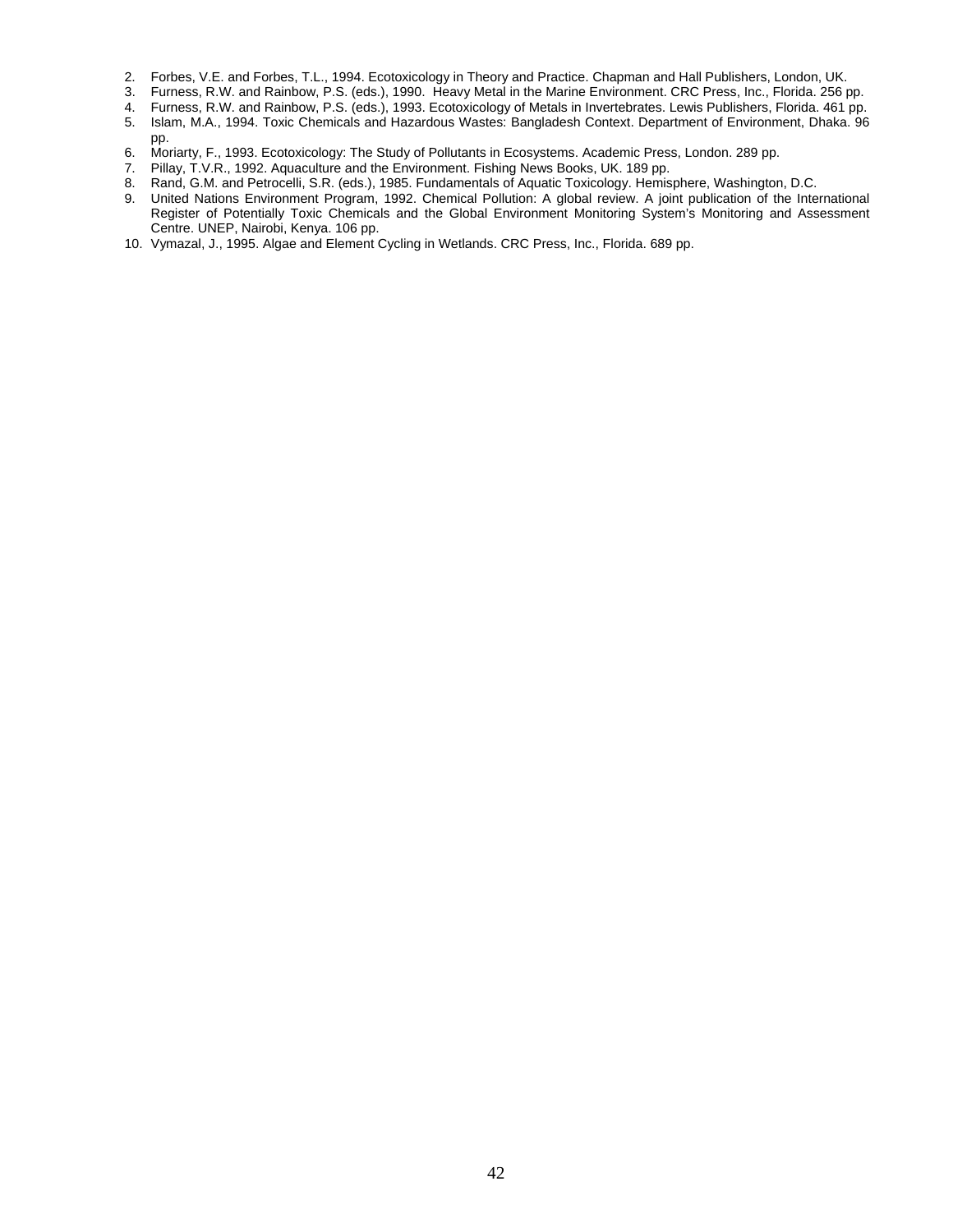2. Forbes, V.E. and Forbes, T.L., 1994. Ecotoxicology in Theory and Practice. Chapman and Hall Publishers, London, UK.
3. Furness, R.W. and Rainbow, P.S. (eds.), 1990. Heavy Metal in the Marine Environment. CRC Press, Inc., Florida. 256 pp.
4. Furness, R.W. and Rainbow, P.S. (eds.), 1993. Ecotoxicology of Metals in Invertebrates. Lewis Publishers, Florida. 461 pp.
5. Islam, M.A., 1994. Toxic Chemicals and Hazardous Wastes: Bangladesh Context. Department of Environment, Dhaka. 96 pp.
6. Moriarty, F., 1993. Ecotoxicology: The Study of Pollutants in Ecosystems. Academic Press, London. 289 pp.
7. Pillay, T.V.R., 1992. Aquaculture and the Environment. Fishing News Books, UK. 189 pp.
8. Rand, G.M. and Petrocelli, S.R. (eds.), 1985. Fundamentals of Aquatic Toxicology. Hemisphere, Washington, D.C.
9. United Nations Environment Program, 1992. Chemical Pollution: A global review. A joint publication of the International Register of Potentially Toxic Chemicals and the Global Environment Monitoring System's Monitoring and Assessment Centre. UNEP, Nairobi, Kenya. 106 pp.
10. Vymazal, J., 1995. Algae and Element Cycling in Wetlands. CRC Press, Inc., Florida. 689 pp.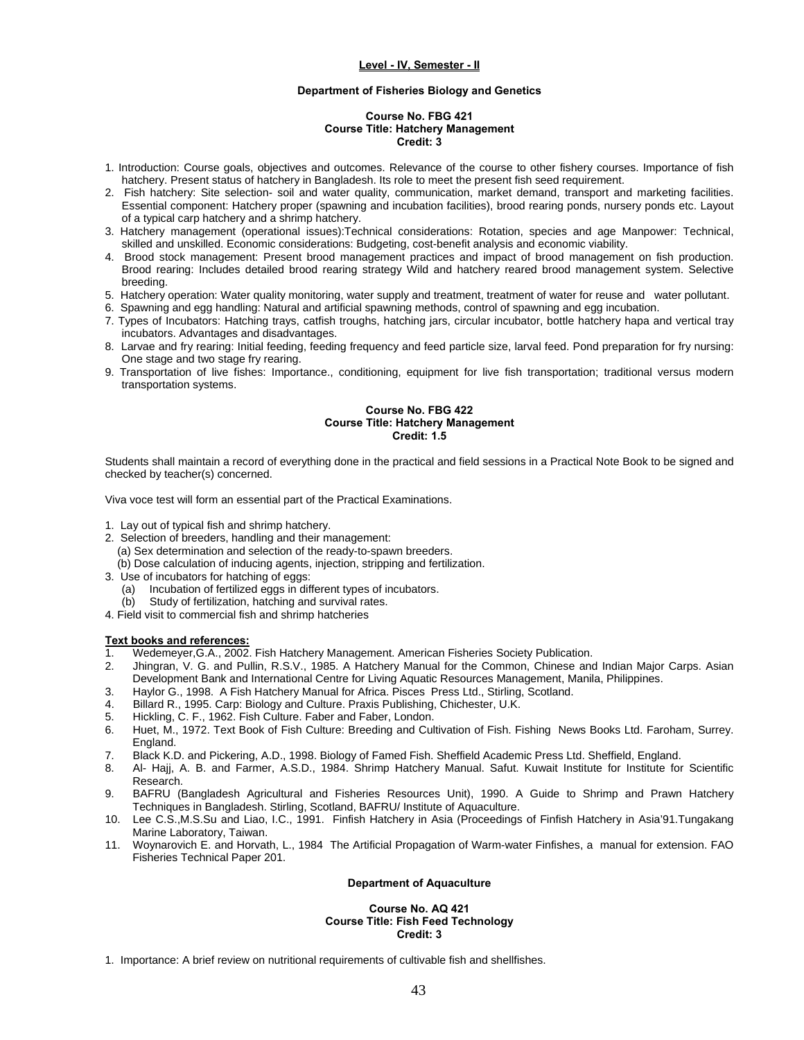**Level - IV, Semester - II**

**Department of Fisheries Biology and Genetics**

**Course No. FBG 421**
**Course Title: Hatchery Management**
**Credit: 3**

1. Introduction: Course goals, objectives and outcomes. Relevance of the course to other fishery courses. Importance of fish hatchery. Present status of hatchery in Bangladesh. Its role to meet the present fish seed requirement.
2. Fish hatchery: Site selection- soil and water quality, communication, market demand, transport and marketing facilities. Essential component: Hatchery proper (spawning and incubation facilities), brood rearing ponds, nursery ponds etc. Layout of a typical carp hatchery and a shrimp hatchery.
3. Hatchery management (operational issues):Technical considerations: Rotation, species and age Manpower: Technical, skilled and unskilled. Economic considerations: Budgeting, cost-benefit analysis and economic viability.
4. Brood stock management: Present brood management practices and impact of brood management on fish production. Brood rearing: Includes detailed brood rearing strategy Wild and hatchery reared brood management system. Selective breeding.
5. Hatchery operation: Water quality monitoring, water supply and treatment, treatment of water for reuse and water pollutant.
6. Spawning and egg handling: Natural and artificial spawning methods, control of spawning and egg incubation.
7. Types of Incubators: Hatching trays, catfish troughs, hatching jars, circular incubator, bottle hatchery hapa and vertical tray incubators. Advantages and disadvantages.
8. Larvae and fry rearing: Initial feeding, feeding frequency and feed particle size, larval feed. Pond preparation for fry nursing: One stage and two stage fry rearing.
9. Transportation of live fishes: Importance., conditioning, equipment for live fish transportation; traditional versus modern transportation systems.

**Course No. FBG 422**
**Course Title: Hatchery Management**
**Credit: 1.5**

Students shall maintain a record of everything done in the practical and field sessions in a Practical Note Book to be signed and checked by teacher(s) concerned.

Viva voce test will form an essential part of the Practical Examinations.

1. Lay out of typical fish and shrimp hatchery.
2. Selection of breeders, handling and their management:
   (a) Sex determination and selection of the ready-to-spawn breeders.
   (b) Dose calculation of inducing agents, injection, stripping and fertilization.
3. Use of incubators for hatching of eggs:
   (a) Incubation of fertilized eggs in different types of incubators.
   (b) Study of fertilization, hatching and survival rates.
4. Field visit to commercial fish and shrimp hatcheries

**Text books and references:**

1. Wedemeyer,G.A., 2002. Fish Hatchery Management. American Fisheries Society Publication.
2. Jhingran, V. G. and Pullin, R.S.V., 1985. A Hatchery Manual for the Common, Chinese and Indian Major Carps. Asian Development Bank and International Centre for Living Aquatic Resources Management, Manila, Philippines.
3. Haylor G., 1998. A Fish Hatchery Manual for Africa. Pisces Press Ltd., Stirling, Scotland.
4. Billard R., 1995. Carp: Biology and Culture. Praxis Publishing, Chichester, U.K.
5. Hickling, C. F., 1962. Fish Culture. Faber and Faber, London.
6. Huet, M., 1972. Text Book of Fish Culture: Breeding and Cultivation of Fish. Fishing News Books Ltd. Faroham, Surrey. England.
7. Black K.D. and Pickering, A.D., 1998. Biology of Famed Fish. Sheffield Academic Press Ltd. Sheffield, England.
8. Al- Hajj, A. B. and Farmer, A.S.D., 1984. Shrimp Hatchery Manual. Safut. Kuwait Institute for Institute for Scientific Research.
9. BAFRU (Bangladesh Agricultural and Fisheries Resources Unit), 1990. A Guide to Shrimp and Prawn Hatchery Techniques in Bangladesh. Stirling, Scotland, BAFRU/ Institute of Aquaculture.
10. Lee C.S.,M.S.Su and Liao, I.C., 1991. Finfish Hatchery in Asia (Proceedings of Finfish Hatchery in Asia'91.Tungakang Marine Laboratory, Taiwan.
11. Woynarovich E. and Horvath, L., 1984 The Artificial Propagation of Warm-water Finfishes, a manual for extension. FAO Fisheries Technical Paper 201.

**Department of Aquaculture**

**Course No. AQ 421**
**Course Title: Fish Feed Technology**
**Credit: 3**

1. Importance: A brief review on nutritional requirements of cultivable fish and shellfishes.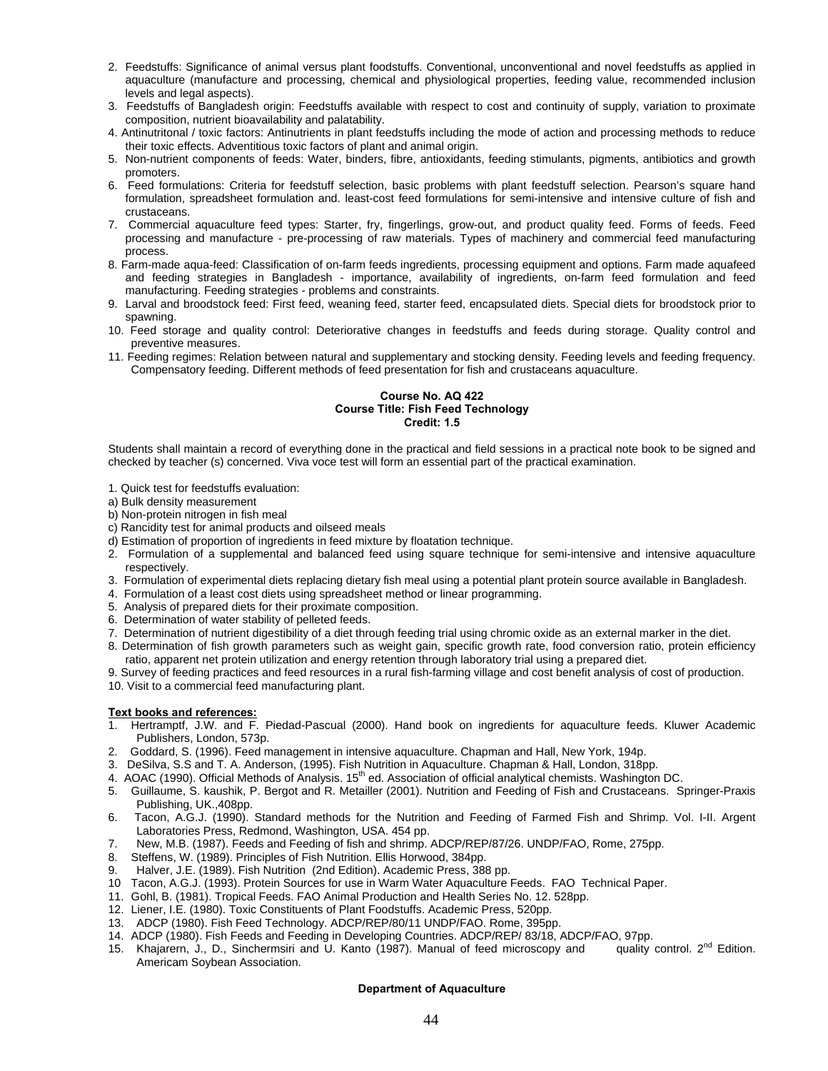2. Feedstuffs: Significance of animal versus plant foodstuffs. Conventional, unconventional and novel feedstuffs as applied in aquaculture (manufacture and processing, chemical and physiological properties, feeding value, recommended inclusion levels and legal aspects).
3. Feedstuffs of Bangladesh origin: Feedstuffs available with respect to cost and continuity of supply, variation to proximate composition, nutrient bioavailability and palatability.
4. Antinutritonal / toxic factors: Antinutrients in plant feedstuffs including the mode of action and processing methods to reduce their toxic effects. Adventitious toxic factors of plant and animal origin.
5. Non-nutrient components of feeds: Water, binders, fibre, antioxidants, feeding stimulants, pigments, antibiotics and growth promoters.
6. Feed formulations: Criteria for feedstuff selection, basic problems with plant feedstuff selection. Pearson's square hand formulation, spreadsheet formulation and. least-cost feed formulations for semi-intensive and intensive culture of fish and crustaceans.
7. Commercial aquaculture feed types: Starter, fry, fingerlings, grow-out, and product quality feed. Forms of feeds. Feed processing and manufacture - pre-processing of raw materials. Types of machinery and commercial feed manufacturing process.
8. Farm-made aqua-feed: Classification of on-farm feeds ingredients, processing equipment and options. Farm made aquafeed and feeding strategies in Bangladesh - importance, availability of ingredients, on-farm feed formulation and feed manufacturing. Feeding strategies - problems and constraints.
9. Larval and broodstock feed: First feed, weaning feed, starter feed, encapsulated diets. Special diets for broodstock prior to spawning.
10. Feed storage and quality control: Deteriorative changes in feedstuffs and feeds during storage. Quality control and preventive measures.
11. Feeding regimes: Relation between natural and supplementary and stocking density. Feeding levels and feeding frequency. Compensatory feeding. Different methods of feed presentation for fish and crustaceans aquaculture.

**Course No. AQ 422**
**Course Title: Fish Feed Technology**
**Credit: 1.5**

Students shall maintain a record of everything done in the practical and field sessions in a practical note book to be signed and checked by teacher (s) concerned. Viva voce test will form an essential part of the practical examination.

1. Quick test for feedstuffs evaluation:
a) Bulk density measurement
b) Non-protein nitrogen in fish meal
c) Rancidity test for animal products and oilseed meals
d) Estimation of proportion of ingredients in feed mixture by floatation technique.
2. Formulation of a supplemental and balanced feed using square technique for semi-intensive and intensive aquaculture respectively.
3. Formulation of experimental diets replacing dietary fish meal using a potential plant protein source available in Bangladesh.
4. Formulation of a least cost diets using spreadsheet method or linear programming.
5. Analysis of prepared diets for their proximate composition.
6. Determination of water stability of pelleted feeds.
7. Determination of nutrient digestibility of a diet through feeding trial using chromic oxide as an external marker in the diet.
8. Determination of fish growth parameters such as weight gain, specific growth rate, food conversion ratio, protein efficiency ratio, apparent net protein utilization and energy retention through laboratory trial using a prepared diet.
9. Survey of feeding practices and feed resources in a rural fish-farming village and cost benefit analysis of cost of production.
10. Visit to a commercial feed manufacturing plant.

**Text books and references:**

1. Hertramptf, J.W. and F. Piedad-Pascual (2000). Hand book on ingredients for aquaculture feeds. Kluwer Academic Publishers, London, 573p.
2. Goddard, S. (1996). Feed management in intensive aquaculture. Chapman and Hall, New York, 194p.
3. DeSilva, S.S and T. A. Anderson, (1995). Fish Nutrition in Aquaculture. Chapman & Hall, London, 318pp.
4. AOAC (1990). Official Methods of Analysis. 15th ed. Association of official analytical chemists. Washington DC.
5. Guillaume, S. kaushik, P. Bergot and R. Metailler (2001). Nutrition and Feeding of Fish and Crustaceans. Springer-Praxis Publishing, UK.,408pp.
6. Tacon, A.G.J. (1990). Standard methods for the Nutrition and Feeding of Farmed Fish and Shrimp. Vol. I-II. Argent Laboratories Press, Redmond, Washington, USA. 454 pp.
7. New, M.B. (1987). Feeds and Feeding of fish and shrimp. ADCP/REP/87/26. UNDP/FAO, Rome, 275pp.
8. Steffens, W. (1989). Principles of Fish Nutrition. Ellis Horwood, 384pp.
9. Halver, J.E. (1989). Fish Nutrition (2nd Edition). Academic Press, 388 pp.
10. Tacon, A.G.J. (1993). Protein Sources for use in Warm Water Aquaculture Feeds. FAO Technical Paper.
11. Gohl, B. (1981). Tropical Feeds. FAO Animal Production and Health Series No. 12. 528pp.
12. Liener, I.E. (1980). Toxic Constituents of Plant Foodstuffs. Academic Press, 520pp.
13. ADCP (1980). Fish Feed Technology. ADCP/REP/80/11 UNDP/FAO. Rome, 395pp.
14. ADCP (1980). Fish Feeds and Feeding in Developing Countries. ADCP/REP/ 83/18, ADCP/FAO, 97pp.
15. Khajarern, J., D., Sinchermsiri and U. Kanto (1987). Manual of feed microscopy and quality control. 2nd Edition. Americam Soybean Association.

**Department of Aquaculture**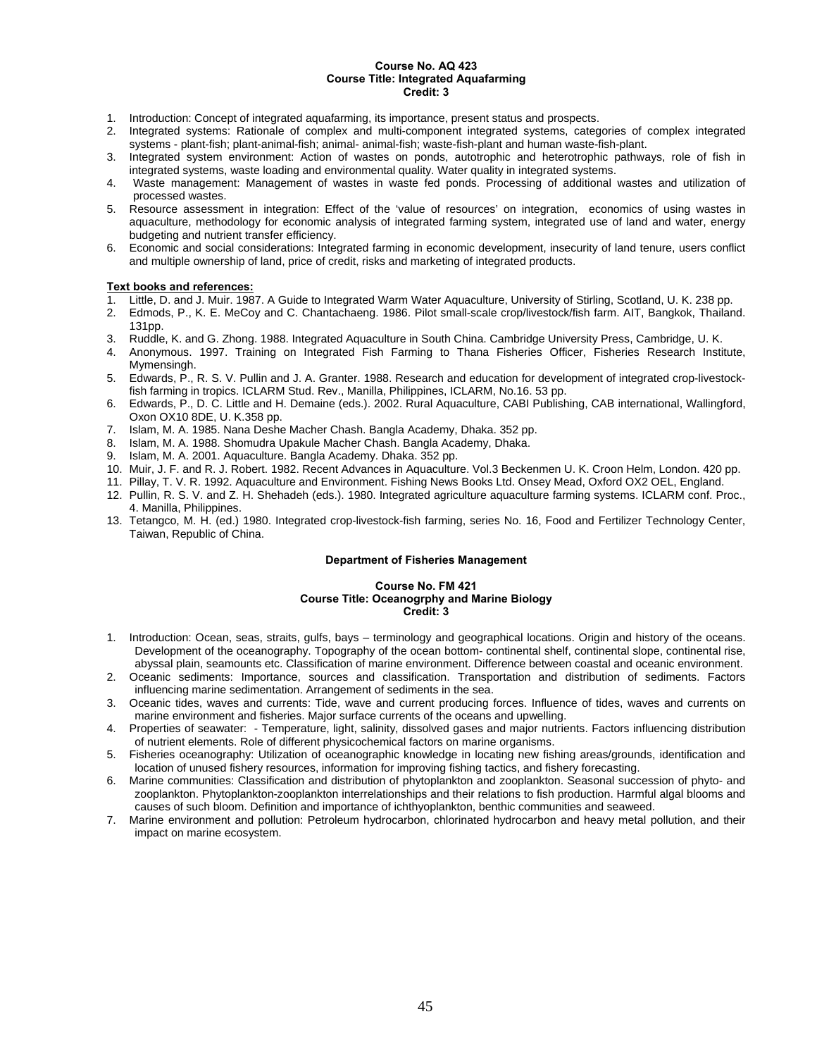**Course No. AQ 423**
**Course Title: Integrated Aquafarming**
**Credit: 3**

1. Introduction: Concept of integrated aquafarming, its importance, present status and prospects.
2. Integrated systems: Rationale of complex and multi-component integrated systems, categories of complex integrated systems - plant-fish; plant-animal-fish; animal- animal-fish; waste-fish-plant and human waste-fish-plant.
3. Integrated system environment: Action of wastes on ponds, autotrophic and heterotrophic pathways, role of fish in integrated systems, waste loading and environmental quality. Water quality in integrated systems.
4. Waste management: Management of wastes in waste fed ponds. Processing of additional wastes and utilization of processed wastes.
5. Resource assessment in integration: Effect of the 'value of resources' on integration, economics of using wastes in aquaculture, methodology for economic analysis of integrated farming system, integrated use of land and water, energy budgeting and nutrient transfer efficiency.
6. Economic and social considerations: Integrated farming in economic development, insecurity of land tenure, users conflict and multiple ownership of land, price of credit, risks and marketing of integrated products.

**Text books and references:**

1. Little, D. and J. Muir. 1987. A Guide to Integrated Warm Water Aquaculture, University of Stirling, Scotland, U. K. 238 pp.
2. Edmods, P., K. E. MeCoy and C. Chantachaeng. 1986. Pilot small-scale crop/livestock/fish farm. AIT, Bangkok, Thailand. 131pp.
3. Ruddle, K. and G. Zhong. 1988. Integrated Aquaculture in South China. Cambridge University Press, Cambridge, U. K.
4. Anonymous. 1997. Training on Integrated Fish Farming to Thana Fisheries Officer, Fisheries Research Institute, Mymensingh.
5. Edwards, P., R. S. V. Pullin and J. A. Granter. 1988. Research and education for development of integrated crop-livestock-fish farming in tropics. ICLARM Stud. Rev., Manilla, Philippines, ICLARM, No.16. 53 pp.
6. Edwards, P., D. C. Little and H. Demaine (eds.). 2002. Rural Aquaculture, CABI Publishing, CAB international, Wallingford, Oxon OX10 8DE, U. K.358 pp.
7. Islam, M. A. 1985. Nana Deshe Macher Chash. Bangla Academy, Dhaka. 352 pp.
8. Islam, M. A. 1988. Shomudra Upakule Macher Chash. Bangla Academy, Dhaka.
9. Islam, M. A. 2001. Aquaculture. Bangla Academy. Dhaka. 352 pp.
10. Muir, J. F. and R. J. Robert. 1982. Recent Advances in Aquaculture. Vol.3 Beckenmen U. K. Croon Helm, London. 420 pp.
11. Pillay, T. V. R. 1992. Aquaculture and Environment. Fishing News Books Ltd. Onsey Mead, Oxford OX2 OEL, England.
12. Pullin, R. S. V. and Z. H. Shehadeh (eds.). 1980. Integrated agriculture aquaculture farming systems. ICLARM conf. Proc., 4. Manilla, Philippines.
13. Tetangco, M. H. (ed.) 1980. Integrated crop-livestock-fish farming, series No. 16, Food and Fertilizer Technology Center, Taiwan, Republic of China.

## Department of Fisheries Management

**Course No. FM 421**
**Course Title: Oceanogrphy and Marine Biology**
**Credit: 3**

1. Introduction: Ocean, seas, straits, gulfs, bays – terminology and geographical locations. Origin and history of the oceans. Development of the oceanography. Topography of the ocean bottom- continental shelf, continental slope, continental rise, abyssal plain, seamounts etc. Classification of marine environment. Difference between coastal and oceanic environment.
2. Oceanic sediments: Importance, sources and classification. Transportation and distribution of sediments. Factors influencing marine sedimentation. Arrangement of sediments in the sea.
3. Oceanic tides, waves and currents: Tide, wave and current producing forces. Influence of tides, waves and currents on marine environment and fisheries. Major surface currents of the oceans and upwelling.
4. Properties of seawater: - Temperature, light, salinity, dissolved gases and major nutrients. Factors influencing distribution of nutrient elements. Role of different physicochemical factors on marine organisms.
5. Fisheries oceanography: Utilization of oceanographic knowledge in locating new fishing areas/grounds, identification and location of unused fishery resources, information for improving fishing tactics, and fishery forecasting.
6. Marine communities: Classification and distribution of phytoplankton and zooplankton. Seasonal succession of phyto- and zooplankton. Phytoplankton-zooplankton interrelationships and their relations to fish production. Harmful algal blooms and causes of such bloom. Definition and importance of ichthyoplankton, benthic communities and seaweed.
7. Marine environment and pollution: Petroleum hydrocarbon, chlorinated hydrocarbon and heavy metal pollution, and their impact on marine ecosystem.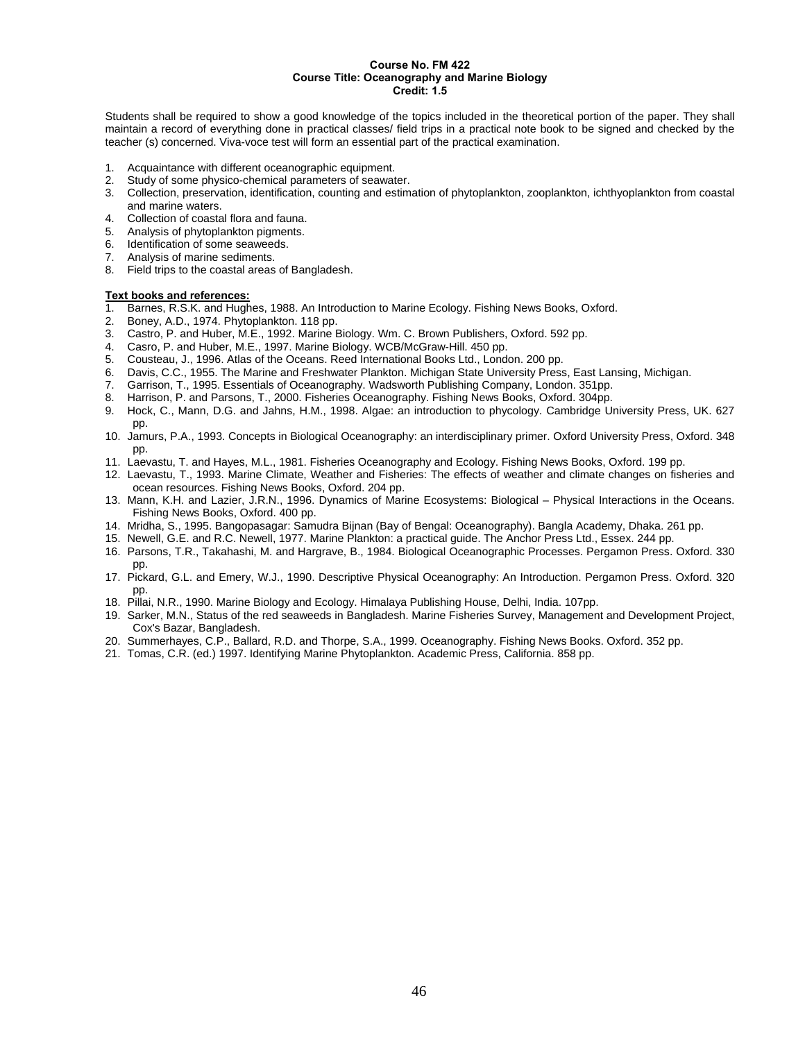**Course No. FM 422**
**Course Title: Oceanography and Marine Biology**
**Credit: 1.5**

Students shall be required to show a good knowledge of the topics included in the theoretical portion of the paper. They shall maintain a record of everything done in practical classes/ field trips in a practical note book to be signed and checked by the teacher (s) concerned. Viva-voce test will form an essential part of the practical examination.

1. Acquaintance with different oceanographic equipment.
2. Study of some physico-chemical parameters of seawater.
3. Collection, preservation, identification, counting and estimation of phytoplankton, zooplankton, ichthyoplankton from coastal and marine waters.
4. Collection of coastal flora and fauna.
5. Analysis of phytoplankton pigments.
6. Identification of some seaweeds.
7. Analysis of marine sediments.
8. Field trips to the coastal areas of Bangladesh.

**Text books and references:**

1. Barnes, R.S.K. and Hughes, 1988. An Introduction to Marine Ecology. Fishing News Books, Oxford.
2. Boney, A.D., 1974. Phytoplankton. 118 pp.
3. Castro, P. and Huber, M.E., 1992. Marine Biology. Wm. C. Brown Publishers, Oxford. 592 pp.
4. Casro, P. and Huber, M.E., 1997. Marine Biology. WCB/McGraw-Hill. 450 pp.
5. Cousteau, J., 1996. Atlas of the Oceans. Reed International Books Ltd., London. 200 pp.
6. Davis, C.C., 1955. The Marine and Freshwater Plankton. Michigan State University Press, East Lansing, Michigan.
7. Garrison, T., 1995. Essentials of Oceanography. Wadsworth Publishing Company, London. 351pp.
8. Harrison, P. and Parsons, T., 2000. Fisheries Oceanography. Fishing News Books, Oxford. 304pp.
9. Hock, C., Mann, D.G. and Jahns, H.M., 1998. Algae: an introduction to phycology. Cambridge University Press, UK. 627 pp.
10. Jamurs, P.A., 1993. Concepts in Biological Oceanography: an interdisciplinary primer. Oxford University Press, Oxford. 348 pp.
11. Laevastu, T. and Hayes, M.L., 1981. Fisheries Oceanography and Ecology. Fishing News Books, Oxford. 199 pp.
12. Laevastu, T., 1993. Marine Climate, Weather and Fisheries: The effects of weather and climate changes on fisheries and ocean resources. Fishing News Books, Oxford. 204 pp.
13. Mann, K.H. and Lazier, J.R.N., 1996. Dynamics of Marine Ecosystems: Biological – Physical Interactions in the Oceans. Fishing News Books, Oxford. 400 pp.
14. Mridha, S., 1995. Bangopasagar: Samudra Bijnan (Bay of Bengal: Oceanography). Bangla Academy, Dhaka. 261 pp.
15. Newell, G.E. and R.C. Newell, 1977. Marine Plankton: a practical guide. The Anchor Press Ltd., Essex. 244 pp.
16. Parsons, T.R., Takahashi, M. and Hargrave, B., 1984. Biological Oceanographic Processes. Pergamon Press. Oxford. 330 pp.
17. Pickard, G.L. and Emery, W.J., 1990. Descriptive Physical Oceanography: An Introduction. Pergamon Press. Oxford. 320 pp.
18. Pillai, N.R., 1990. Marine Biology and Ecology. Himalaya Publishing House, Delhi, India. 107pp.
19. Sarker, M.N., Status of the red seaweeds in Bangladesh. Marine Fisheries Survey, Management and Development Project, Cox's Bazar, Bangladesh.
20. Summerhayes, C.P., Ballard, R.D. and Thorpe, S.A., 1999. Oceanography. Fishing News Books. Oxford. 352 pp.
21. Tomas, C.R. (ed.) 1997. Identifying Marine Phytoplankton. Academic Press, California. 858 pp.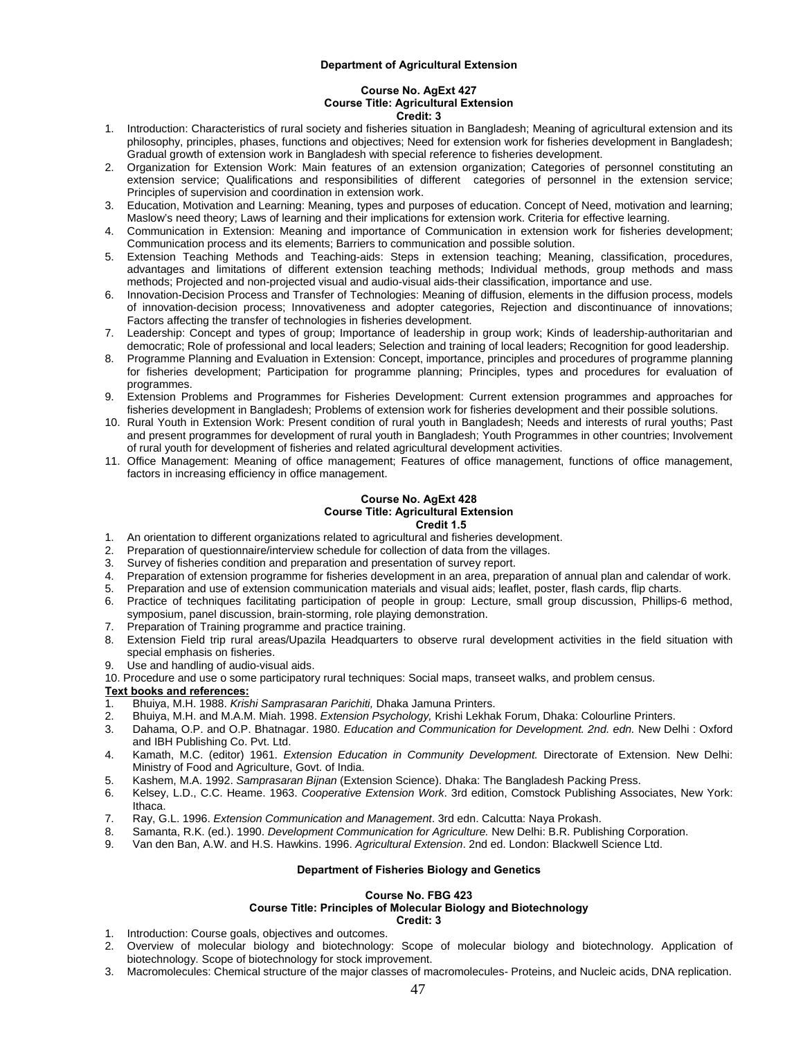## Department of Agricultural Extension

### Course No. AgExt 427
### Course Title: Agricultural Extension
### Credit: 3

1. Introduction: Characteristics of rural society and fisheries situation in Bangladesh; Meaning of agricultural extension and its philosophy, principles, phases, functions and objectives; Need for extension work for fisheries development in Bangladesh; Gradual growth of extension work in Bangladesh with special reference to fisheries development.
2. Organization for Extension Work: Main features of an extension organization; Categories of personnel constituting an extension service; Qualifications and responsibilities of different categories of personnel in the extension service; Principles of supervision and coordination in extension work.
3. Education, Motivation and Learning: Meaning, types and purposes of education. Concept of Need, motivation and learning; Maslow's need theory; Laws of learning and their implications for extension work. Criteria for effective learning.
4. Communication in Extension: Meaning and importance of Communication in extension work for fisheries development; Communication process and its elements; Barriers to communication and possible solution.
5. Extension Teaching Methods and Teaching-aids: Steps in extension teaching; Meaning, classification, procedures, advantages and limitations of different extension teaching methods; Individual methods, group methods and mass methods; Projected and non-projected visual and audio-visual aids-their classification, importance and use.
6. Innovation-Decision Process and Transfer of Technologies: Meaning of diffusion, elements in the diffusion process, models of innovation-decision process; Innovativeness and adopter categories, Rejection and discontinuance of innovations; Factors affecting the transfer of technologies in fisheries development.
7. Leadership: Concept and types of group; Importance of leadership in group work; Kinds of leadership-authoritarian and democratic; Role of professional and local leaders; Selection and training of local leaders; Recognition for good leadership.
8. Programme Planning and Evaluation in Extension: Concept, importance, principles and procedures of programme planning for fisheries development; Participation for programme planning; Principles, types and procedures for evaluation of programmes.
9. Extension Problems and Programmes for Fisheries Development: Current extension programmes and approaches for fisheries development in Bangladesh; Problems of extension work for fisheries development and their possible solutions.
10. Rural Youth in Extension Work: Present condition of rural youth in Bangladesh; Needs and interests of rural youths; Past and present programmes for development of rural youth in Bangladesh; Youth Programmes in other countries; Involvement of rural youth for development of fisheries and related agricultural development activities.
11. Office Management: Meaning of office management; Features of office management, functions of office management, factors in increasing efficiency in office management.

### Course No. AgExt 428
### Course Title: Agricultural Extension
### Credit 1.5

1. An orientation to different organizations related to agricultural and fisheries development.
2. Preparation of questionnaire/interview schedule for collection of data from the villages.
3. Survey of fisheries condition and preparation and presentation of survey report.
4. Preparation of extension programme for fisheries development in an area, preparation of annual plan and calendar of work.
5. Preparation and use of extension communication materials and visual aids; leaflet, poster, flash cards, flip charts.
6. Practice of techniques facilitating participation of people in group: Lecture, small group discussion, Phillips-6 method, symposium, panel discussion, brain-storming, role playing demonstration.
7. Preparation of Training programme and practice training.
8. Extension Field trip rural areas/Upazila Headquarters to observe rural development activities in the field situation with special emphasis on fisheries.
9. Use and handling of audio-visual aids.
10. Procedure and use o some participatory rural techniques: Social maps, transeet walks, and problem census.

**Text books and references:**

1. Bhuiya, M.H. 1988. *Krishi Samprasaran Parichiti,* Dhaka Jamuna Printers.
2. Bhuiya, M.H. and M.A.M. Miah. 1998. *Extension Psychology,* Krishi Lekhak Forum, Dhaka: Colourline Printers.
3. Dahama, O.P. and O.P. Bhatnagar. 1980. *Education and Communication for Development. 2nd. edn.* New Delhi : Oxford and IBH Publishing Co. Pvt. Ltd.
4. Kamath, M.C. (editor) 1961. *Extension Education in Community Development.* Directorate of Extension. New Delhi: Ministry of Food and Agriculture, Govt. of India.
5. Kashem, M.A. 1992. *Samprasaran Bijnan* (Extension Science). Dhaka: The Bangladesh Packing Press.
6. Kelsey, L.D., C.C. Heame. 1963. *Cooperative Extension Work*. 3rd edition, Comstock Publishing Associates, New York: Ithaca.
7. Ray, G.L. 1996. *Extension Communication and Management*. 3rd edn. Calcutta: Naya Prokash.
8. Samanta, R.K. (ed.). 1990. *Development Communication for Agriculture.* New Delhi: B.R. Publishing Corporation.
9. Van den Ban, A.W. and H.S. Hawkins. 1996. *Agricultural Extension*. 2nd ed. London: Blackwell Science Ltd.

## Department of Fisheries Biology and Genetics

### Course No. FBG 423
### Course Title: Principles of Molecular Biology and Biotechnology
### Credit: 3

1. Introduction: Course goals, objectives and outcomes.
2. Overview of molecular biology and biotechnology: Scope of molecular biology and biotechnology. Application of biotechnology. Scope of biotechnology for stock improvement.
3. Macromolecules: Chemical structure of the major classes of macromolecules- Proteins, and Nucleic acids, DNA replication.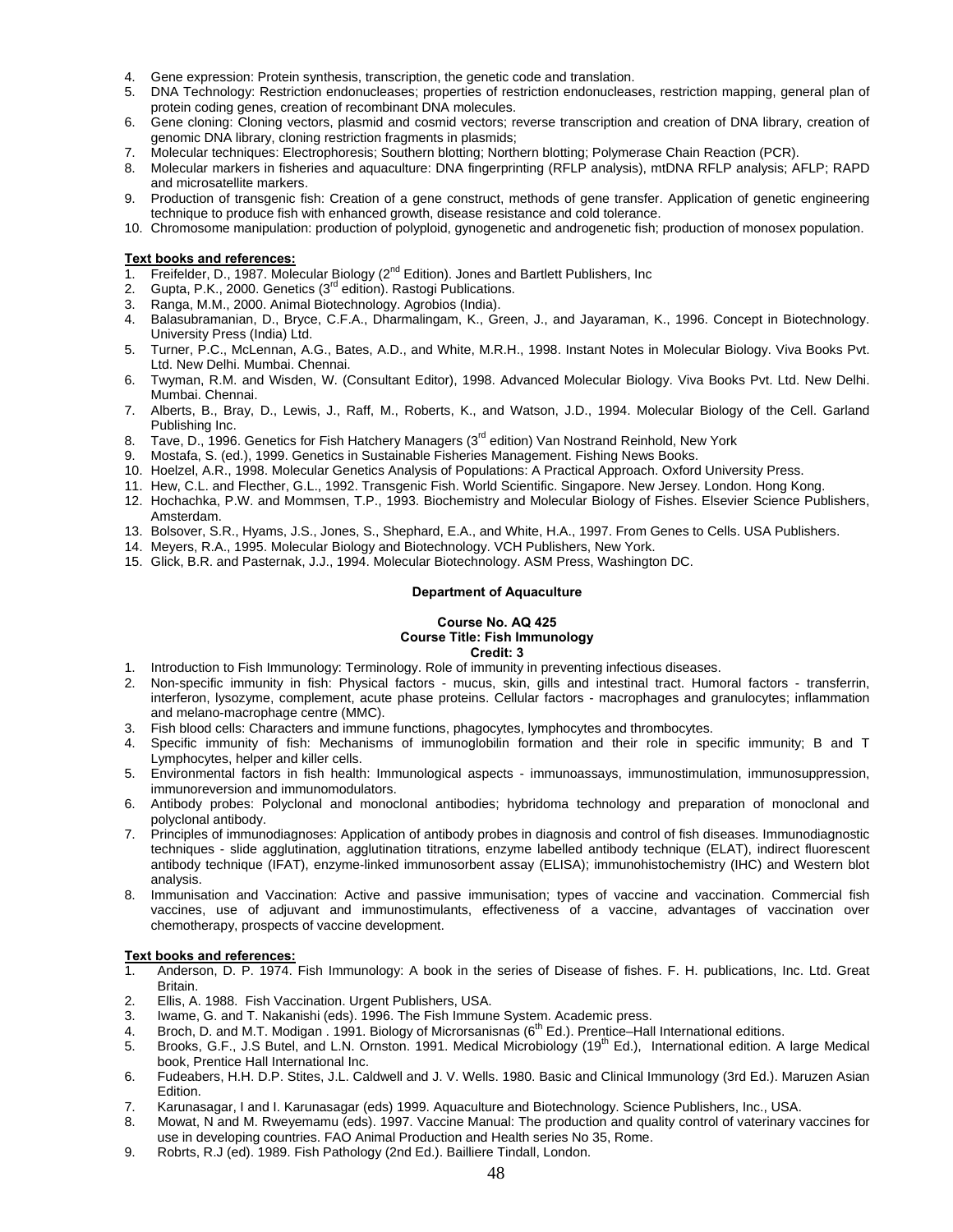4. Gene expression: Protein synthesis, transcription, the genetic code and translation.
5. DNA Technology: Restriction endonucleases; properties of restriction endonucleases, restriction mapping, general plan of protein coding genes, creation of recombinant DNA molecules.
6. Gene cloning: Cloning vectors, plasmid and cosmid vectors; reverse transcription and creation of DNA library, creation of genomic DNA library, cloning restriction fragments in plasmids;
7. Molecular techniques: Electrophoresis; Southern blotting; Northern blotting; Polymerase Chain Reaction (PCR).
8. Molecular markers in fisheries and aquaculture: DNA fingerprinting (RFLP analysis), mtDNA RFLP analysis; AFLP; RAPD and microsatellite markers.
9. Production of transgenic fish: Creation of a gene construct, methods of gene transfer. Application of genetic engineering technique to produce fish with enhanced growth, disease resistance and cold tolerance.
10. Chromosome manipulation: production of polyploid, gynogenetic and androgenetic fish; production of monosex population.

**Text books and references:**

1. Freifelder, D., 1987. Molecular Biology (2nd Edition). Jones and Bartlett Publishers, Inc
2. Gupta, P.K., 2000. Genetics (3rd edition). Rastogi Publications.
3. Ranga, M.M., 2000. Animal Biotechnology. Agrobios (India).
4. Balasubramanian, D., Bryce, C.F.A., Dharmalingam, K., Green, J., and Jayaraman, K., 1996. Concept in Biotechnology. University Press (India) Ltd.
5. Turner, P.C., McLennan, A.G., Bates, A.D., and White, M.R.H., 1998. Instant Notes in Molecular Biology. Viva Books Pvt. Ltd. New Delhi. Mumbai. Chennai.
6. Twyman, R.M. and Wisden, W. (Consultant Editor), 1998. Advanced Molecular Biology. Viva Books Pvt. Ltd. New Delhi. Mumbai. Chennai.
7. Alberts, B., Bray, D., Lewis, J., Raff, M., Roberts, K., and Watson, J.D., 1994. Molecular Biology of the Cell. Garland Publishing Inc.
8. Tave, D., 1996. Genetics for Fish Hatchery Managers (3rd edition) Van Nostrand Reinhold, New York
9. Mostafa, S. (ed.), 1999. Genetics in Sustainable Fisheries Management. Fishing News Books.
10. Hoelzel, A.R., 1998. Molecular Genetics Analysis of Populations: A Practical Approach. Oxford University Press.
11. Hew, C.L. and Flecther, G.L., 1992. Transgenic Fish. World Scientific. Singapore. New Jersey. London. Hong Kong.
12. Hochachka, P.W. and Mommsen, T.P., 1993. Biochemistry and Molecular Biology of Fishes. Elsevier Science Publishers, Amsterdam.
13. Bolsover, S.R., Hyams, J.S., Jones, S., Shephard, E.A., and White, H.A., 1997. From Genes to Cells. USA Publishers.
14. Meyers, R.A., 1995. Molecular Biology and Biotechnology. VCH Publishers, New York.
15. Glick, B.R. and Pasternak, J.J., 1994. Molecular Biotechnology. ASM Press, Washington DC.

**Department of Aquaculture**

**Course No. AQ 425**
**Course Title: Fish Immunology**
**Credit: 3**

1. Introduction to Fish Immunology: Terminology. Role of immunity in preventing infectious diseases.
2. Non-specific immunity in fish: Physical factors - mucus, skin, gills and intestinal tract. Humoral factors - transferrin, interferon, lysozyme, complement, acute phase proteins. Cellular factors - macrophages and granulocytes; inflammation and melano-macrophage centre (MMC).
3. Fish blood cells: Characters and immune functions, phagocytes, lymphocytes and thrombocytes.
4. Specific immunity of fish: Mechanisms of immunoglobilin formation and their role in specific immunity; B and T Lymphocytes, helper and killer cells.
5. Environmental factors in fish health: Immunological aspects - immunoassays, immunostimulation, immunosuppression, immunoreversion and immunomodulators.
6. Antibody probes: Polyclonal and monoclonal antibodies; hybridoma technology and preparation of monoclonal and polyclonal antibody.
7. Principles of immunodiagnoses: Application of antibody probes in diagnosis and control of fish diseases. Immunodiagnostic techniques - slide agglutination, agglutination titrations, enzyme labelled antibody technique (ELAT), indirect fluorescent antibody technique (IFAT), enzyme-linked immunosorbent assay (ELISA); immunohistochemistry (IHC) and Western blot analysis.
8. Immunisation and Vaccination: Active and passive immunisation; types of vaccine and vaccination. Commercial fish vaccines, use of adjuvant and immunostimulants, effectiveness of a vaccine, advantages of vaccination over chemotherapy, prospects of vaccine development.

**Text books and references:**

1. Anderson, D. P. 1974. Fish Immunology: A book in the series of Disease of fishes. F. H. publications, Inc. Ltd. Great Britain.
2. Ellis, A. 1988. Fish Vaccination. Urgent Publishers, USA.
3. Iwame, G. and T. Nakanishi (eds). 1996. The Fish Immune System. Academic press.
4. Broch, D. and M.T. Modigan . 1991. Biology of Microrsanisnas (6th Ed.). Prentice–Hall International editions.
5. Brooks, G.F., J.S Butel, and L.N. Ornston. 1991. Medical Microbiology (19th Ed.), International edition. A large Medical book, Prentice Hall International Inc.
6. Fudeabers, H.H. D.P. Stites, J.L. Caldwell and J. V. Wells. 1980. Basic and Clinical Immunology (3rd Ed.). Maruzen Asian Edition.
7. Karunasagar, I and I. Karunasagar (eds) 1999. Aquaculture and Biotechnology. Science Publishers, Inc., USA.
8. Mowat, N and M. Rweyemamu (eds). 1997. Vaccine Manual: The production and quality control of vaterinary vaccines for use in developing countries. FAO Animal Production and Health series No 35, Rome.
9. Robrts, R.J (ed). 1989. Fish Pathology (2nd Ed.). Bailliere Tindall, London.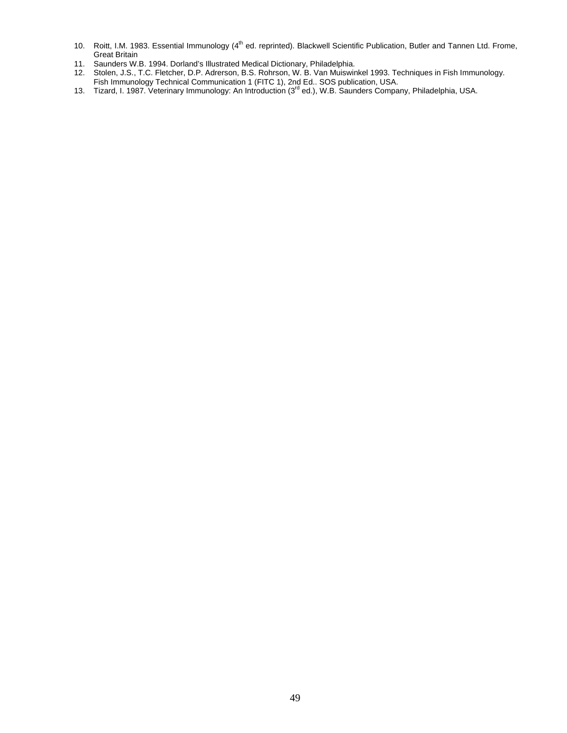10. Roitt, I.M. 1983. Essential Immunology (4th ed. reprinted). Blackwell Scientific Publication, Butler and Tannen Ltd. Frome, Great Britain
11. Saunders W.B. 1994. Dorland's Illustrated Medical Dictionary, Philadelphia.
12. Stolen, J.S., T.C. Fletcher, D.P. Adrerson, B.S. Rohrson, W. B. Van Muiswinkel 1993. Techniques in Fish Immunology. Fish Immunology Technical Communication 1 (FITC 1), 2nd Ed.. SOS publication, USA.
13. Tizard, I. 1987. Veterinary Immunology: An Introduction (3rd ed.), W.B. Saunders Company, Philadelphia, USA.